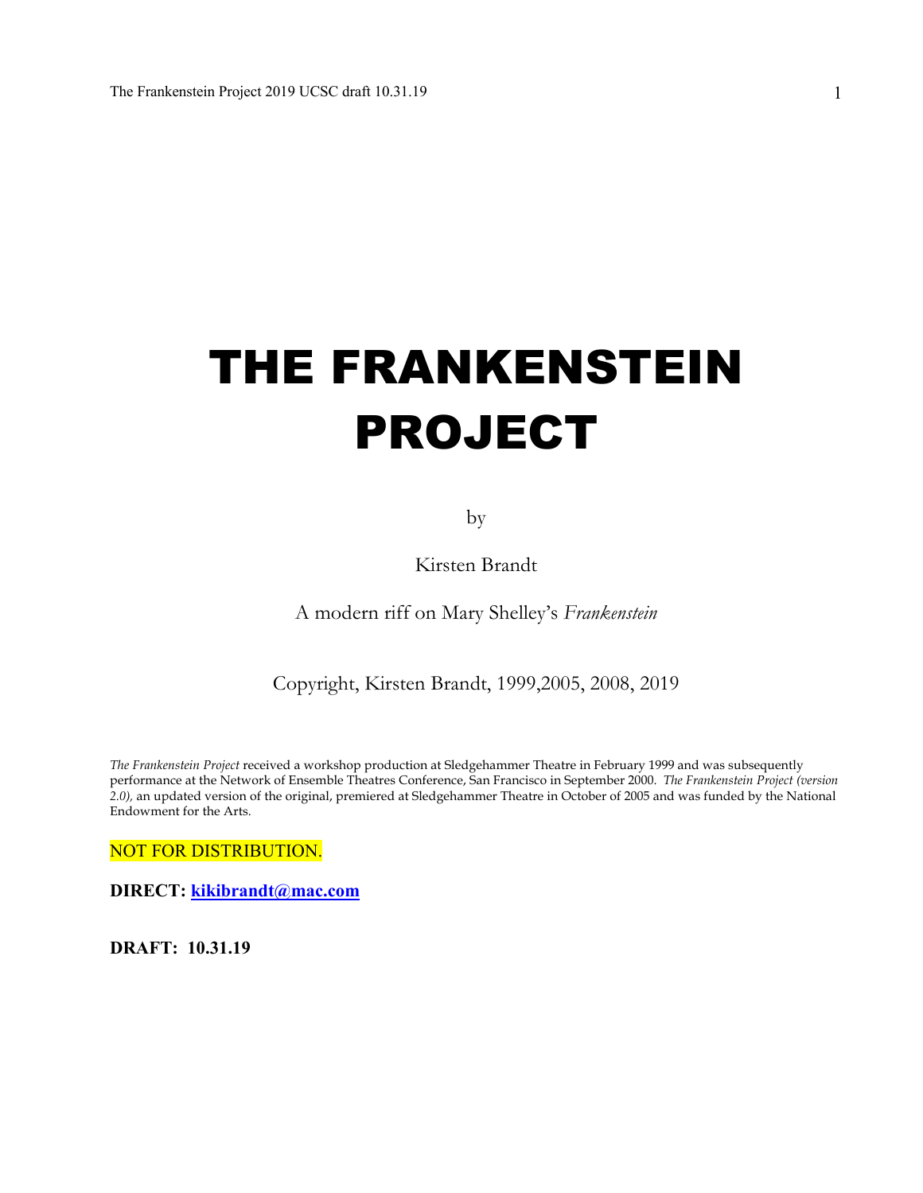# THE FRANKENSTEIN PROJECT

by

Kirsten Brandt

A modern riff on Mary Shelley's *Frankenstein*

Copyright, Kirsten Brandt, 1999,2005, 2008, 2019

*The Frankenstein Project* received a workshop production at Sledgehammer Theatre in February 1999 and was subsequently performance at the Network of Ensemble Theatres Conference, San Francisco in September 2000. *The Frankenstein Project (version 2.0),* an updated version of the original, premiered at Sledgehammer Theatre in October of 2005 and was funded by the National Endowment for the Arts.

NOT FOR DISTRIBUTION.

**DIRECT: kikibrandt@mac.com**

**DRAFT: 10.31.19**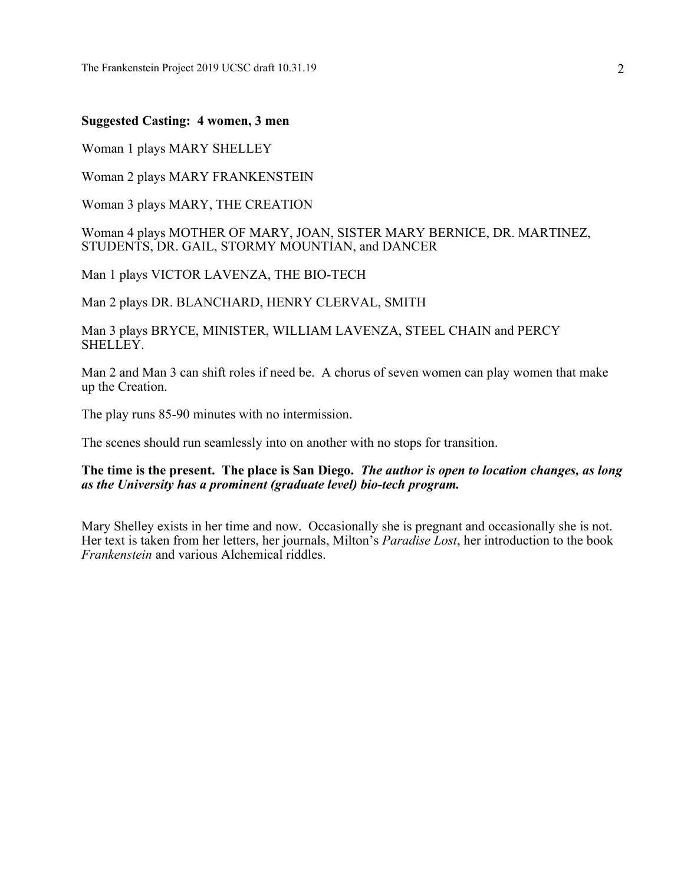**Suggested Casting: 4 women, 3 men**

Woman 1 plays MARY SHELLEY

Woman 2 plays MARY FRANKENSTEIN

Woman 3 plays MARY, THE CREATION

Woman 4 plays MOTHER OF MARY, JOAN, SISTER MARY BERNICE, DR. MARTINEZ, STUDENTS, DR. GAIL, STORMY MOUNTIAN, and DANCER

Man 1 plays VICTOR LAVENZA, THE BIO-TECH

Man 2 plays DR. BLANCHARD, HENRY CLERVAL, SMITH

Man 3 plays BRYCE, MINISTER, WILLIAM LAVENZA, STEEL CHAIN and PERCY SHELLEY.

Man 2 and Man 3 can shift roles if need be. A chorus of seven women can play women that make up the Creation.

The play runs 85-90 minutes with no intermission.

The scenes should run seamlessly into on another with no stops for transition.

**The time is the present. The place is San Diego.** ***The author is open to location changes, as long as the University has a prominent (graduate level) bio-tech program.***

Mary Shelley exists in her time and now. Occasionally she is pregnant and occasionally she is not. Her text is taken from her letters, her journals, Milton's *Paradise Lost*, her introduction to the book *Frankenstein* and various Alchemical riddles.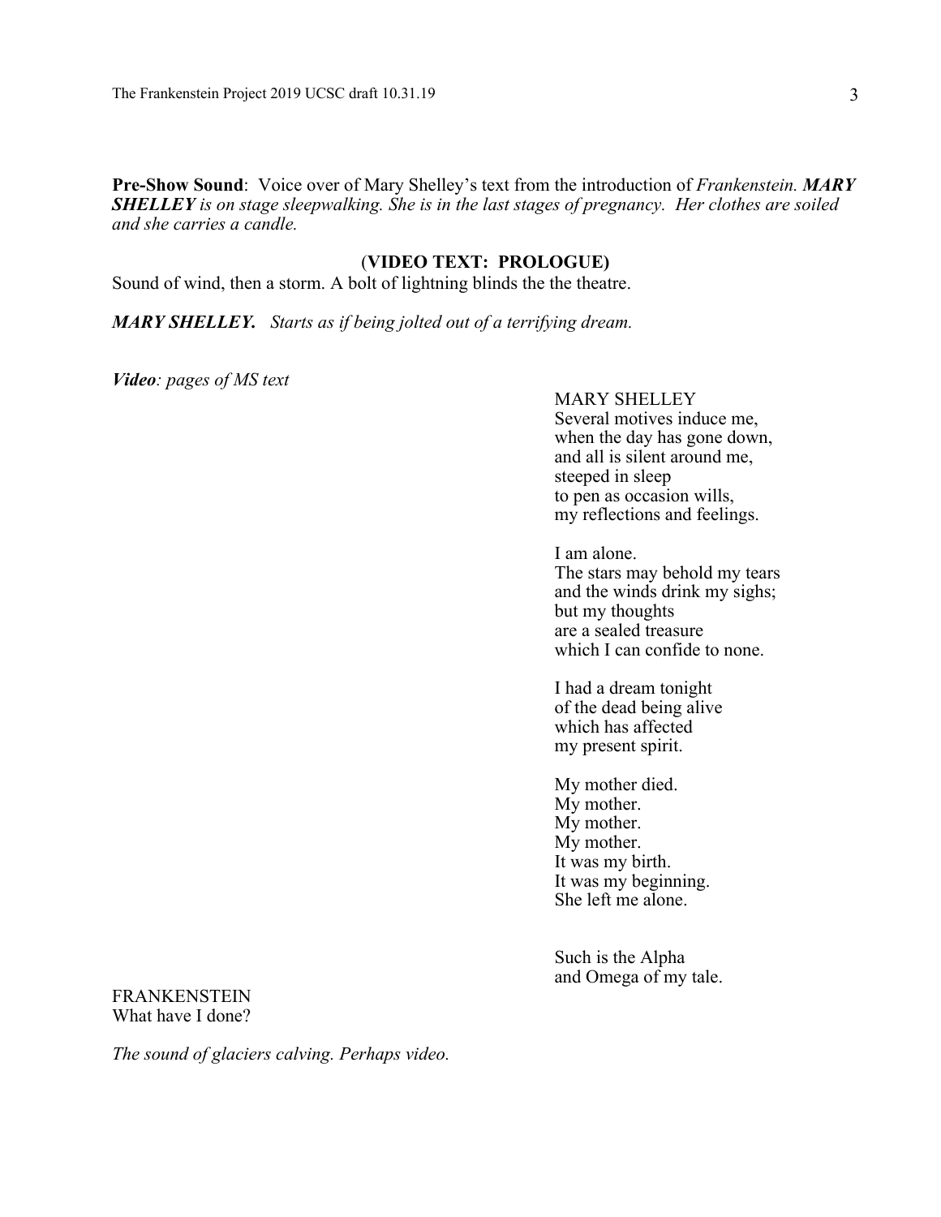**Pre-Show Sound**: Voice over of Mary Shelley's text from the introduction of *Frankenstein*. ***MARY SHELLEY*** *is on stage sleepwalking. She is in the last stages of pregnancy. Her clothes are soiled and she carries a candle.*

**(VIDEO TEXT: PROLOGUE)**

Sound of wind, then a storm. A bolt of lightning blinds the the theatre.

***MARY SHELLEY.*** *Starts as if being jolted out of a terrifying dream.*

***Video****: pages of MS text*

MARY SHELLEY
Several motives induce me,
when the day has gone down,
and all is silent around me,
steeped in sleep
to pen as occasion wills,
my reflections and feelings.

I am alone.
The stars may behold my tears
and the winds drink my sighs;
but my thoughts
are a sealed treasure
which I can confide to none.

I had a dream tonight
of the dead being alive
which has affected
my present spirit.

My mother died.
My mother.
My mother.
My mother.
It was my birth.
It was my beginning.
She left me alone.

Such is the Alpha
and Omega of my tale.

FRANKENSTEIN
What have I done?

*The sound of glaciers calving. Perhaps video.*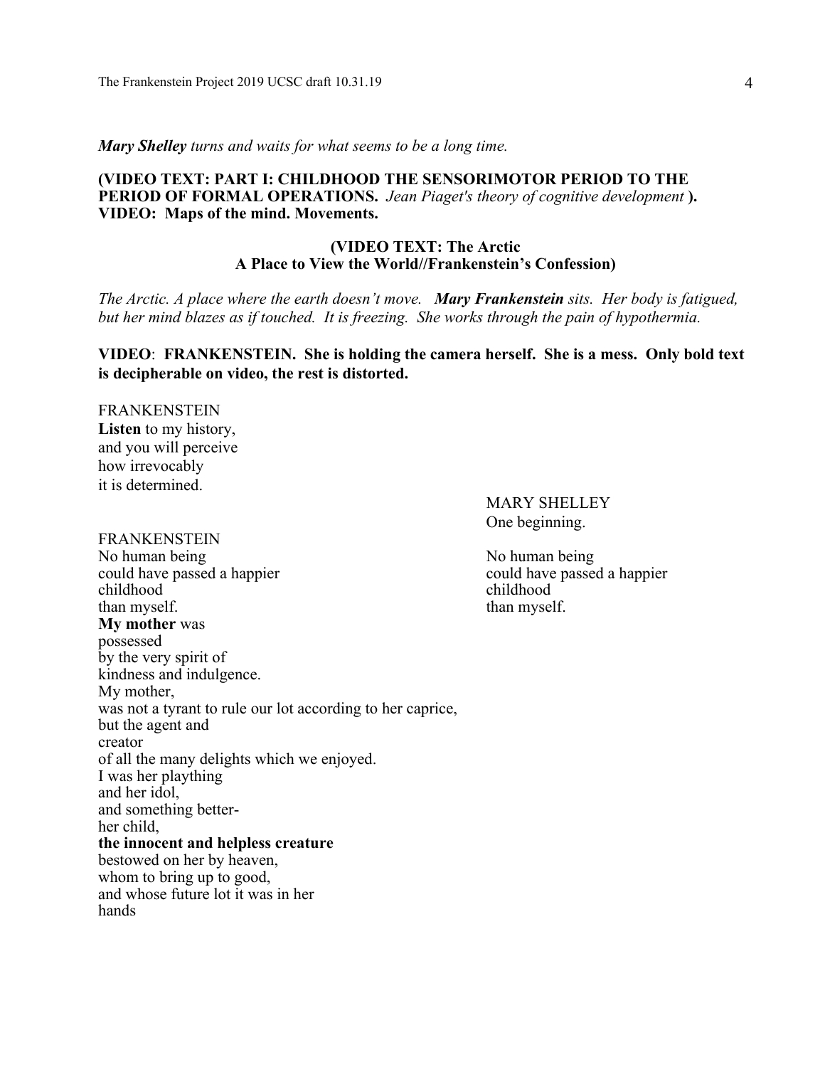***Mary Shelley** turns and waits for what seems to be a long time.*

**(VIDEO TEXT: PART I: CHILDHOOD THE SENSORIMOTOR PERIOD TO THE PERIOD OF FORMAL OPERATIONS.** *Jean Piaget's theory of cognitive development* **).**
**VIDEO: Maps of the mind. Movements.**

**(VIDEO TEXT: The Arctic
A Place to View the World//Frankenstein's Confession)**

*The Arctic. A place where the earth doesn't move. **Mary Frankenstein** sits. Her body is fatigued, but her mind blazes as if touched. It is freezing. She works through the pain of hypothermia.*

**VIDEO**: **FRANKENSTEIN. She is holding the camera herself. She is a mess. Only bold text is decipherable on video, the rest is distorted.**

FRANKENSTEIN
**Listen** to my history,
and you will perceive
how irrevocably
it is determined.

MARY SHELLEY
One beginning.

FRANKENSTEIN
No human being
could have passed a happier
childhood
than myself.

MARY SHELLEY
No human being
could have passed a happier
childhood
than myself.

FRANKENSTEIN
**My mother** was
possessed
by the very spirit of
kindness and indulgence.
My mother,
was not a tyrant to rule our lot according to her caprice,
but the agent and
creator
of all the many delights which we enjoyed.
I was her plaything
and her idol,
and something better-
her child,
**the innocent and helpless creature**
bestowed on her by heaven,
whom to bring up to good,
and whose future lot it was in her
hands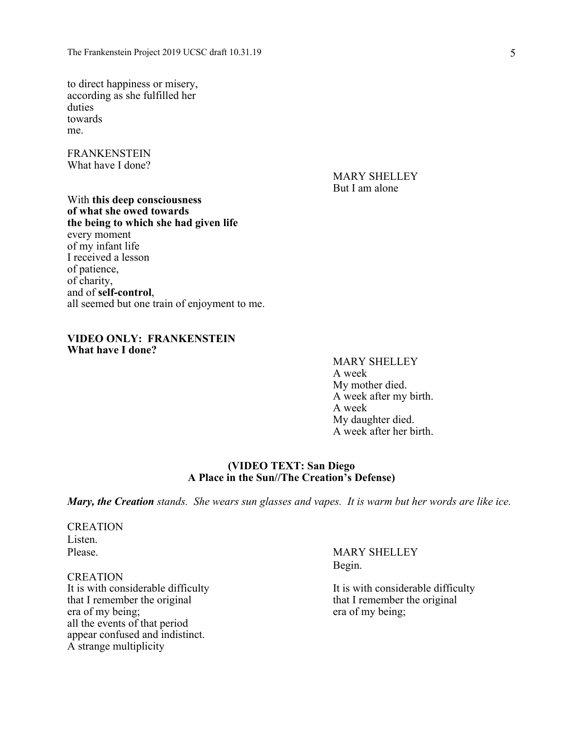to direct happiness or misery,
according as she fulfilled her
duties
towards
me.

FRANKENSTEIN
What have I done?

MARY SHELLEY
But I am alone

With **this deep consciousness of what she owed towards the being to which she had given life**
every moment
of my infant life
I received a lesson
of patience,
of charity,
and of **self-control**,
all seemed but one train of enjoyment to me.

**VIDEO ONLY: FRANKENSTEIN**
**What have I done?**

MARY SHELLEY
A week
My mother died.
A week after my birth.
A week
My daughter died.
A week after her birth.

**(VIDEO TEXT: San Diego**
**A Place in the Sun//The Creation's Defense)**

***Mary, the Creation*** *stands. She wears sun glasses and vapes. It is warm but her words are like ice.*

CREATION
Listen.
Please.

MARY SHELLEY
Begin.

CREATION
It is with considerable difficulty
that I remember the original
era of my being;
all the events of that period
appear confused and indistinct.
A strange multiplicity

MARY SHELLEY
It is with considerable difficulty
that I remember the original
era of my being;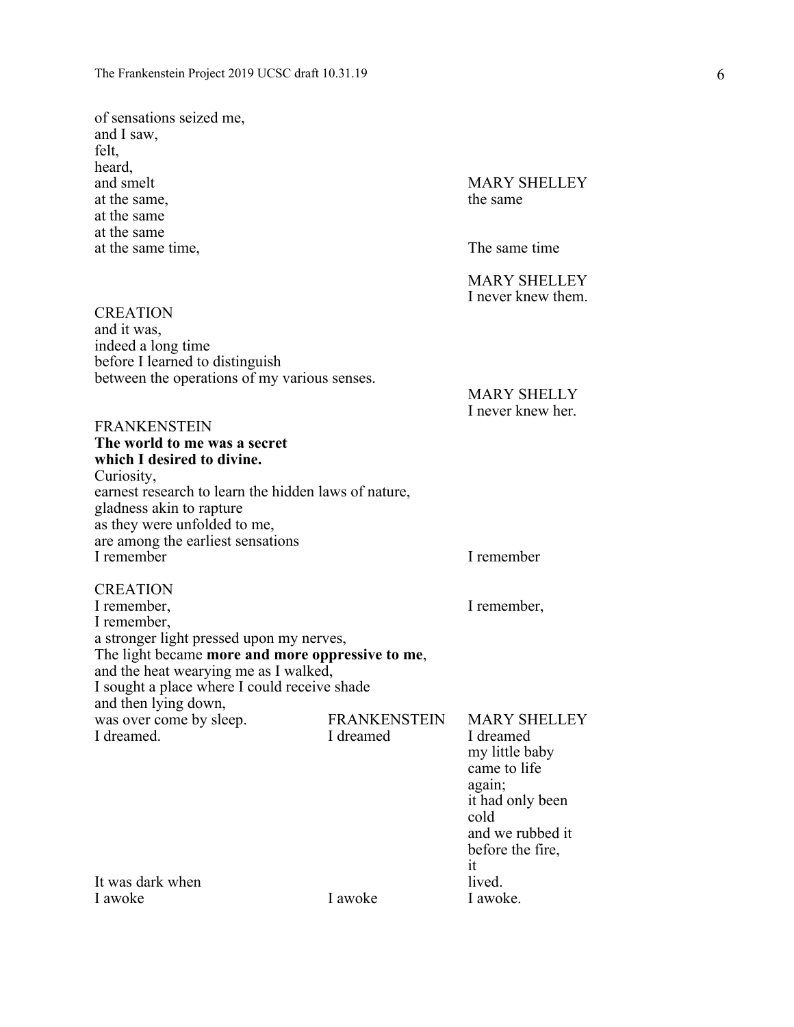of sensations seized me,
and I saw,
felt,
heard,
and smelt
at the same,
at the same
at the same
at the same time,

MARY SHELLEY
the same

The same time

MARY SHELLEY
I never knew them.

CREATION
and it was,
indeed a long time
before I learned to distinguish
between the operations of my various senses.

MARY SHELLY
I never knew her.

FRANKENSTEIN
**The world to me was a secret
which I desired to divine.**
Curiosity,
earnest research to learn the hidden laws of nature,
gladness akin to rapture
as they were unfolded to me,
are among the earliest sensations
I remember

I remember

CREATION
I remember,
I remember,
a stronger light pressed upon my nerves,
The light became **more and more oppressive to me**,
and the heat wearying me as I walked,
I sought a place where I could receive shade
and then lying down,
was over come by sleep.
I dreamed.

I remember,

FRANKENSTEIN
I dreamed

MARY SHELLEY
I dreamed
my little baby
came to life
again;
it had only been
cold
and we rubbed it
before the fire,
it
lived.

It was dark when
I awoke

I awoke

I awoke.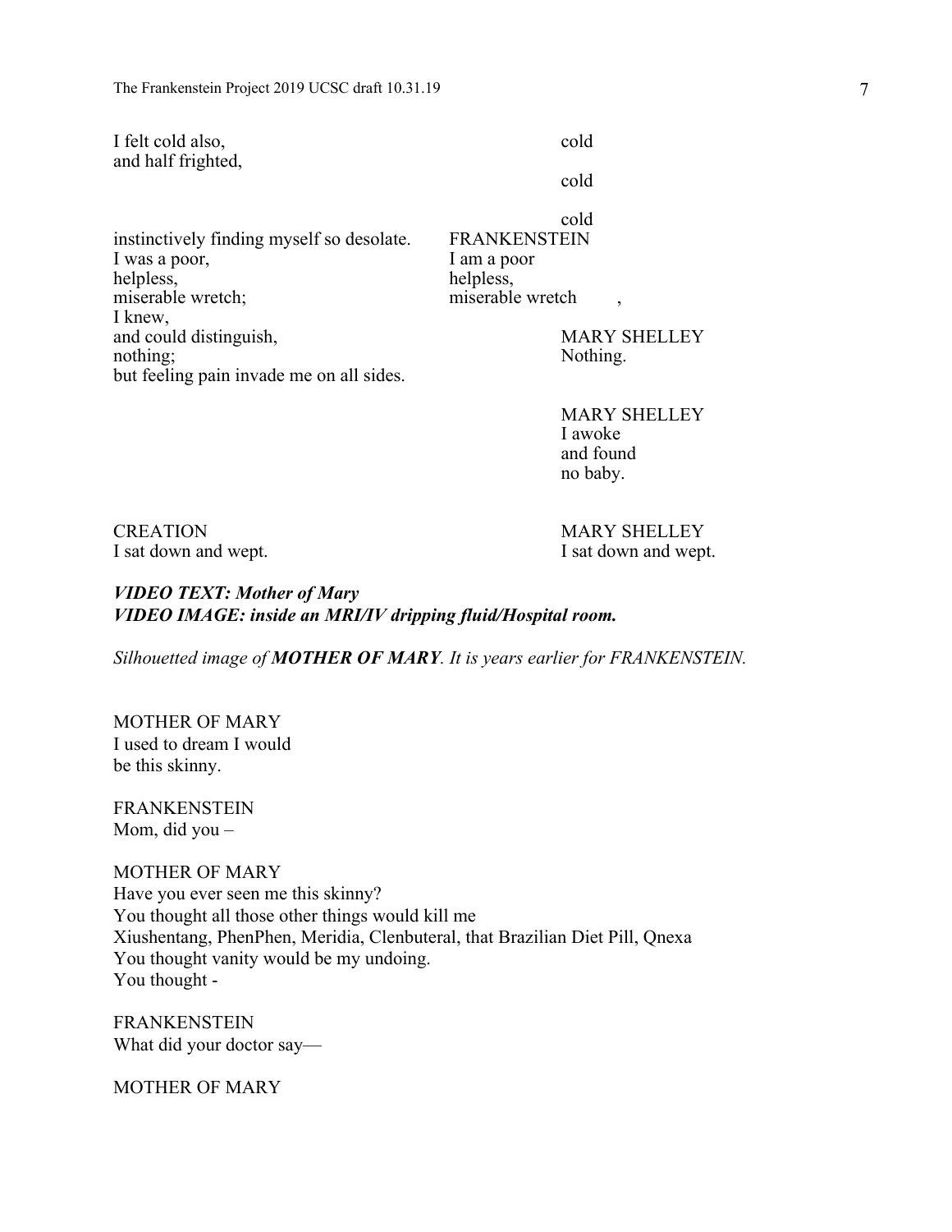I felt cold also,
and half frighted,

cold

cold

cold

instinctively finding myself so desolate.
I was a poor,
helpless,
miserable wretch;
I knew,
and could distinguish,
nothing;
but feeling pain invade me on all sides.

FRANKENSTEIN
I am a poor
helpless,
miserable wretch ,

MARY SHELLEY
Nothing.

MARY SHELLEY
I awoke
and found
no baby.

CREATION
I sat down and wept.

MARY SHELLEY
I sat down and wept.

***VIDEO TEXT: Mother of Mary***
***VIDEO IMAGE: inside an MRI/IV dripping fluid/Hospital room.***

*Silhouetted image of **MOTHER OF MARY**. It is years earlier for FRANKENSTEIN.*

MOTHER OF MARY
I used to dream I would
be this skinny.

FRANKENSTEIN
Mom, did you –

MOTHER OF MARY
Have you ever seen me this skinny?
You thought all those other things would kill me
Xiushentang, PhenPhen, Meridia, Clenbuteral, that Brazilian Diet Pill, Qnexa
You thought vanity would be my undoing.
You thought -

FRANKENSTEIN
What did your doctor say—

MOTHER OF MARY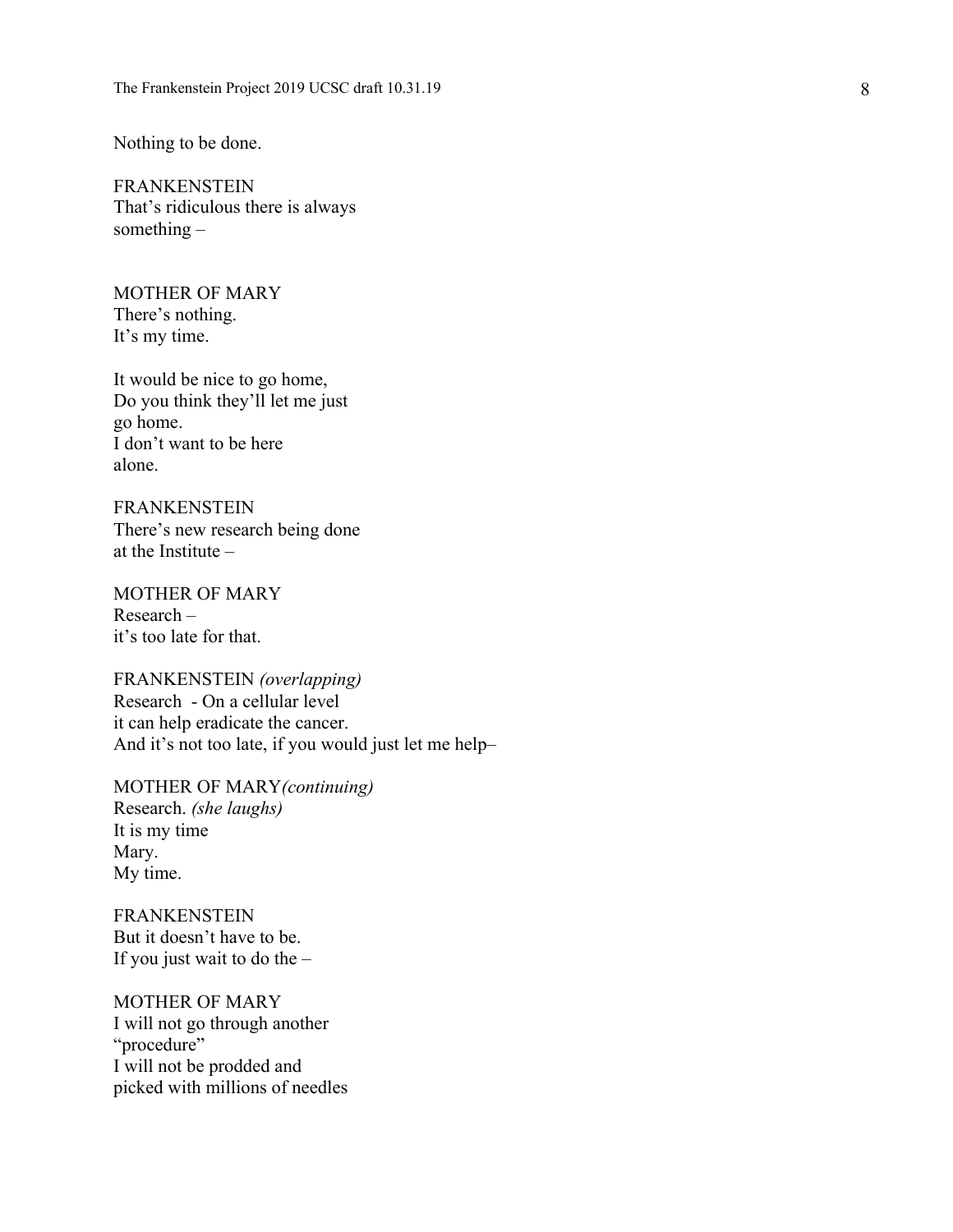Nothing to be done.

FRANKENSTEIN
That's ridiculous there is always
something –

MOTHER OF MARY
There's nothing.
It's my time.

It would be nice to go home,
Do you think they'll let me just
go home.
I don't want to be here
alone.

FRANKENSTEIN
There's new research being done
at the Institute –

MOTHER OF MARY
Research –
it's too late for that.

FRANKENSTEIN *(overlapping)*
Research - On a cellular level
it can help eradicate the cancer.
And it's not too late, if you would just let me help–

MOTHER OF MARY*(continuing)*
Research. *(she laughs)*
It is my time
Mary.
My time.

FRANKENSTEIN
But it doesn't have to be.
If you just wait to do the –

MOTHER OF MARY
I will not go through another
"procedure"
I will not be prodded and
picked with millions of needles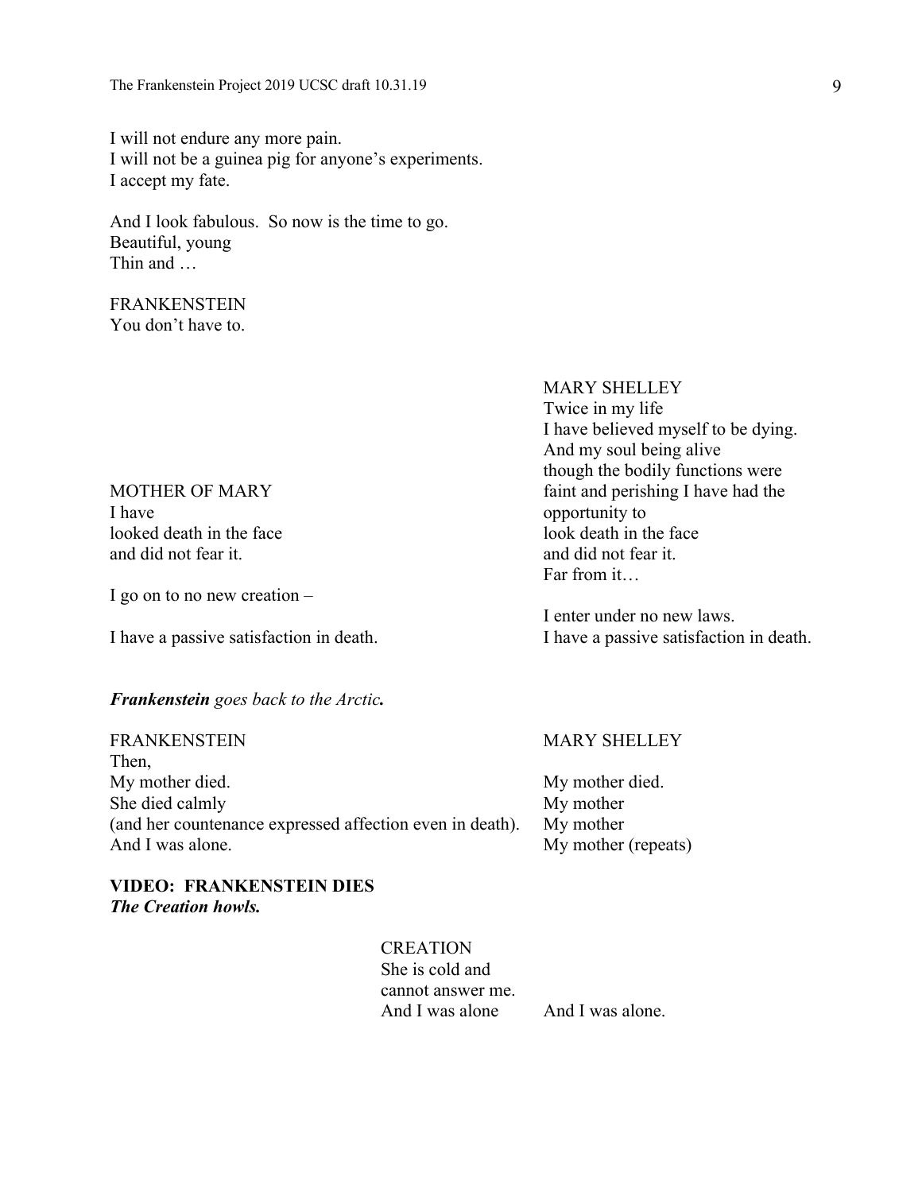I will not endure any more pain.
I will not be a guinea pig for anyone's experiments.
I accept my fate.

And I look fabulous. So now is the time to go.
Beautiful, young
Thin and …

FRANKENSTEIN
You don't have to.

MARY SHELLEY
Twice in my life
I have believed myself to be dying.
And my soul being alive
though the bodily functions were
faint and perishing I have had the
opportunity to
look death in the face
and did not fear it.
Far from it…

I enter under no new laws.
I have a passive satisfaction in death.

MOTHER OF MARY
I have
looked death in the face
and did not fear it.

I go on to no new creation –

I have a passive satisfaction in death.

***Frankenstein** goes back to the Arctic.*

FRANKENSTEIN
Then,
My mother died.
She died calmly
(and her countenance expressed affection even in death).
And I was alone.

MARY SHELLEY
My mother died.
My mother
My mother
My mother (repeats)

**VIDEO: FRANKENSTEIN DIES**
***The Creation howls.***

CREATION
She is cold and
cannot answer me.
And I was alone

And I was alone.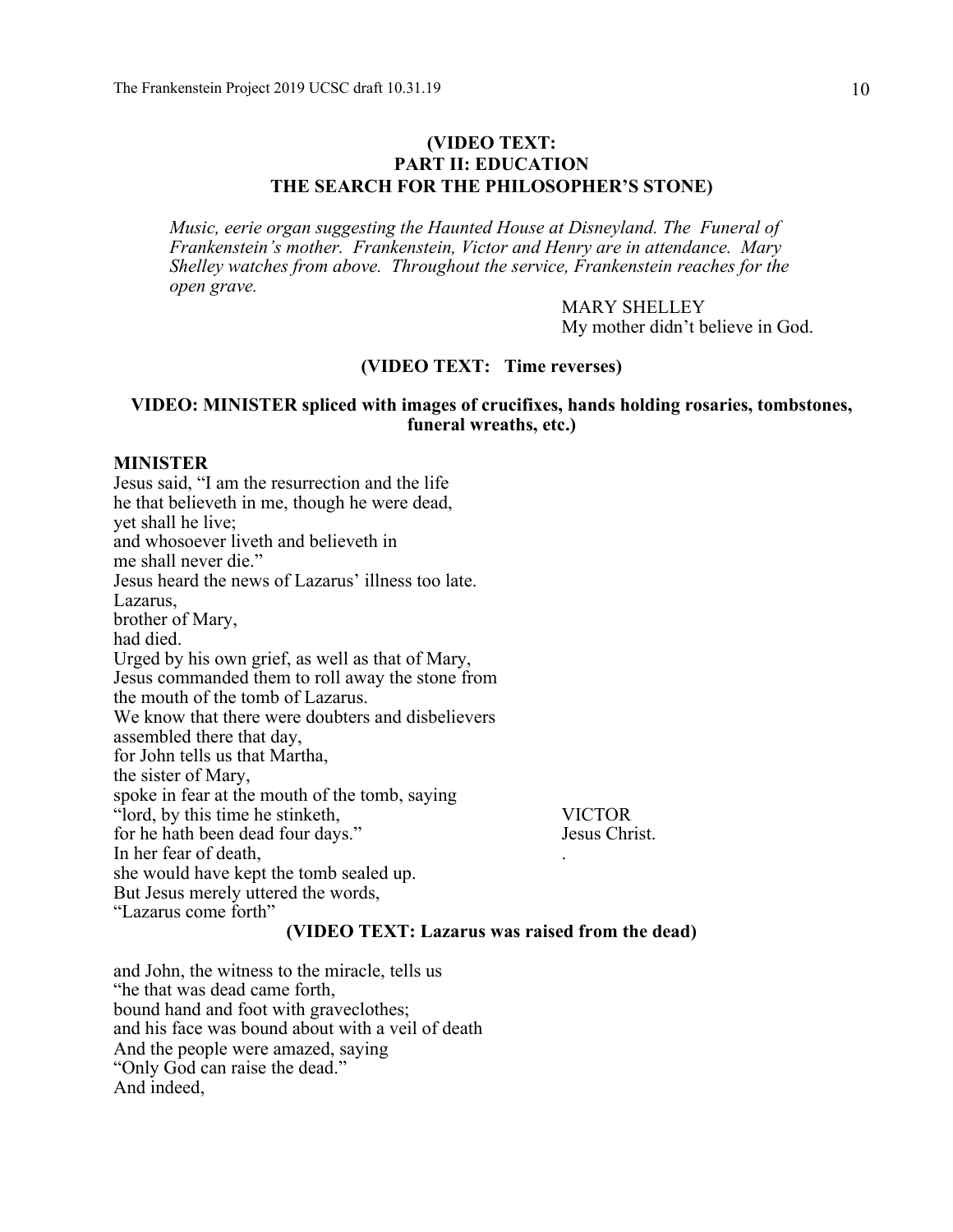**(VIDEO TEXT:**
**PART II: EDUCATION**
**THE SEARCH FOR THE PHILOSOPHER'S STONE)**

*Music, eerie organ suggesting the Haunted House at Disneyland. The Funeral of Frankenstein's mother. Frankenstein, Victor and Henry are in attendance. Mary Shelley watches from above. Throughout the service, Frankenstein reaches for the open grave.*

MARY SHELLEY
My mother didn't believe in God.

**(VIDEO TEXT: Time reverses)**

**VIDEO: MINISTER spliced with images of crucifixes, hands holding rosaries, tombstones, funeral wreaths, etc.)**

**MINISTER**
Jesus said, "I am the resurrection and the life
he that believeth in me, though he were dead,
yet shall he live;
and whosoever liveth and believeth in
me shall never die."
Jesus heard the news of Lazarus' illness too late.
Lazarus,
brother of Mary,
had died.
Urged by his own grief, as well as that of Mary,
Jesus commanded them to roll away the stone from
the mouth of the tomb of Lazarus.
We know that there were doubters and disbelievers
assembled there that day,
for John tells us that Martha,
the sister of Mary,
spoke in fear at the mouth of the tomb, saying
"lord, by this time he stinketh,
for he hath been dead four days."
In her fear of death,
she would have kept the tomb sealed up.
But Jesus merely uttered the words,
"Lazarus come forth"

VICTOR
Jesus Christ.
.

**(VIDEO TEXT: Lazarus was raised from the dead)**

and John, the witness to the miracle, tells us
"he that was dead came forth,
bound hand and foot with graveclothes;
and his face was bound about with a veil of death
And the people were amazed, saying
"Only God can raise the dead."
And indeed,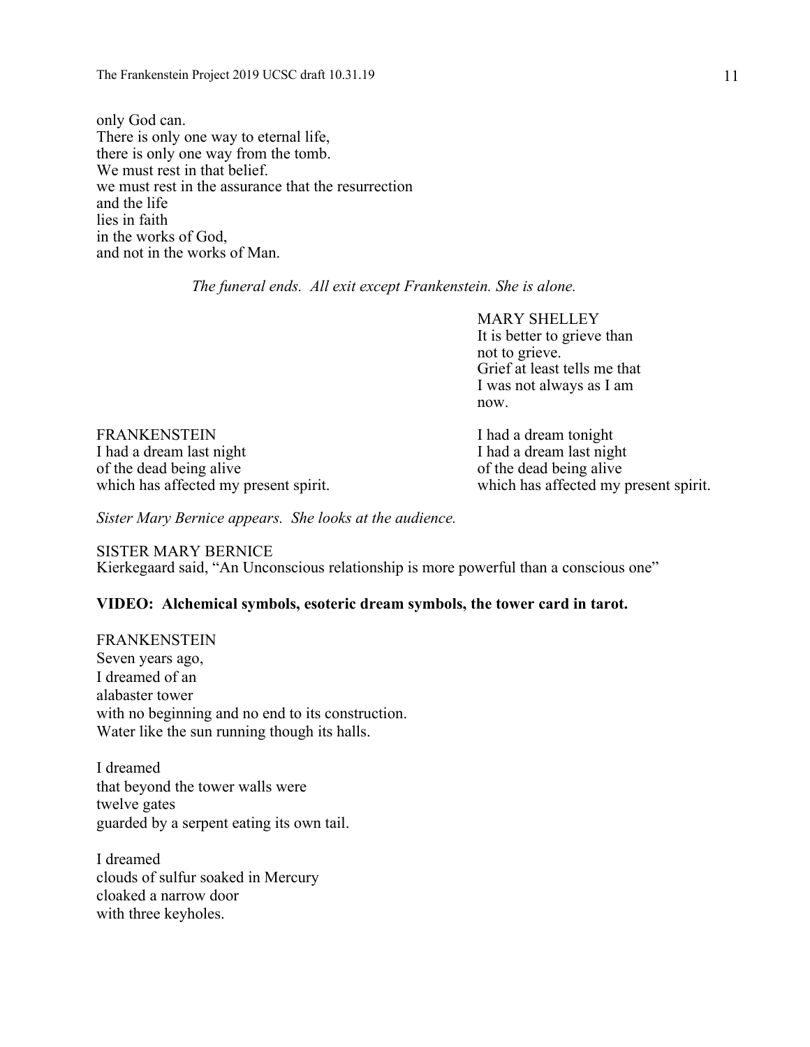only God can.
There is only one way to eternal life,
there is only one way from the tomb.
We must rest in that belief.
we must rest in the assurance that the resurrection
and the life
lies in faith
in the works of God,
and not in the works of Man.

*The funeral ends. All exit except Frankenstein. She is alone.*

MARY SHELLEY
It is better to grieve than
not to grieve.
Grief at least tells me that
I was not always as I am
now.

FRANKENSTEIN
I had a dream last night
of the dead being alive
which has affected my present spirit.

MARY SHELLEY
I had a dream tonight
I had a dream last night
of the dead being alive
which has affected my present spirit.

*Sister Mary Bernice appears. She looks at the audience.*

SISTER MARY BERNICE
Kierkegaard said, "An Unconscious relationship is more powerful than a conscious one"

**VIDEO: Alchemical symbols, esoteric dream symbols, the tower card in tarot.**

FRANKENSTEIN
Seven years ago,
I dreamed of an
alabaster tower
with no beginning and no end to its construction.
Water like the sun running though its halls.

I dreamed
that beyond the tower walls were
twelve gates
guarded by a serpent eating its own tail.

I dreamed
clouds of sulfur soaked in Mercury
cloaked a narrow door
with three keyholes.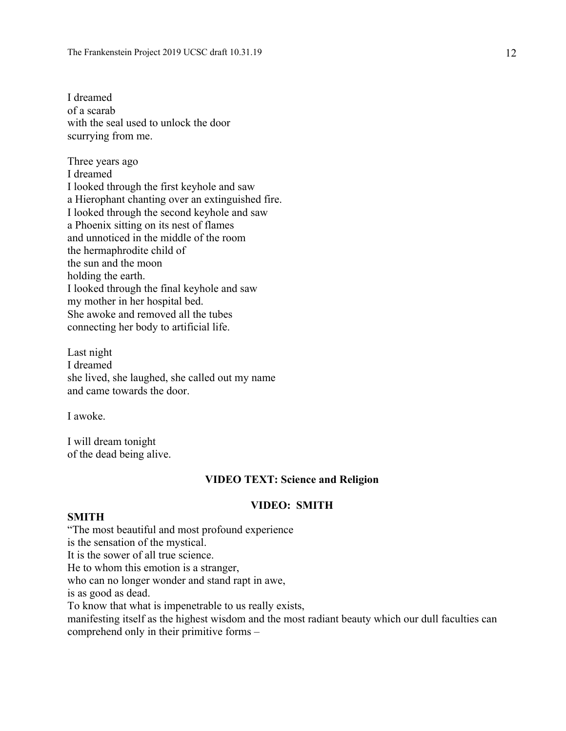I dreamed
of a scarab
with the seal used to unlock the door
scurrying from me.

Three years ago
I dreamed
I looked through the first keyhole and saw
a Hierophant chanting over an extinguished fire.
I looked through the second keyhole and saw
a Phoenix sitting on its nest of flames
and unnoticed in the middle of the room
the hermaphrodite child of
the sun and the moon
holding the earth.
I looked through the final keyhole and saw
my mother in her hospital bed.
She awoke and removed all the tubes
connecting her body to artificial life.

Last night
I dreamed
she lived, she laughed, she called out my name
and came towards the door.

I awoke.

I will dream tonight
of the dead being alive.

**VIDEO TEXT: Science and Religion**

**VIDEO: SMITH**

**SMITH**
"The most beautiful and most profound experience
is the sensation of the mystical.
It is the sower of all true science.
He to whom this emotion is a stranger,
who can no longer wonder and stand rapt in awe,
is as good as dead.
To know that what is impenetrable to us really exists,
manifesting itself as the highest wisdom and the most radiant beauty which our dull faculties can comprehend only in their primitive forms –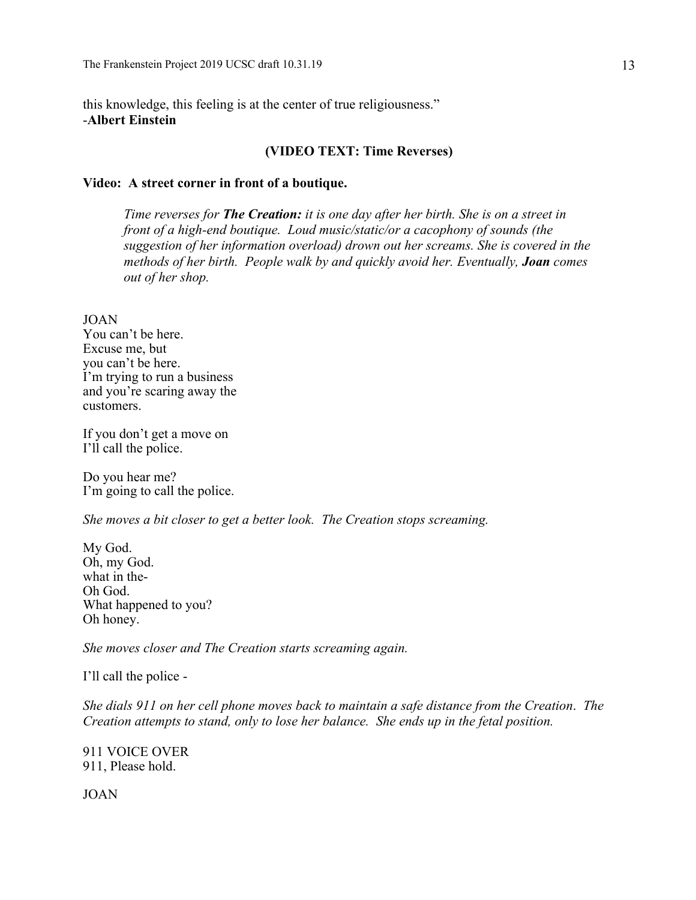this knowledge, this feeling is at the center of true religiousness."
-**Albert Einstein**

**(VIDEO TEXT: Time Reverses)**

**Video: A street corner in front of a boutique.**

> *Time reverses for **The Creation:** it is one day after her birth. She is on a street in front of a high-end boutique. Loud music/static/or a cacophony of sounds (the suggestion of her information overload) drown out her screams. She is covered in the methods of her birth. People walk by and quickly avoid her. Eventually, **Joan** comes out of her shop.*

JOAN
You can't be here.
Excuse me, but
you can't be here.
I'm trying to run a business
and you're scaring away the
customers.

If you don't get a move on
I'll call the police.

Do you hear me?
I'm going to call the police.

*She moves a bit closer to get a better look. The Creation stops screaming.*

My God.
Oh, my God.
what in the-
Oh God.
What happened to you?
Oh honey.

*She moves closer and The Creation starts screaming again.*

I'll call the police -

*She dials 911 on her cell phone moves back to maintain a safe distance from the Creation. The Creation attempts to stand, only to lose her balance. She ends up in the fetal position.*

911 VOICE OVER
911, Please hold.

JOAN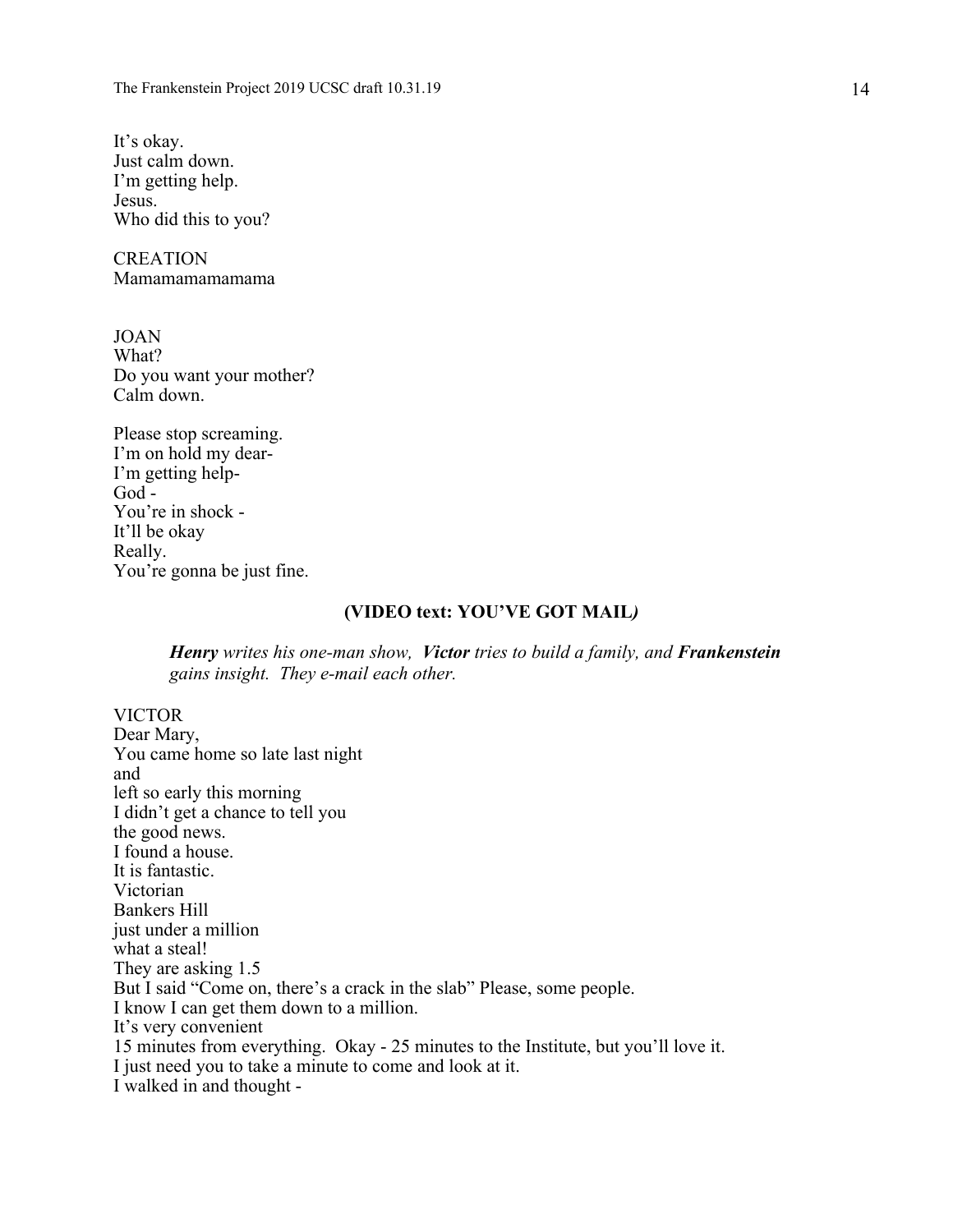It's okay.
Just calm down.
I'm getting help.
Jesus.
Who did this to you?

CREATION
Mamamamamamama

JOAN
What?
Do you want your mother?
Calm down.

Please stop screaming.
I'm on hold my dear-
I'm getting help-
God -
You're in shock -
It'll be okay
Really.
You're gonna be just fine.

**(VIDEO text: YOU'VE GOT MAIL*)***

> ***Henry*** *writes his one-man show,* ***Victor*** *tries to build a family, and* ***Frankenstein*** *gains insight. They e-mail each other.*

VICTOR
Dear Mary,
You came home so late last night
and
left so early this morning
I didn't get a chance to tell you
the good news.
I found a house.
It is fantastic.
Victorian
Bankers Hill
just under a million
what a steal!
They are asking 1.5
But I said "Come on, there's a crack in the slab" Please, some people.
I know I can get them down to a million.
It's very convenient
15 minutes from everything. Okay - 25 minutes to the Institute, but you'll love it.
I just need you to take a minute to come and look at it.
I walked in and thought -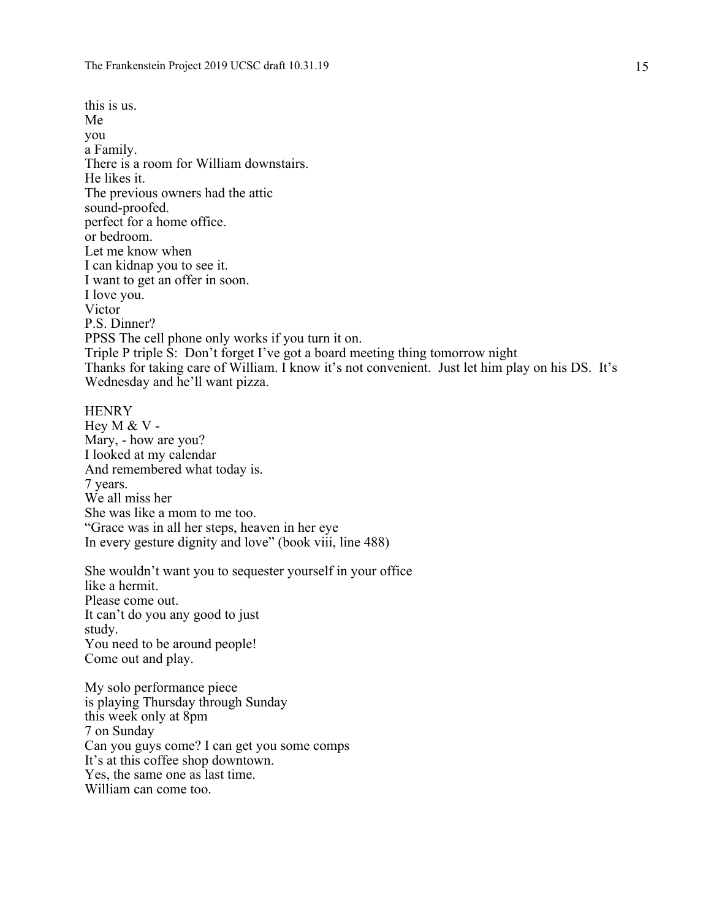this is us.
Me
you
a Family.
There is a room for William downstairs.
He likes it.
The previous owners had the attic
sound-proofed.
perfect for a home office.
or bedroom.
Let me know when
I can kidnap you to see it.
I want to get an offer in soon.
I love you.
Victor
P.S. Dinner?
PPSS The cell phone only works if you turn it on.
Triple P triple S: Don't forget I've got a board meeting thing tomorrow night
Thanks for taking care of William. I know it's not convenient. Just let him play on his DS. It's Wednesday and he'll want pizza.

HENRY
Hey M & V -
Mary, - how are you?
I looked at my calendar
And remembered what today is.
7 years.
We all miss her
She was like a mom to me too.
"Grace was in all her steps, heaven in her eye
In every gesture dignity and love" (book viii, line 488)

She wouldn't want you to sequester yourself in your office
like a hermit.
Please come out.
It can't do you any good to just
study.
You need to be around people!
Come out and play.

My solo performance piece
is playing Thursday through Sunday
this week only at 8pm
7 on Sunday
Can you guys come? I can get you some comps
It's at this coffee shop downtown.
Yes, the same one as last time.
William can come too.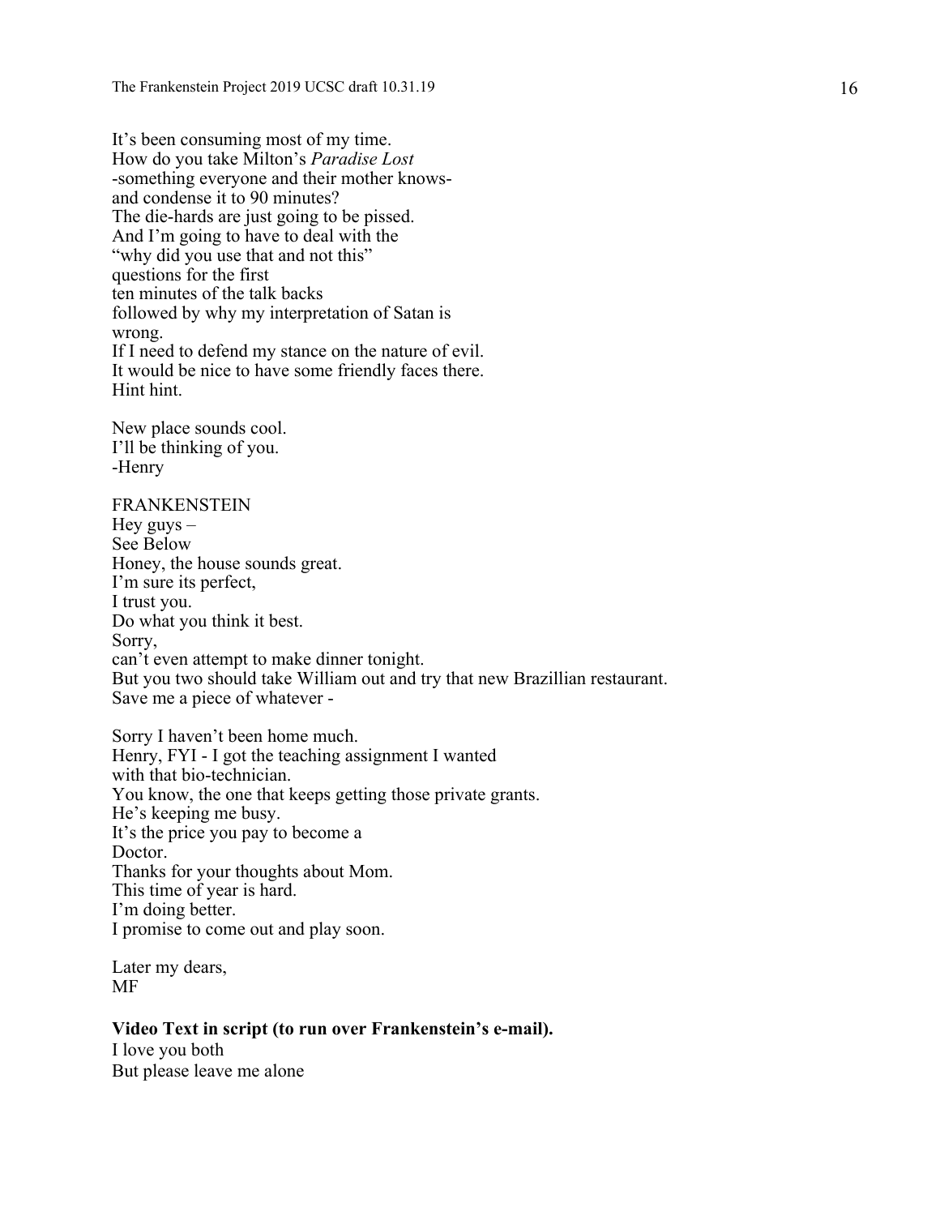It's been consuming most of my time.
How do you take Milton's *Paradise Lost*
-something everyone and their mother knows-
and condense it to 90 minutes?
The die-hards are just going to be pissed.
And I'm going to have to deal with the
"why did you use that and not this"
questions for the first
ten minutes of the talk backs
followed by why my interpretation of Satan is
wrong.
If I need to defend my stance on the nature of evil.
It would be nice to have some friendly faces there.
Hint hint.

New place sounds cool.
I'll be thinking of you.
-Henry

FRANKENSTEIN
Hey guys –
See Below
Honey, the house sounds great.
I'm sure its perfect,
I trust you.
Do what you think it best.
Sorry,
can't even attempt to make dinner tonight.
But you two should take William out and try that new Brazillian restaurant.
Save me a piece of whatever -

Sorry I haven't been home much.
Henry, FYI - I got the teaching assignment I wanted
with that bio-technician.
You know, the one that keeps getting those private grants.
He's keeping me busy.
It's the price you pay to become a
Doctor.
Thanks for your thoughts about Mom.
This time of year is hard.
I'm doing better.
I promise to come out and play soon.

Later my dears,
MF

**Video Text in script (to run over Frankenstein's e-mail).**
I love you both
But please leave me alone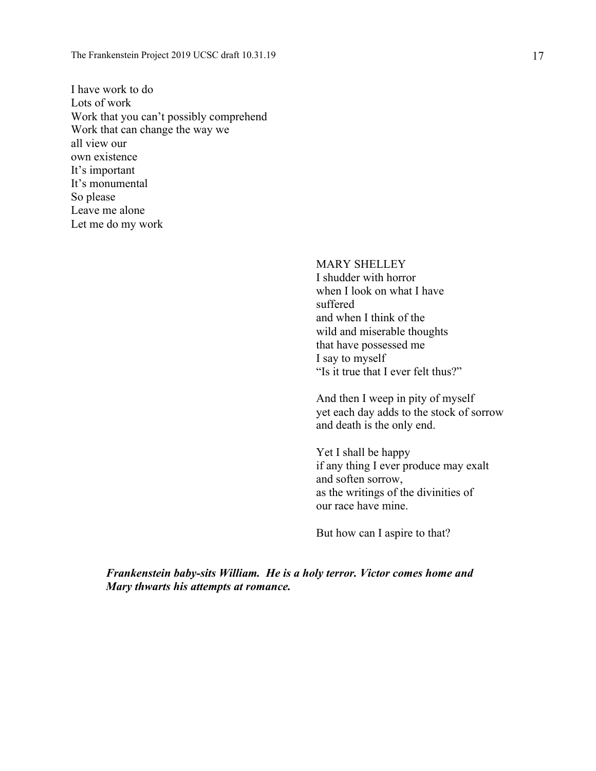I have work to do  
Lots of work  
Work that you can't possibly comprehend  
Work that can change the way we  
all view our  
own existence  
It's important  
It's monumental  
So please  
Leave me alone  
Let me do my work

MARY SHELLEY  
I shudder with horror  
when I look on what I have  
suffered  
and when I think of the  
wild and miserable thoughts  
that have possessed me  
I say to myself  
"Is it true that I ever felt thus?"

And then I weep in pity of myself  
yet each day adds to the stock of sorrow  
and death is the only end.

Yet I shall be happy  
if any thing I ever produce may exalt  
and soften sorrow,  
as the writings of the divinities of  
our race have mine.

But how can I aspire to that?

***Frankenstein baby-sits William. He is a holy terror. Victor comes home and Mary thwarts his attempts at romance.***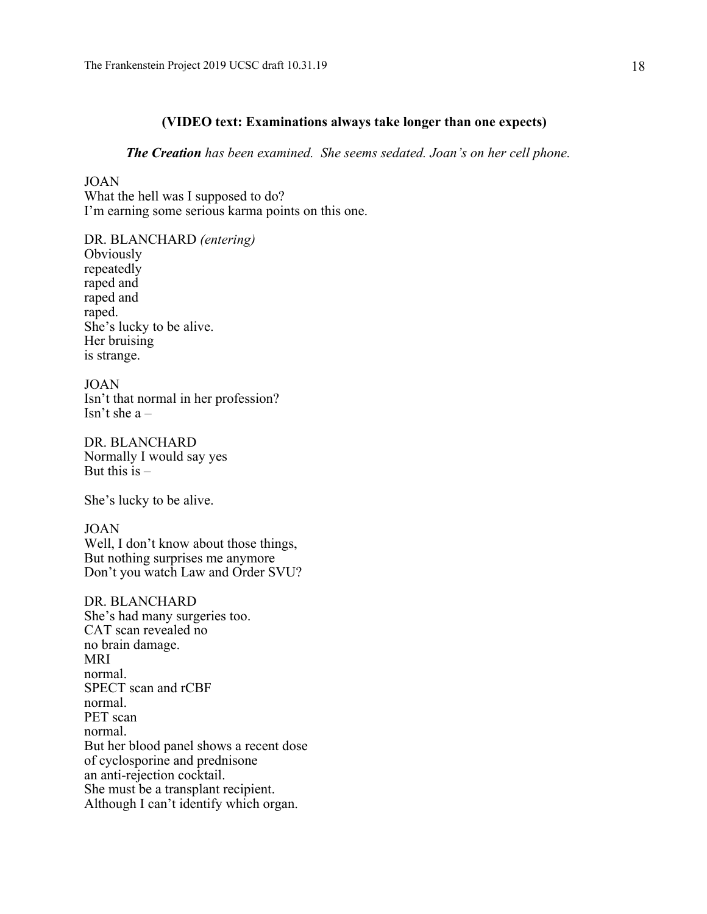**(VIDEO text: Examinations always take longer than one expects)**

***The Creation*** *has been examined. She seems sedated. Joan's on her cell phone.*

JOAN
What the hell was I supposed to do?
I'm earning some serious karma points on this one.

DR. BLANCHARD *(entering)*
Obviously
repeatedly
raped and
raped and
raped.
She's lucky to be alive.
Her bruising
is strange.

JOAN
Isn't that normal in her profession?
Isn't she a –

DR. BLANCHARD
Normally I would say yes
But this is –

She's lucky to be alive.

JOAN
Well, I don't know about those things,
But nothing surprises me anymore
Don't you watch Law and Order SVU?

DR. BLANCHARD
She's had many surgeries too.
CAT scan revealed no
no brain damage.
MRI
normal.
SPECT scan and rCBF
normal.
PET scan
normal.
But her blood panel shows a recent dose
of cyclosporine and prednisone
an anti-rejection cocktail.
She must be a transplant recipient.
Although I can't identify which organ.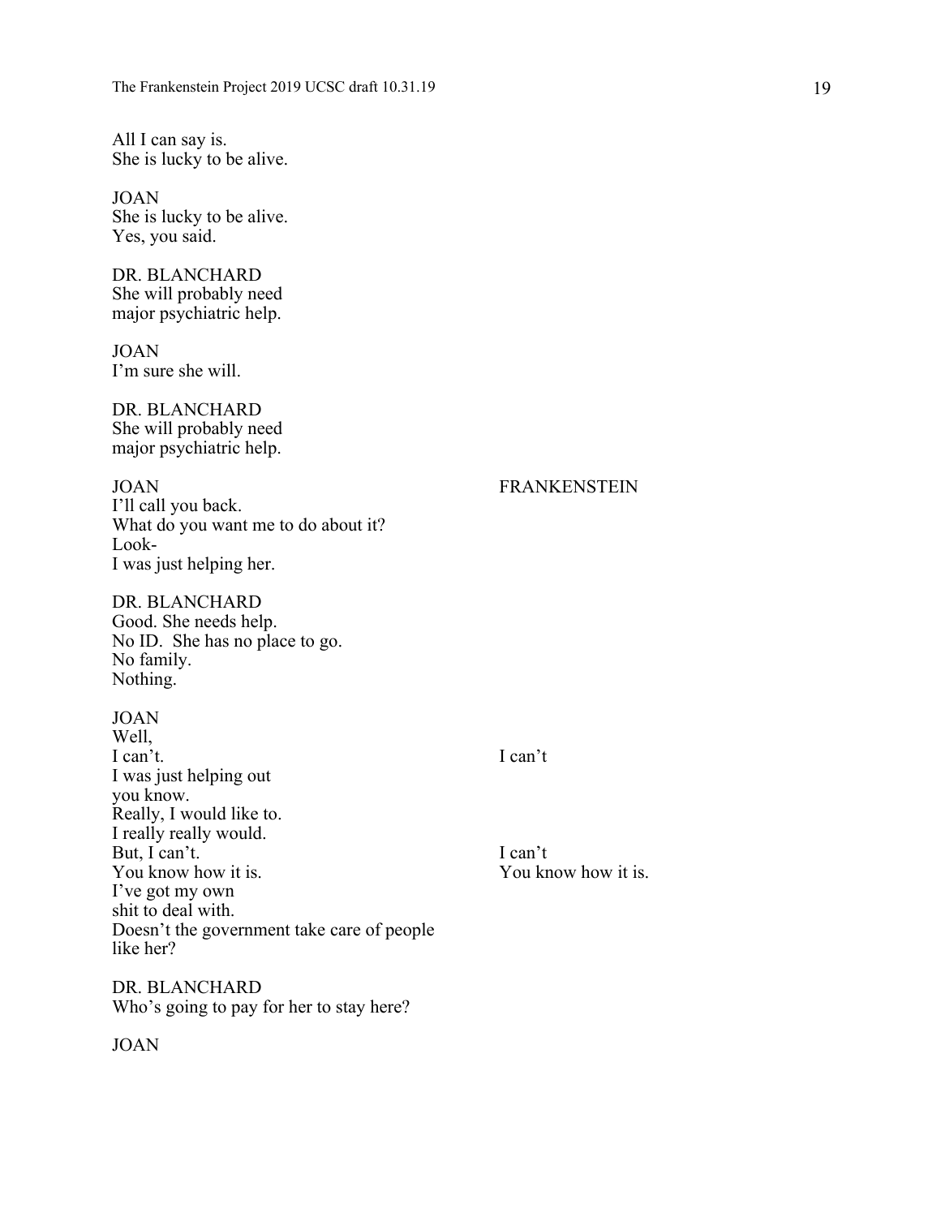All I can say is.
She is lucky to be alive.

JOAN
She is lucky to be alive.
Yes, you said.

DR. BLANCHARD
She will probably need
major psychiatric help.

JOAN
I'm sure she will.

DR. BLANCHARD
She will probably need
major psychiatric help.

| JOAN | FRANKENSTEIN |
| --- | --- |
| I'll call you back.<br>What do you want me to do about it?<br>Look-<br>I was just helping her. | |

DR. BLANCHARD
Good. She needs help.
No ID. She has no place to go.
No family.
Nothing.

| JOAN | |
| --- | --- |
| Well, | |
| I can't. | I can't |
| I was just helping out | |
| you know. | |
| Really, I would like to. | |
| I really really would. | |
| But, I can't. | I can't |
| You know how it is. | You know how it is. |
| I've got my own | |
| shit to deal with. | |
| Doesn't the government take care of people like her? | |

DR. BLANCHARD
Who's going to pay for her to stay here?

JOAN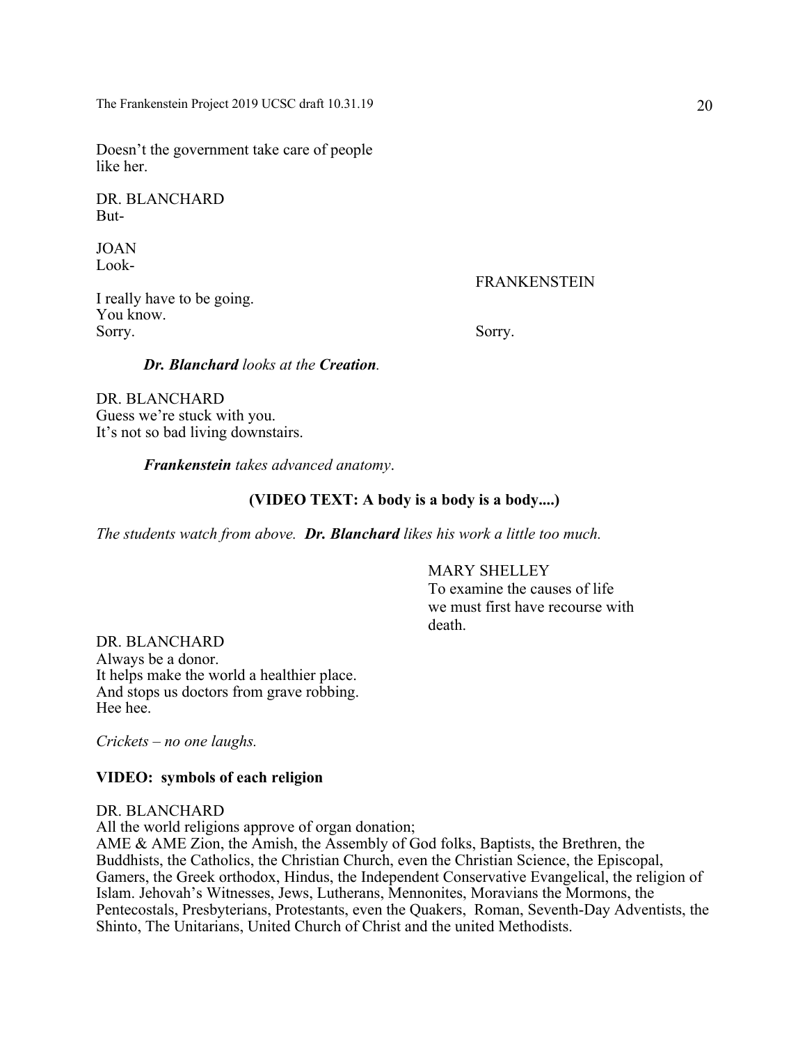Doesn't the government take care of people like her.

DR. BLANCHARD
But-

JOAN
Look-

I really have to be going.
You know.
Sorry.

FRANKENSTEIN
Sorry.

***Dr. Blanchard*** *looks at the* ***Creation****.*

DR. BLANCHARD
Guess we're stuck with you.
It's not so bad living downstairs.

***Frankenstein*** *takes advanced anatomy*.

**(VIDEO TEXT: A body is a body is a body....)**

*The students watch from above.* ***Dr. Blanchard*** *likes his work a little too much.*

MARY SHELLEY
To examine the causes of life
we must first have recourse with
death.

DR. BLANCHARD
Always be a donor.
It helps make the world a healthier place.
And stops us doctors from grave robbing.
Hee hee.

*Crickets – no one laughs.*

**VIDEO: symbols of each religion**

DR. BLANCHARD
All the world religions approve of organ donation;
AME & AME Zion, the Amish, the Assembly of God folks, Baptists, the Brethren, the Buddhists, the Catholics, the Christian Church, even the Christian Science, the Episcopal, Gamers, the Greek orthodox, Hindus, the Independent Conservative Evangelical, the religion of Islam. Jehovah's Witnesses, Jews, Lutherans, Mennonites, Moravians the Mormons, the Pentecostals, Presbyterians, Protestants, even the Quakers, Roman, Seventh-Day Adventists, the Shinto, The Unitarians, United Church of Christ and the united Methodists.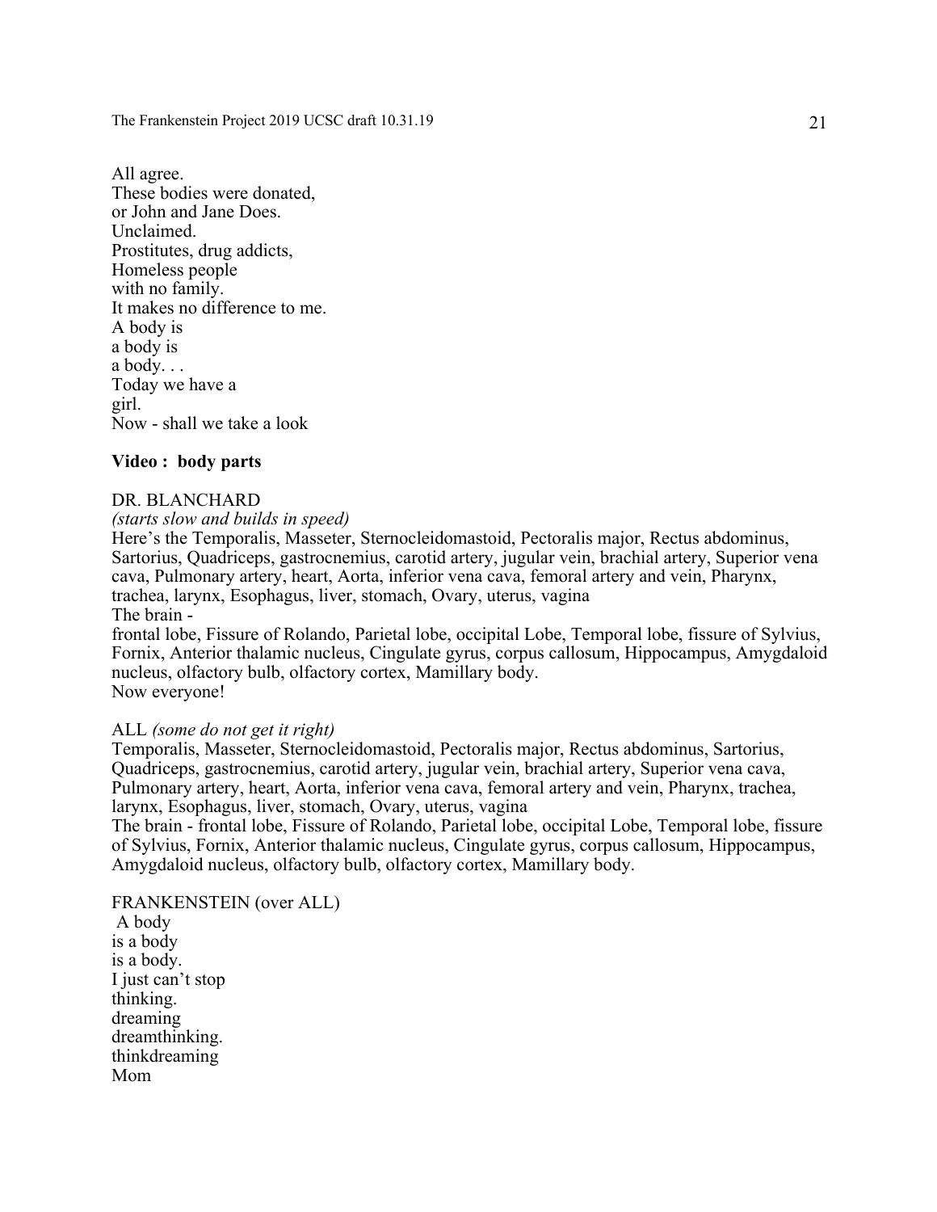All agree.  
These bodies were donated,  
or John and Jane Does.  
Unclaimed.  
Prostitutes, drug addicts,  
Homeless people  
with no family.  
It makes no difference to me.  
A body is  
a body is  
a body. . .  
Today we have a  
girl.  
Now - shall we take a look

**Video : body parts**

DR. BLANCHARD  
*(starts slow and builds in speed)*  
Here's the Temporalis, Masseter, Sternocleidomastoid, Pectoralis major, Rectus abdominus, Sartorius, Quadriceps, gastrocnemius, carotid artery, jugular vein, brachial artery, Superior vena cava, Pulmonary artery, heart, Aorta, inferior vena cava, femoral artery and vein, Pharynx, trachea, larynx, Esophagus, liver, stomach, Ovary, uterus, vagina  
The brain -  
frontal lobe, Fissure of Rolando, Parietal lobe, occipital Lobe, Temporal lobe, fissure of Sylvius, Fornix, Anterior thalamic nucleus, Cingulate gyrus, corpus callosum, Hippocampus, Amygdaloid nucleus, olfactory bulb, olfactory cortex, Mamillary body.  
Now everyone!

ALL *(some do not get it right)*  
Temporalis, Masseter, Sternocleidomastoid, Pectoralis major, Rectus abdominus, Sartorius, Quadriceps, gastrocnemius, carotid artery, jugular vein, brachial artery, Superior vena cava, Pulmonary artery, heart, Aorta, inferior vena cava, femoral artery and vein, Pharynx, trachea, larynx, Esophagus, liver, stomach, Ovary, uterus, vagina  
The brain - frontal lobe, Fissure of Rolando, Parietal lobe, occipital Lobe, Temporal lobe, fissure of Sylvius, Fornix, Anterior thalamic nucleus, Cingulate gyrus, corpus callosum, Hippocampus, Amygdaloid nucleus, olfactory bulb, olfactory cortex, Mamillary body.

FRANKENSTEIN (over ALL)  
A body  
is a body  
is a body.  
I just can't stop  
thinking.  
dreaming  
dreamthinking.  
thinkdreaming  
Mom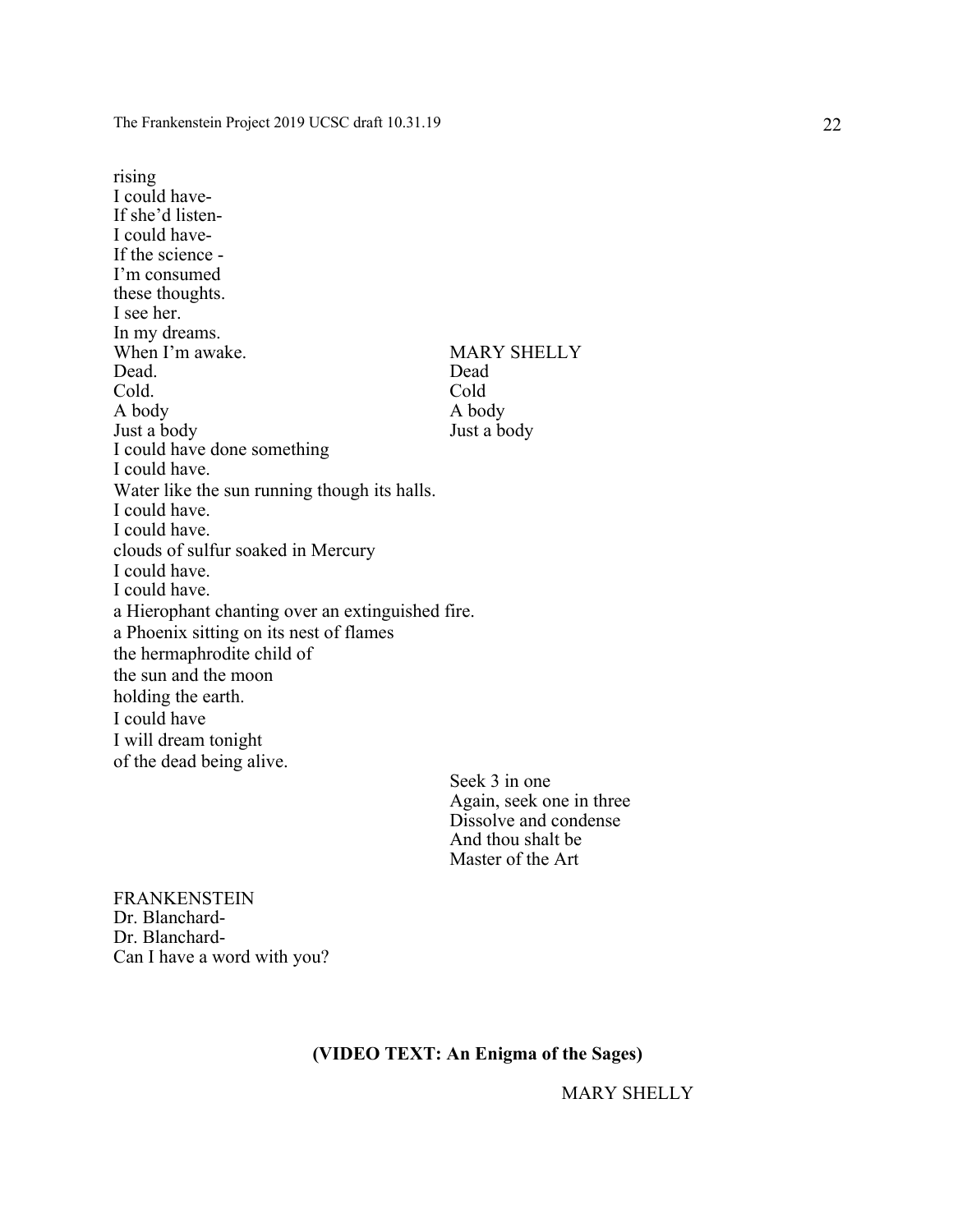rising  
I could have-  
If she'd listen-  
I could have-  
If the science -  
I'm consumed  
these thoughts.  
I see her.  
In my dreams.  
When I'm awake.  
Dead.  
Cold.  
A body  
Just a body

MARY SHELLY  
Dead  
Cold  
A body  
Just a body

I could have done something  
I could have.  
Water like the sun running though its halls.  
I could have.  
I could have.  
clouds of sulfur soaked in Mercury  
I could have.  
I could have.  
a Hierophant chanting over an extinguished fire.  
a Phoenix sitting on its nest of flames  
the hermaphrodite child of  
the sun and the moon  
holding the earth.  
I could have  
I will dream tonight  
of the dead being alive.

Seek 3 in one  
Again, seek one in three  
Dissolve and condense  
And thou shalt be  
Master of the Art

FRANKENSTEIN  
Dr. Blanchard-  
Dr. Blanchard-  
Can I have a word with you?

**(VIDEO TEXT: An Enigma of the Sages)**

MARY SHELLY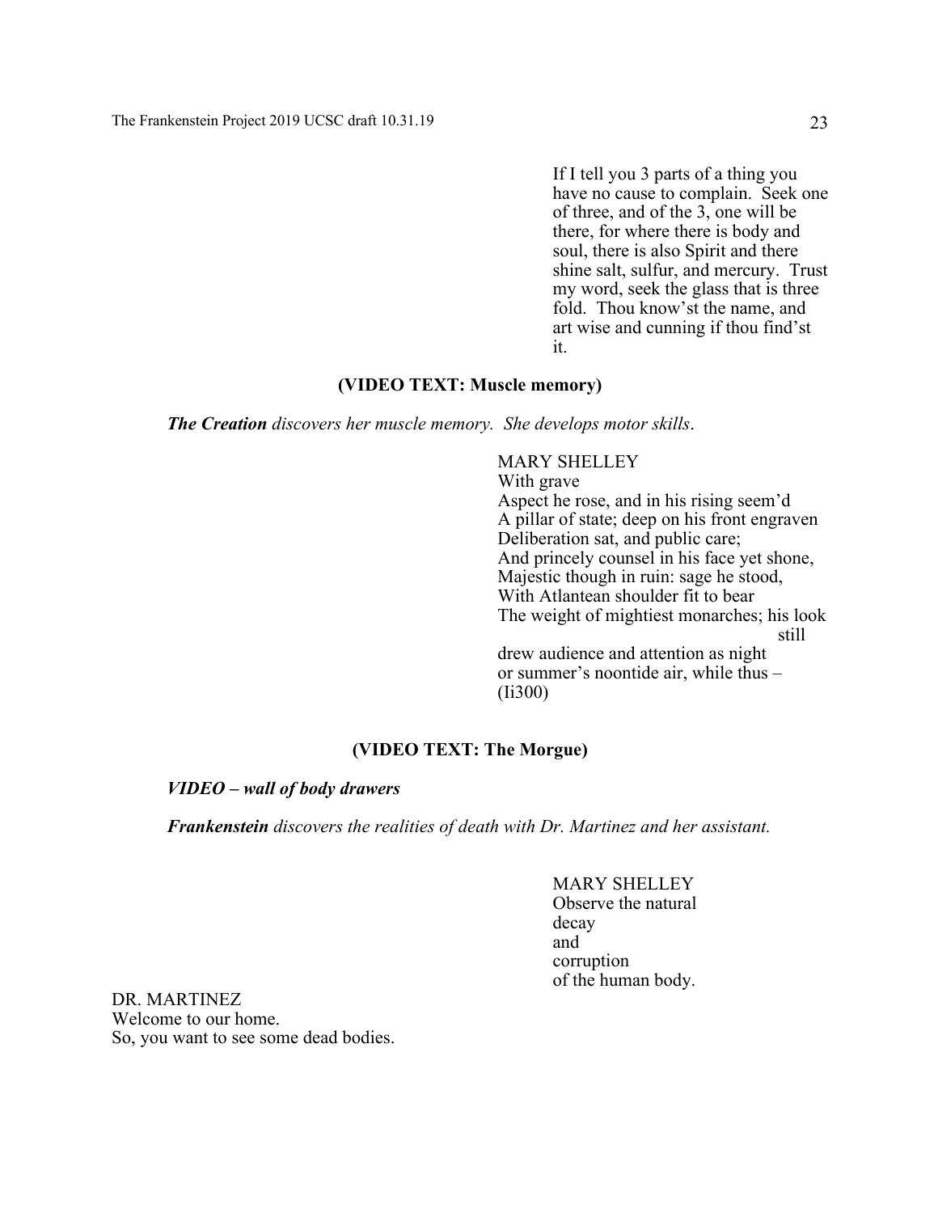If I tell you 3 parts of a thing you have no cause to complain. Seek one of three, and of the 3, one will be there, for where there is body and soul, there is also Spirit and there shine salt, sulfur, and mercury. Trust my word, seek the glass that is three fold. Thou know'st the name, and art wise and cunning if thou find'st it.

**(VIDEO TEXT: Muscle memory)**

***The Creation*** *discovers her muscle memory. She develops motor skills.*

MARY SHELLEY
With grave
Aspect he rose, and in his rising seem'd
A pillar of state; deep on his front engraven
Deliberation sat, and public care;
And princely counsel in his face yet shone,
Majestic though in ruin: sage he stood,
With Atlantean shoulder fit to bear
The weight of mightiest monarchs; his look
still
drew audience and attention as night
or summer's noontide air, while thus –
(Ii300)

**(VIDEO TEXT: The Morgue)**

***VIDEO – wall of body drawers***

***Frankenstein*** *discovers the realities of death with Dr. Martinez and her assistant.*

MARY SHELLEY
Observe the natural
decay
and
corruption
of the human body.

DR. MARTINEZ
Welcome to our home.
So, you want to see some dead bodies.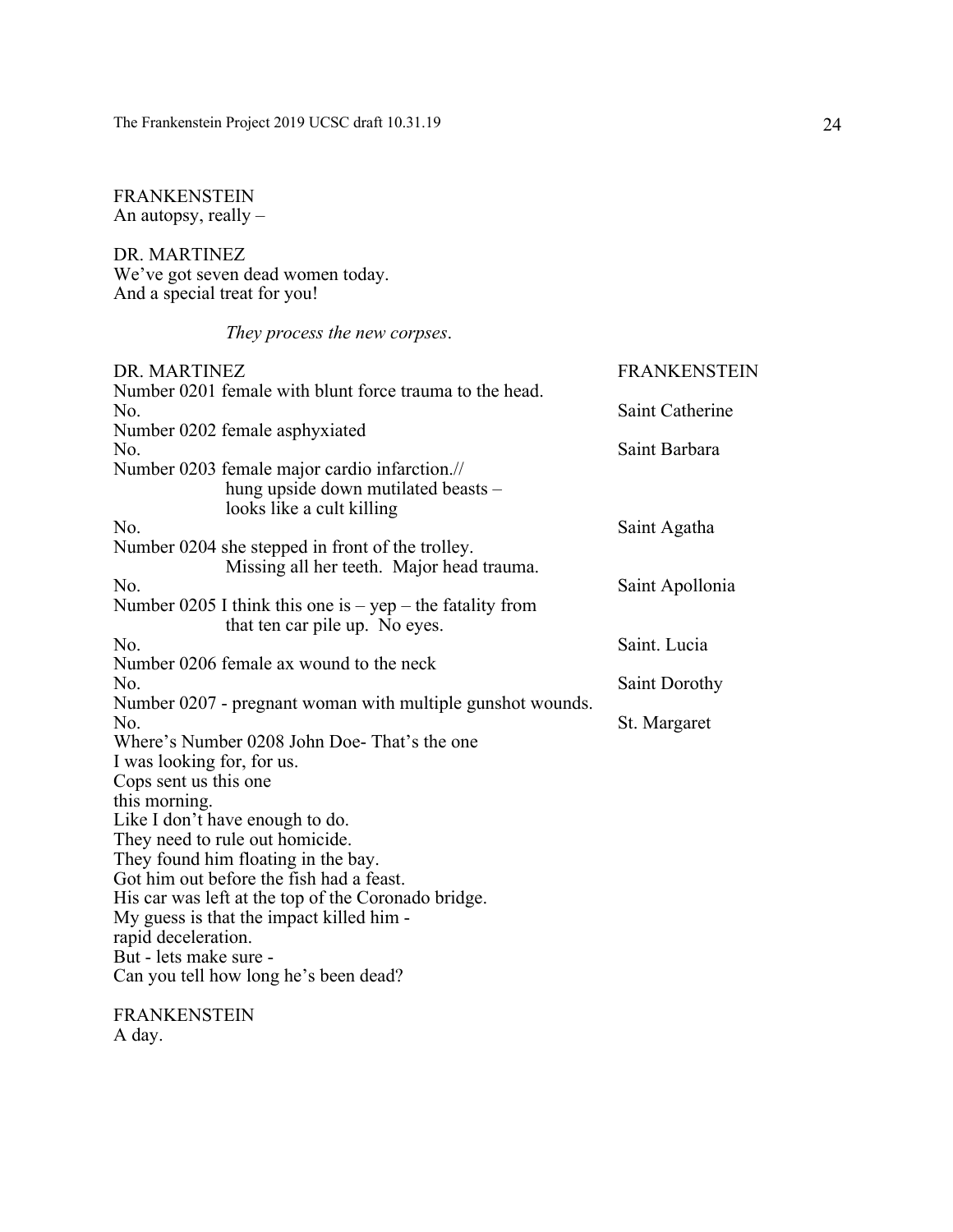FRANKENSTEIN
An autopsy, really –

DR. MARTINEZ
We've got seven dead women today.
And a special treat for you!

*They process the new corpses*.

| DR. MARTINEZ | FRANKENSTEIN |
|---|---|
| Number 0201 female with blunt force trauma to the head. | |
| No. | Saint Catherine |
| Number 0202 female asphyxiated | |
| No. | Saint Barbara |
| Number 0203 female major cardio infarction.// hung upside down mutilated beasts – looks like a cult killing | |
| No. | Saint Agatha |
| Number 0204 she stepped in front of the trolley. Missing all her teeth. Major head trauma. | |
| No. | Saint Apollonia |
| Number 0205 I think this one is – yep – the fatality from that ten car pile up. No eyes. | |
| No. | Saint. Lucia |
| Number 0206 female ax wound to the neck | |
| No. | Saint Dorothy |
| Number 0207 - pregnant woman with multiple gunshot wounds. | |
| No. | St. Margaret |

Where's Number 0208 John Doe- That's the one
I was looking for, for us.
Cops sent us this one
this morning.
Like I don't have enough to do.
They need to rule out homicide.
They found him floating in the bay.
Got him out before the fish had a feast.
His car was left at the top of the Coronado bridge.
My guess is that the impact killed him -
rapid deceleration.
But - lets make sure -
Can you tell how long he's been dead?

FRANKENSTEIN
A day.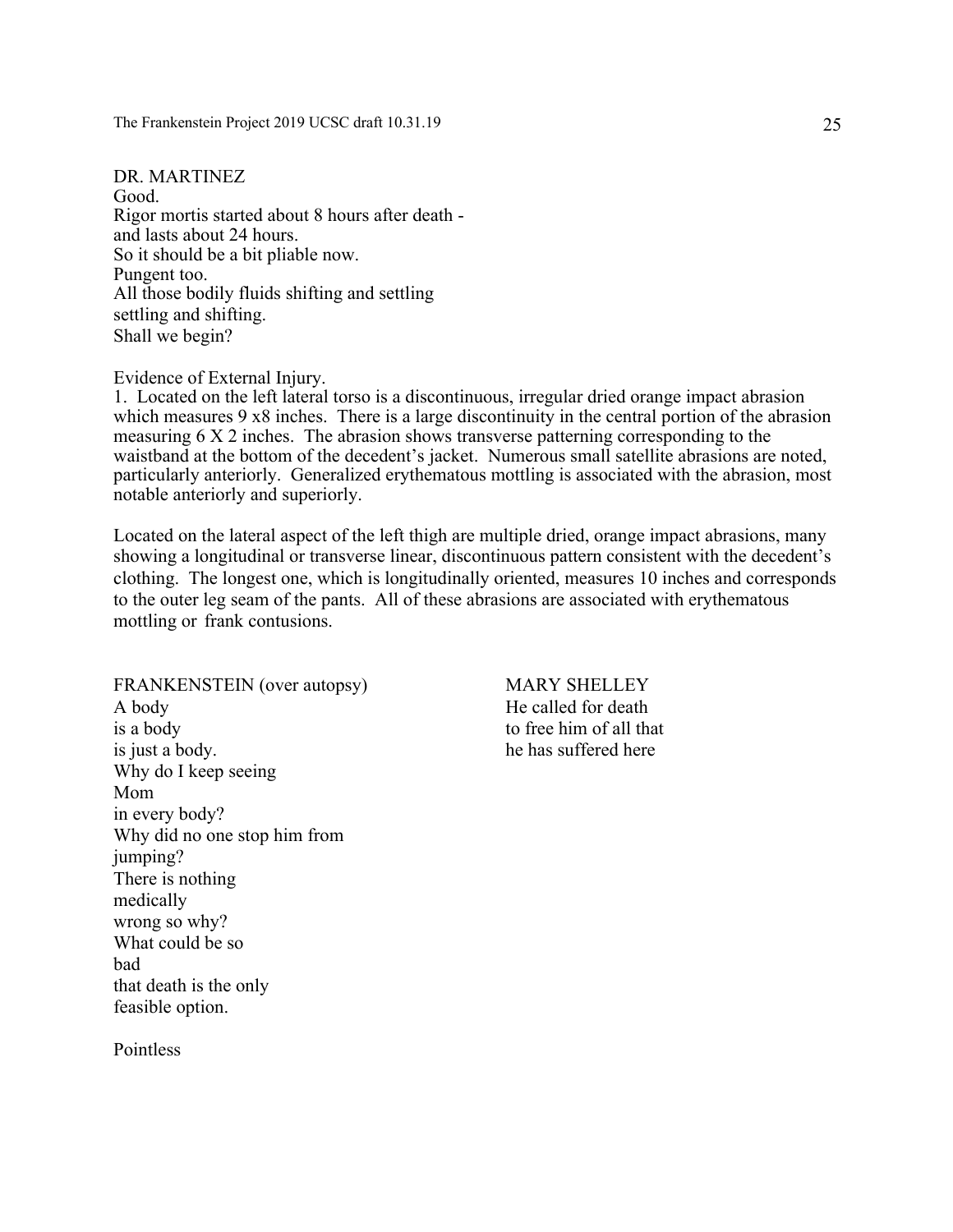DR. MARTINEZ
Good.
Rigor mortis started about 8 hours after death -
and lasts about 24 hours.
So it should be a bit pliable now.
Pungent too.
All those bodily fluids shifting and settling
settling and shifting.
Shall we begin?

Evidence of External Injury.
1. Located on the left lateral torso is a discontinuous, irregular dried orange impact abrasion which measures 9 x8 inches. There is a large discontinuity in the central portion of the abrasion measuring 6 X 2 inches. The abrasion shows transverse patterning corresponding to the waistband at the bottom of the decedent's jacket. Numerous small satellite abrasions are noted, particularly anteriorly. Generalized erythematous mottling is associated with the abrasion, most notable anteriorly and superiorly.

Located on the lateral aspect of the left thigh are multiple dried, orange impact abrasions, many showing a longitudinal or transverse linear, discontinuous pattern consistent with the decedent's clothing. The longest one, which is longitudinally oriented, measures 10 inches and corresponds to the outer leg seam of the pants. All of these abrasions are associated with erythematous mottling or frank contusions.

FRANKENSTEIN (over autopsy)
A body
is a body
is just a body.
Why do I keep seeing
Mom
in every body?
Why did no one stop him from
jumping?
There is nothing
medically
wrong so why?
What could be so
bad
that death is the only
feasible option.

MARY SHELLEY
He called for death
to free him of all that
he has suffered here

Pointless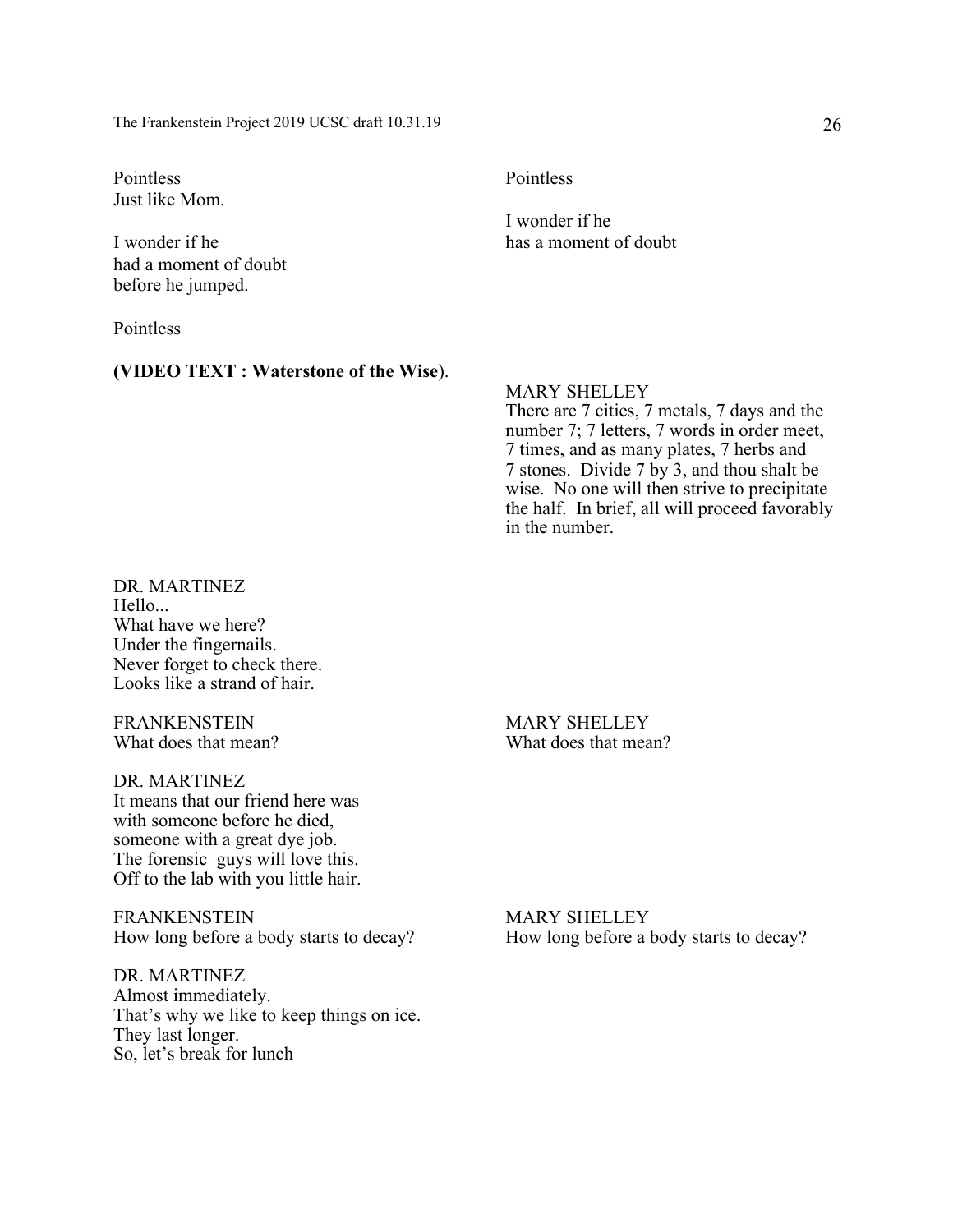Pointless
Just like Mom.

I wonder if he
had a moment of doubt
before he jumped.

Pointless

Pointless

I wonder if he
has a moment of doubt

**(VIDEO TEXT : Waterstone of the Wise**).

MARY SHELLEY
There are 7 cities, 7 metals, 7 days and the number 7; 7 letters, 7 words in order meet, 7 times, and as many plates, 7 herbs and 7 stones. Divide 7 by 3, and thou shalt be wise. No one will then strive to precipitate the half. In brief, all will proceed favorably in the number.

DR. MARTINEZ
Hello...
What have we here?
Under the fingernails.
Never forget to check there.
Looks like a strand of hair.

FRANKENSTEIN
What does that mean?

MARY SHELLEY
What does that mean?

DR. MARTINEZ
It means that our friend here was
with someone before he died,
someone with a great dye job.
The forensic guys will love this.
Off to the lab with you little hair.

FRANKENSTEIN
How long before a body starts to decay?

MARY SHELLEY
How long before a body starts to decay?

DR. MARTINEZ
Almost immediately.
That's why we like to keep things on ice.
They last longer.
So, let's break for lunch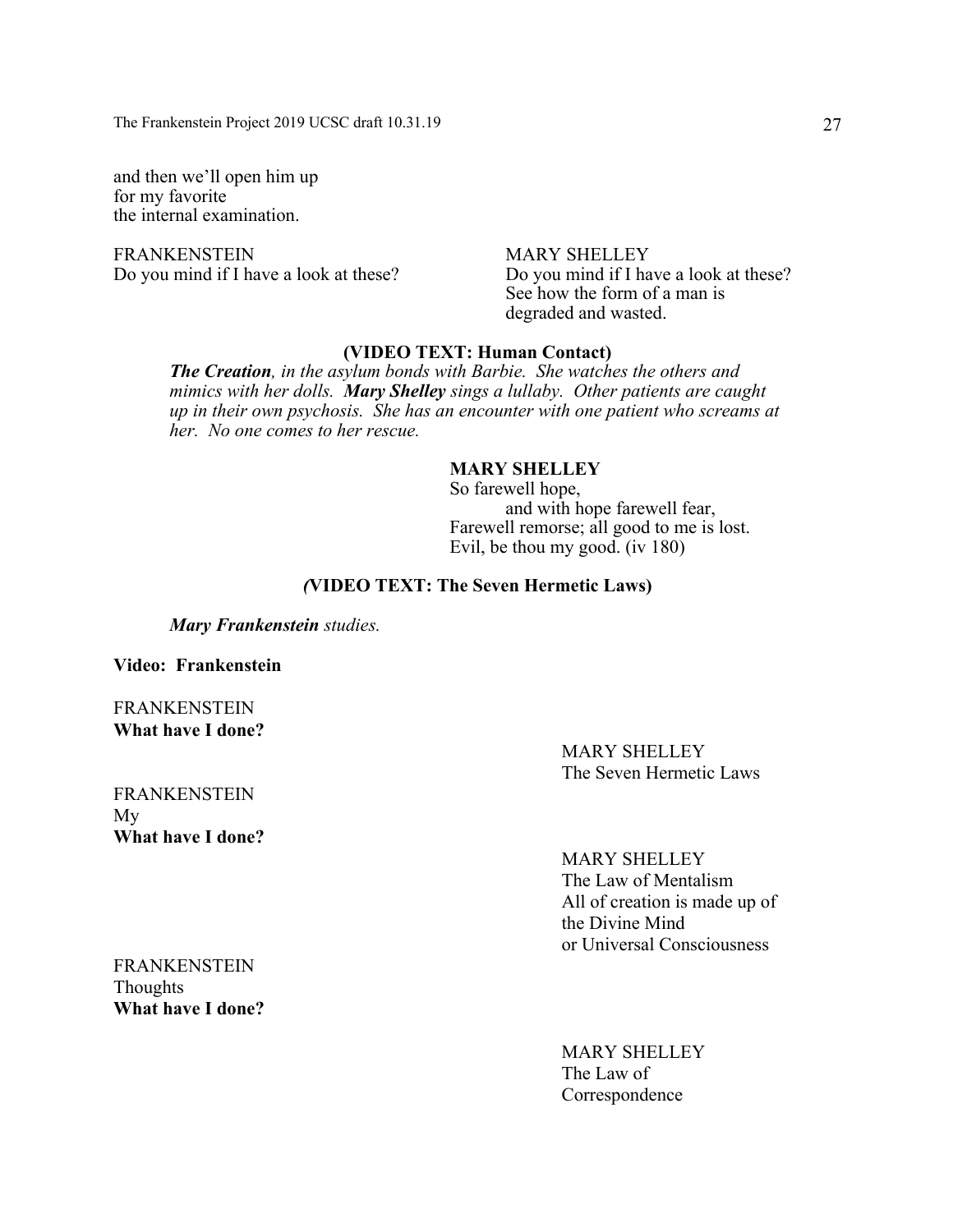and then we'll open him up
for my favorite
the internal examination.

FRANKENSTEIN
Do you mind if I have a look at these?

MARY SHELLEY
Do you mind if I have a look at these?
See how the form of a man is
degraded and wasted.

**(VIDEO TEXT: Human Contact)**

***The Creation****, in the asylum bonds with Barbie. She watches the others and mimics with her dolls.* ***Mary Shelley*** *sings a lullaby. Other patients are caught up in their own psychosis. She has an encounter with one patient who screams at her. No one comes to her rescue.*

**MARY SHELLEY**
So farewell hope,
and with hope farewell fear,
Farewell remorse; all good to me is lost.
Evil, be thou my good. (iv 180)

***(*VIDEO TEXT: The Seven Hermetic Laws)**

***Mary Frankenstein*** *studies.*

**Video: Frankenstein**

FRANKENSTEIN
**What have I done?**

MARY SHELLEY
The Seven Hermetic Laws

FRANKENSTEIN
My
**What have I done?**

MARY SHELLEY
The Law of Mentalism
All of creation is made up of
the Divine Mind
or Universal Consciousness

FRANKENSTEIN
Thoughts
**What have I done?**

MARY SHELLEY
The Law of
Correspondence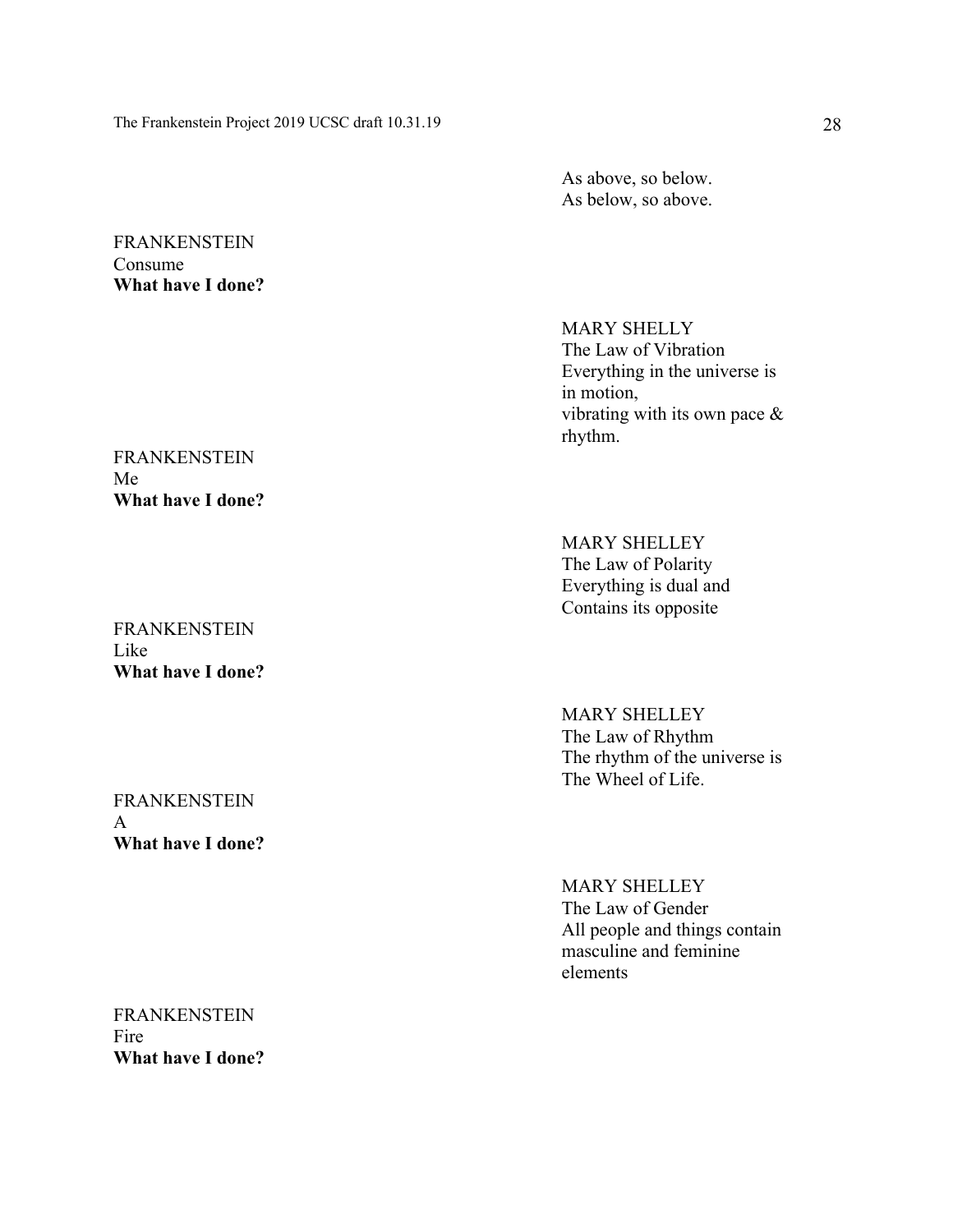As above, so below.
As below, so above.

FRANKENSTEIN
Consume
**What have I done?**

MARY SHELLY
The Law of Vibration
Everything in the universe is in motion,
vibrating with its own pace & rhythm.

FRANKENSTEIN
Me
**What have I done?**

MARY SHELLEY
The Law of Polarity
Everything is dual and
Contains its opposite

FRANKENSTEIN
Like
**What have I done?**

MARY SHELLEY
The Law of Rhythm
The rhythm of the universe is
The Wheel of Life.

FRANKENSTEIN
A
**What have I done?**

MARY SHELLEY
The Law of Gender
All people and things contain masculine and feminine elements

FRANKENSTEIN
Fire
**What have I done?**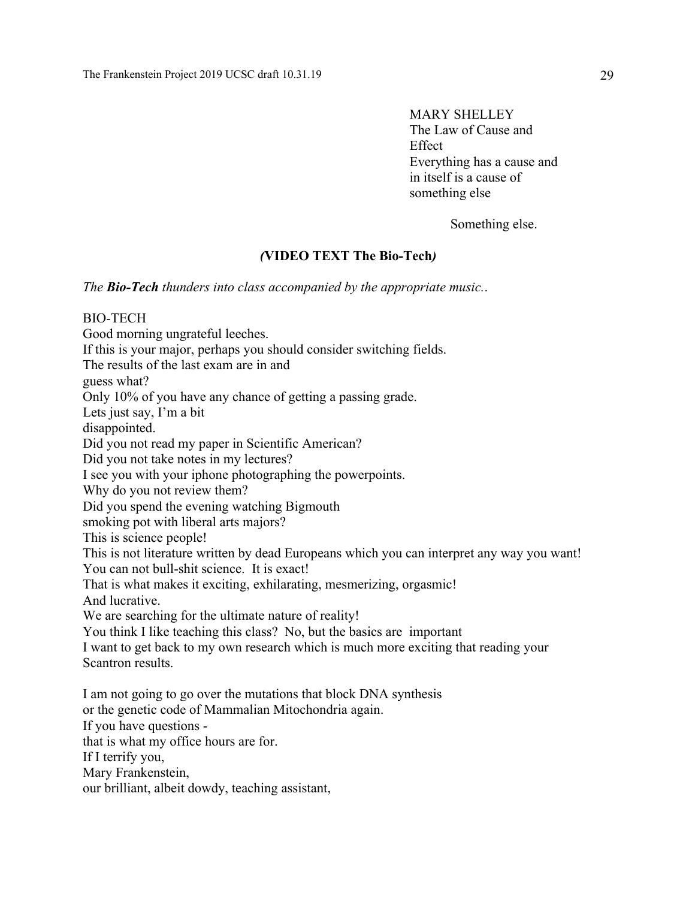MARY SHELLEY
The Law of Cause and
Effect
Everything has a cause and
in itself is a cause of
something else

Something else.

**(VIDEO TEXT The Bio-Tech)**

*The **Bio-Tech** thunders into class accompanied by the appropriate music..*

BIO-TECH
Good morning ungrateful leeches.
If this is your major, perhaps you should consider switching fields.
The results of the last exam are in and
guess what?
Only 10% of you have any chance of getting a passing grade.
Lets just say, I'm a bit
disappointed.
Did you not read my paper in Scientific American?
Did you not take notes in my lectures?
I see you with your iphone photographing the powerpoints.
Why do you not review them?
Did you spend the evening watching Bigmouth
smoking pot with liberal arts majors?
This is science people!
This is not literature written by dead Europeans which you can interpret any way you want!
You can not bull-shit science. It is exact!
That is what makes it exciting, exhilarating, mesmerizing, orgasmic!
And lucrative.
We are searching for the ultimate nature of reality!
You think I like teaching this class? No, but the basics are important
I want to get back to my own research which is much more exciting that reading your
Scantron results.

I am not going to go over the mutations that block DNA synthesis
or the genetic code of Mammalian Mitochondria again.
If you have questions -
that is what my office hours are for.
If I terrify you,
Mary Frankenstein,
our brilliant, albeit dowdy, teaching assistant,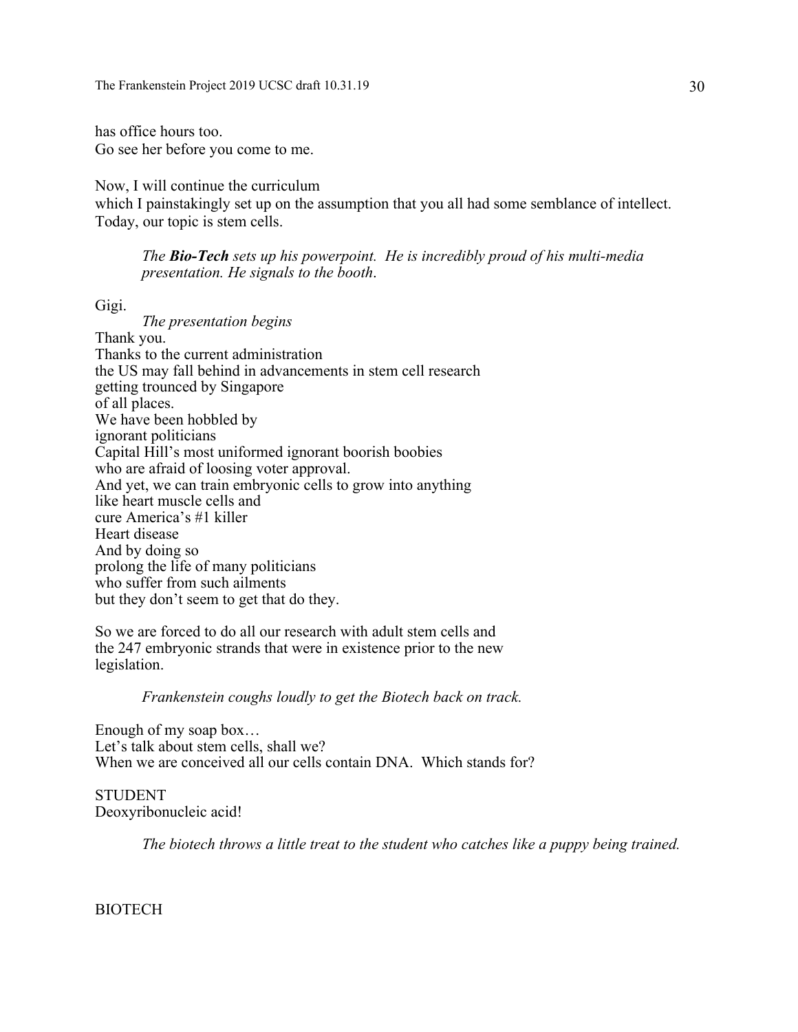has office hours too.
Go see her before you come to me.

Now, I will continue the curriculum
which I painstakingly set up on the assumption that you all had some semblance of intellect.
Today, our topic is stem cells.

> *The **Bio-Tech** sets up his powerpoint. He is incredibly proud of his multi-media presentation. He signals to the booth.*

Gigi.

> *The presentation begins*

Thank you.
Thanks to the current administration
the US may fall behind in advancements in stem cell research
getting trounced by Singapore
of all places.
We have been hobbled by
ignorant politicians
Capital Hill's most uniformed ignorant boorish boobies
who are afraid of loosing voter approval.
And yet, we can train embryonic cells to grow into anything
like heart muscle cells and
cure America's #1 killer
Heart disease
And by doing so
prolong the life of many politicians
who suffer from such ailments
but they don't seem to get that do they.

So we are forced to do all our research with adult stem cells and
the 247 embryonic strands that were in existence prior to the new
legislation.

> *Frankenstein coughs loudly to get the Biotech back on track.*

Enough of my soap box…
Let's talk about stem cells, shall we?
When we are conceived all our cells contain DNA. Which stands for?

STUDENT
Deoxyribonucleic acid!

> *The biotech throws a little treat to the student who catches like a puppy being trained.*

BIOTECH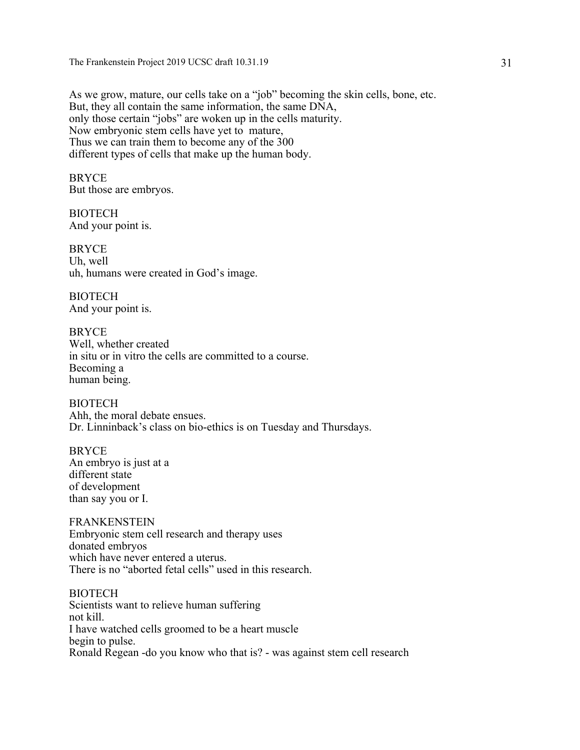As we grow, mature, our cells take on a "job" becoming the skin cells, bone, etc.
But, they all contain the same information, the same DNA,
only those certain "jobs" are woken up in the cells maturity.
Now embryonic stem cells have yet to mature,
Thus we can train them to become any of the 300
different types of cells that make up the human body.

BRYCE
But those are embryos.

BIOTECH
And your point is.

BRYCE
Uh, well
uh, humans were created in God's image.

BIOTECH
And your point is.

BRYCE
Well, whether created
in situ or in vitro the cells are committed to a course.
Becoming a
human being.

BIOTECH
Ahh, the moral debate ensues.
Dr. Linninback's class on bio-ethics is on Tuesday and Thursdays.

BRYCE
An embryo is just at a
different state
of development
than say you or I.

FRANKENSTEIN
Embryonic stem cell research and therapy uses
donated embryos
which have never entered a uterus.
There is no "aborted fetal cells" used in this research.

BIOTECH
Scientists want to relieve human suffering
not kill.
I have watched cells groomed to be a heart muscle
begin to pulse.
Ronald Regean -do you know who that is? - was against stem cell research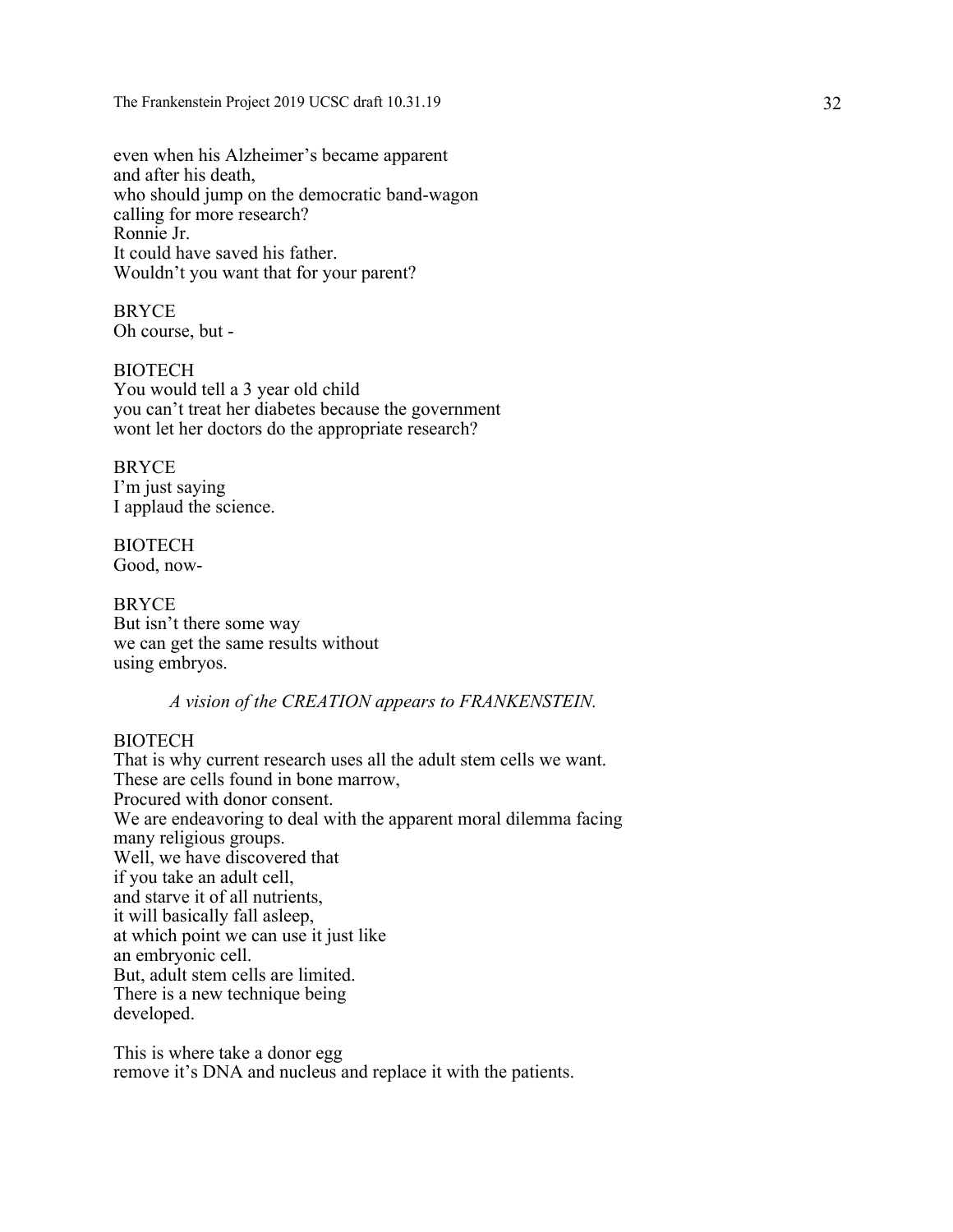even when his Alzheimer's became apparent
and after his death,
who should jump on the democratic band-wagon
calling for more research?
Ronnie Jr.
It could have saved his father.
Wouldn't you want that for your parent?

BRYCE
Oh course, but -

BIOTECH
You would tell a 3 year old child
you can't treat her diabetes because the government
wont let her doctors do the appropriate research?

BRYCE
I'm just saying
I applaud the science.

BIOTECH
Good, now-

BRYCE
But isn't there some way
we can get the same results without
using embryos.

*A vision of the CREATION appears to FRANKENSTEIN.*

BIOTECH
That is why current research uses all the adult stem cells we want.
These are cells found in bone marrow,
Procured with donor consent.
We are endeavoring to deal with the apparent moral dilemma facing
many religious groups.
Well, we have discovered that
if you take an adult cell,
and starve it of all nutrients,
it will basically fall asleep,
at which point we can use it just like
an embryonic cell.
But, adult stem cells are limited.
There is a new technique being
developed.

This is where take a donor egg
remove it's DNA and nucleus and replace it with the patients.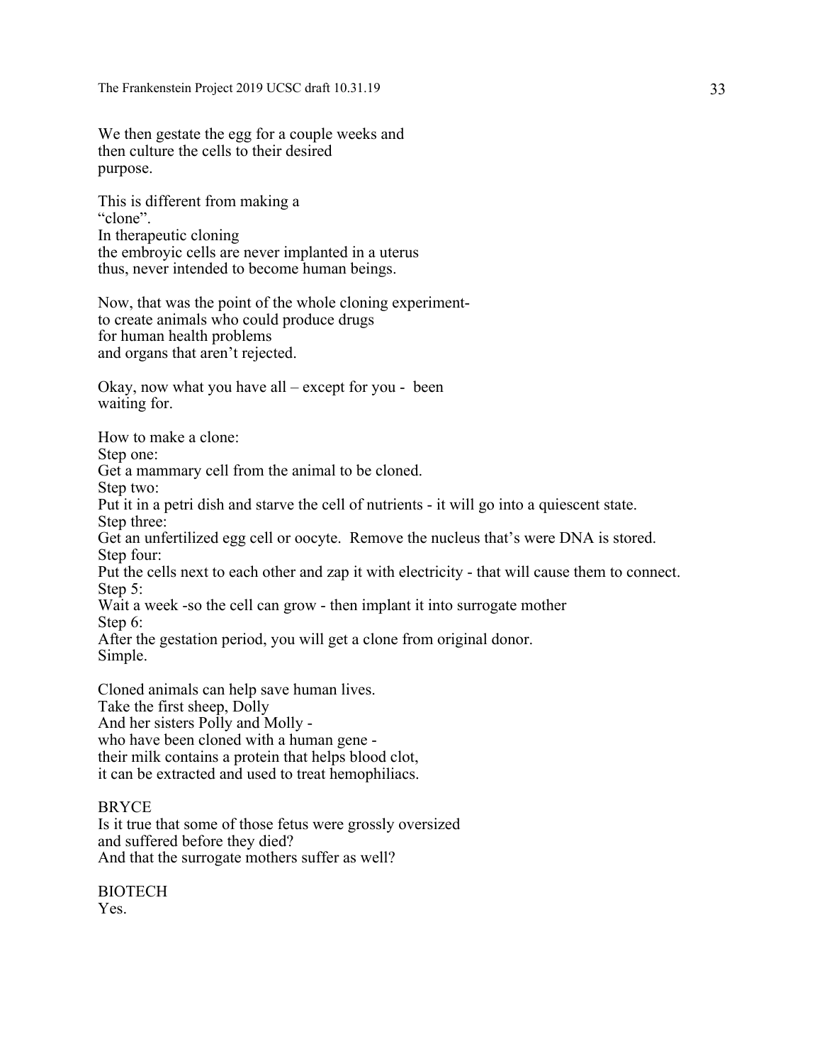We then gestate the egg for a couple weeks and
then culture the cells to their desired
purpose.

This is different from making a
"clone".
In therapeutic cloning
the embroyic cells are never implanted in a uterus
thus, never intended to become human beings.

Now, that was the point of the whole cloning experiment-
to create animals who could produce drugs
for human health problems
and organs that aren't rejected.

Okay, now what you have all – except for you - been
waiting for.

How to make a clone:
Step one:
Get a mammary cell from the animal to be cloned.
Step two:
Put it in a petri dish and starve the cell of nutrients - it will go into a quiescent state.
Step three:
Get an unfertilized egg cell or oocyte. Remove the nucleus that's were DNA is stored.
Step four:
Put the cells next to each other and zap it with electricity - that will cause them to connect.
Step 5:
Wait a week -so the cell can grow - then implant it into surrogate mother
Step 6:
After the gestation period, you will get a clone from original donor.
Simple.

Cloned animals can help save human lives.
Take the first sheep, Dolly
And her sisters Polly and Molly -
who have been cloned with a human gene -
their milk contains a protein that helps blood clot,
it can be extracted and used to treat hemophiliacs.

BRYCE
Is it true that some of those fetus were grossly oversized
and suffered before they died?
And that the surrogate mothers suffer as well?

BIOTECH
Yes.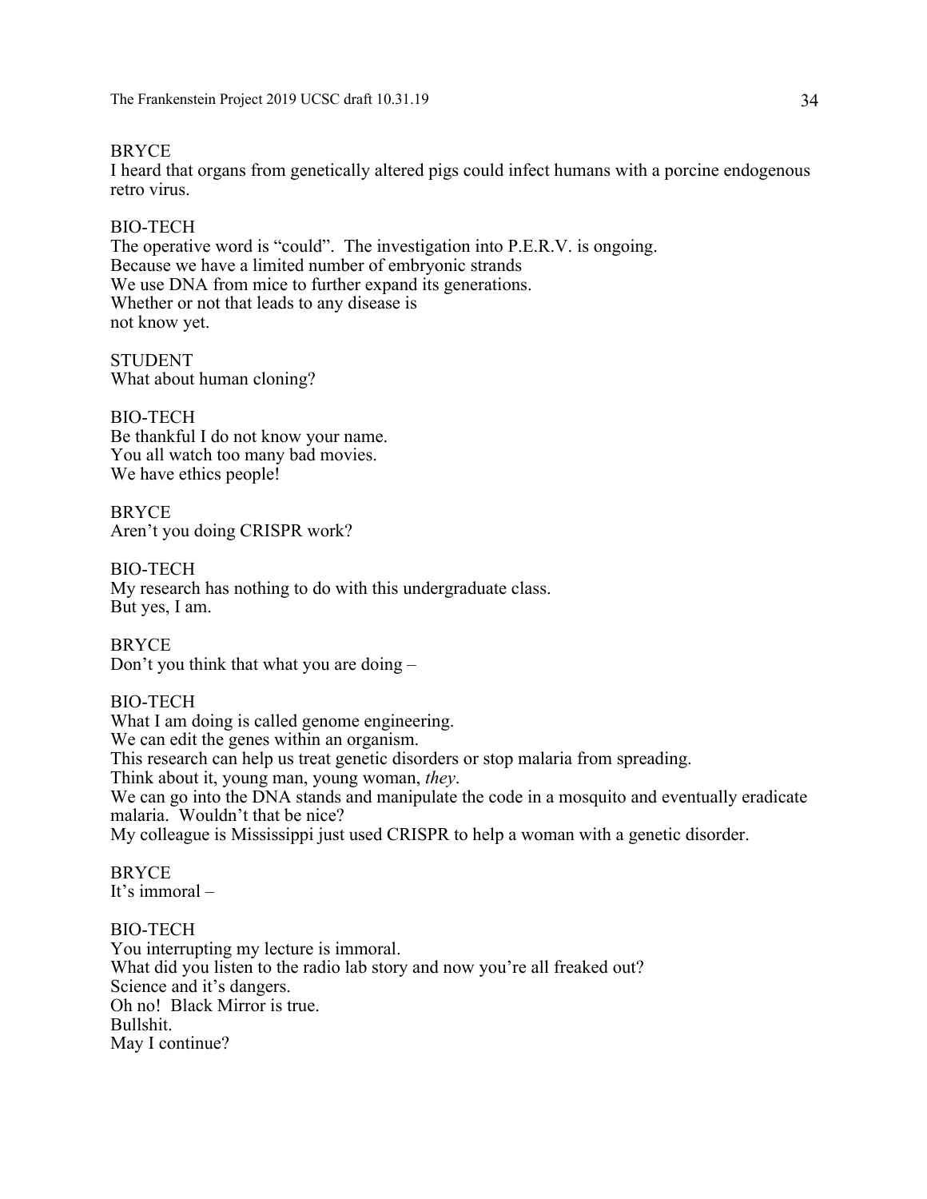BRYCE
I heard that organs from genetically altered pigs could infect humans with a porcine endogenous retro virus.

BIO-TECH
The operative word is "could". The investigation into P.E.R.V. is ongoing.
Because we have a limited number of embryonic strands
We use DNA from mice to further expand its generations.
Whether or not that leads to any disease is
not know yet.

STUDENT
What about human cloning?

BIO-TECH
Be thankful I do not know your name.
You all watch too many bad movies.
We have ethics people!

BRYCE
Aren't you doing CRISPR work?

BIO-TECH
My research has nothing to do with this undergraduate class.
But yes, I am.

BRYCE
Don't you think that what you are doing –

BIO-TECH
What I am doing is called genome engineering.
We can edit the genes within an organism.
This research can help us treat genetic disorders or stop malaria from spreading.
Think about it, young man, young woman, *they*.
We can go into the DNA stands and manipulate the code in a mosquito and eventually eradicate malaria. Wouldn't that be nice?
My colleague is Mississippi just used CRISPR to help a woman with a genetic disorder.

BRYCE
It's immoral –

BIO-TECH
You interrupting my lecture is immoral.
What did you listen to the radio lab story and now you're all freaked out?
Science and it's dangers.
Oh no! Black Mirror is true.
Bullshit.
May I continue?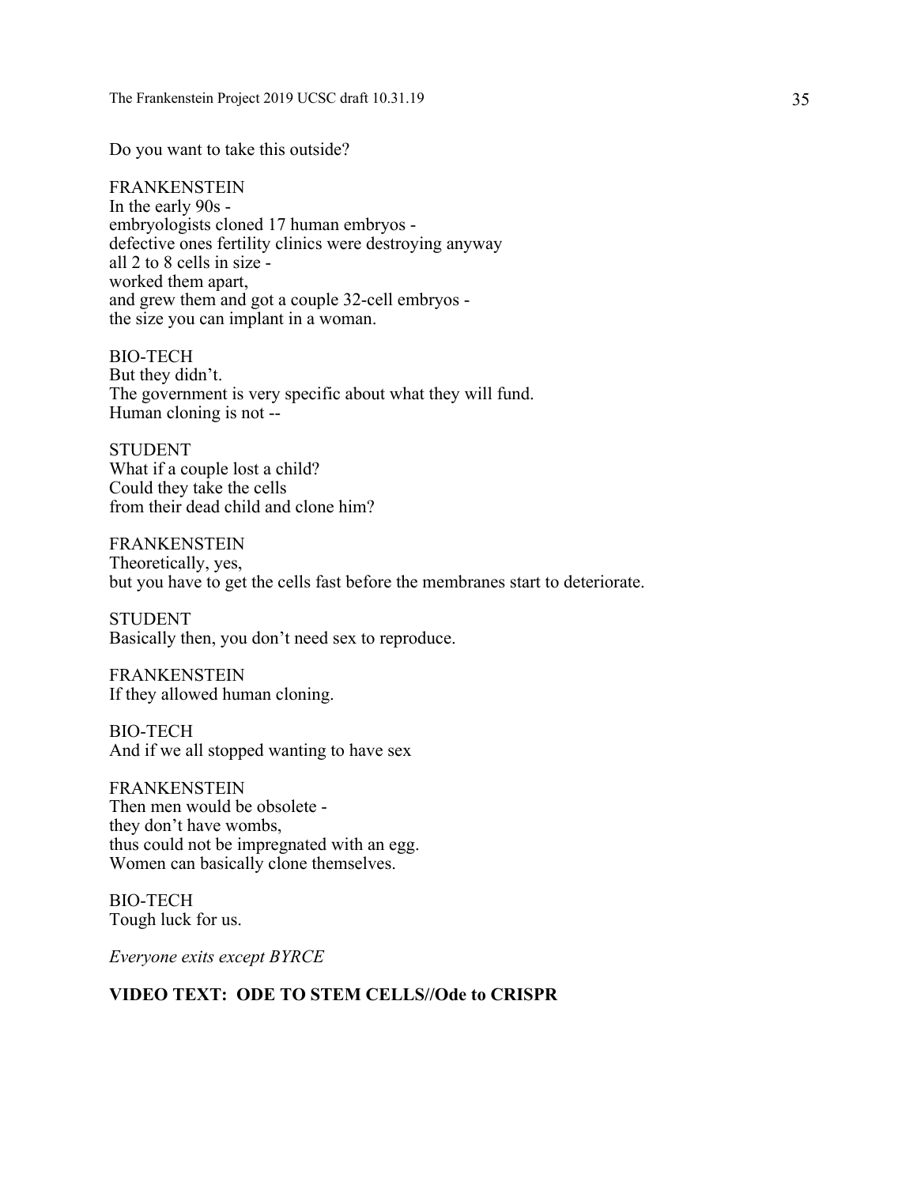Do you want to take this outside?

FRANKENSTEIN
In the early 90s -
embryologists cloned 17 human embryos -
defective ones fertility clinics were destroying anyway
all 2 to 8 cells in size -
worked them apart,
and grew them and got a couple 32-cell embryos -
the size you can implant in a woman.

BIO-TECH
But they didn't.
The government is very specific about what they will fund.
Human cloning is not --

STUDENT
What if a couple lost a child?
Could they take the cells
from their dead child and clone him?

FRANKENSTEIN
Theoretically, yes,
but you have to get the cells fast before the membranes start to deteriorate.

STUDENT
Basically then, you don't need sex to reproduce.

FRANKENSTEIN
If they allowed human cloning.

BIO-TECH
And if we all stopped wanting to have sex

FRANKENSTEIN
Then men would be obsolete -
they don't have wombs,
thus could not be impregnated with an egg.
Women can basically clone themselves.

BIO-TECH
Tough luck for us.

*Everyone exits except BYRCE*

**VIDEO TEXT: ODE TO STEM CELLS//Ode to CRISPR**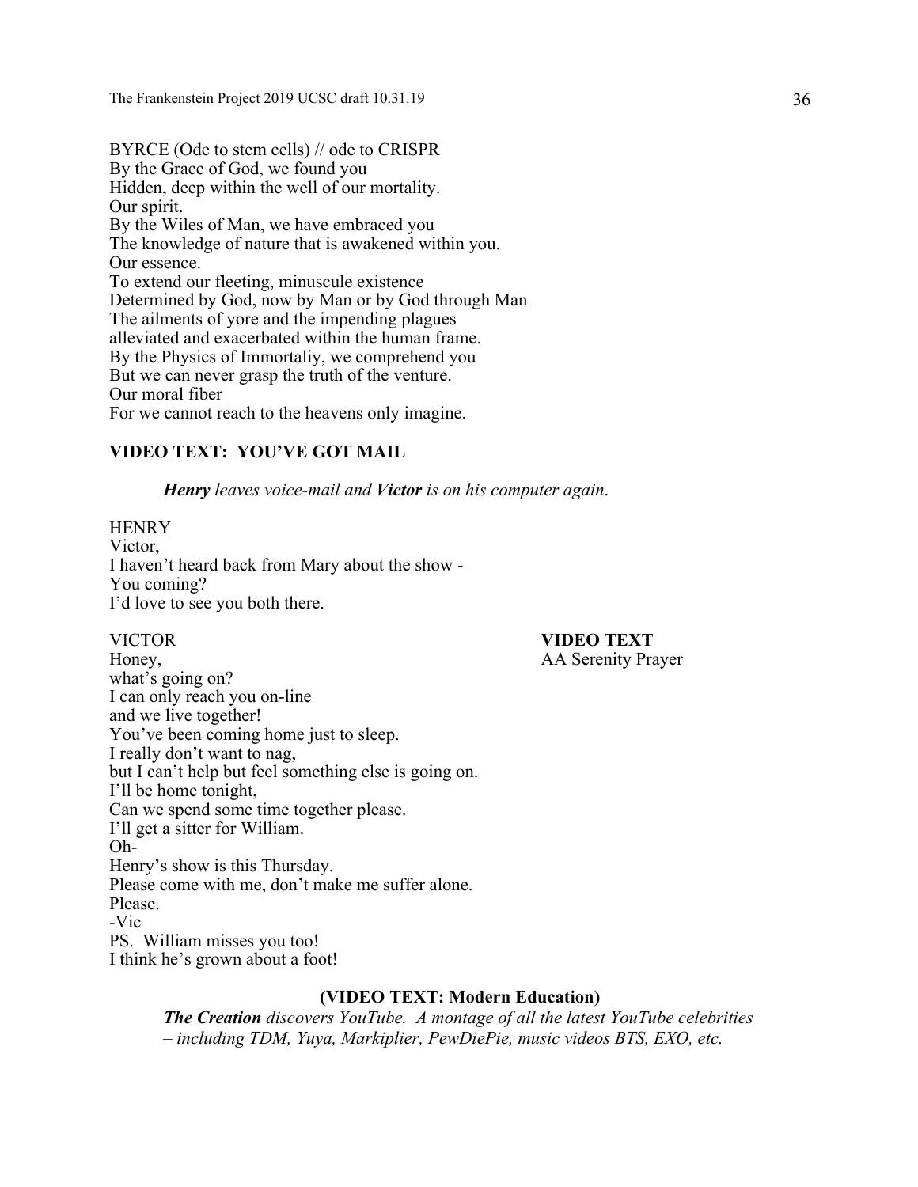BYRCE (Ode to stem cells) // ode to CRISPR
By the Grace of God, we found you
Hidden, deep within the well of our mortality.
Our spirit.
By the Wiles of Man, we have embraced you
The knowledge of nature that is awakened within you.
Our essence.
To extend our fleeting, minuscule existence
Determined by God, now by Man or by God through Man
The ailments of yore and the impending plagues
alleviated and exacerbated within the human frame.
By the Physics of Immortaliy, we comprehend you
But we can never grasp the truth of the venture.
Our moral fiber
For we cannot reach to the heavens only imagine.

**VIDEO TEXT: YOU'VE GOT MAIL**

***Henry** leaves voice-mail and **Victor** is on his computer again.*

HENRY
Victor,
I haven't heard back from Mary about the show -
You coming?
I'd love to see you both there.

VICTOR
Honey,
what's going on?
I can only reach you on-line
and we live together!
You've been coming home just to sleep.
I really don't want to nag,
but I can't help but feel something else is going on.
I'll be home tonight,
Can we spend some time together please.
I'll get a sitter for William.
Oh-
Henry's show is this Thursday.
Please come with me, don't make me suffer alone.
Please.
-Vic
PS. William misses you too!
I think he's grown about a foot!

**VIDEO TEXT**
AA Serenity Prayer

**(VIDEO TEXT: Modern Education)**

***The Creation** discovers YouTube. A montage of all the latest YouTube celebrities – including TDM, Yuya, Markiplier, PewDiePie, music videos BTS, EXO, etc.*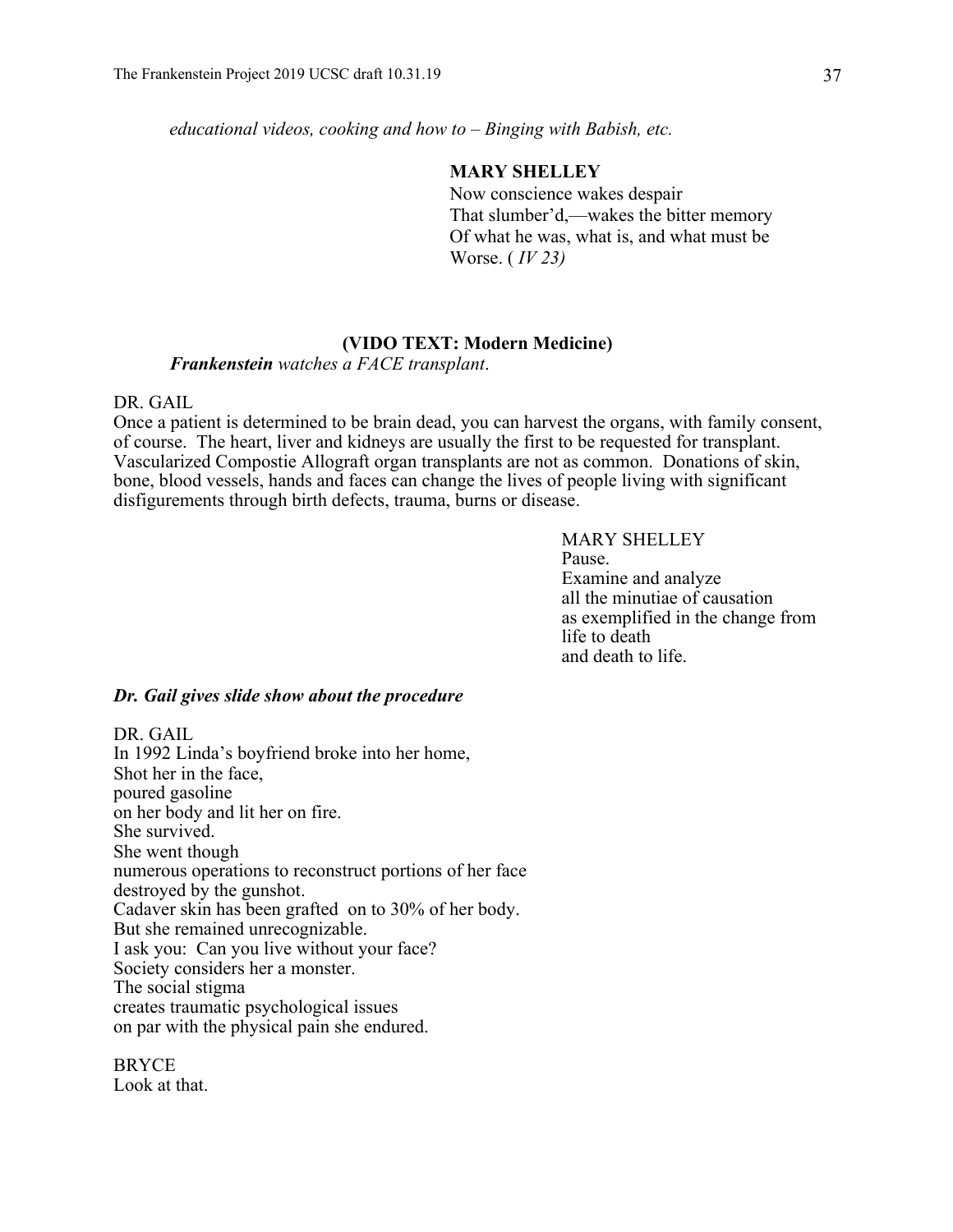*educational videos, cooking and how to – Binging with Babish, etc.*

**MARY SHELLEY**
Now conscience wakes despair
That slumber'd,—wakes the bitter memory
Of what he was, what is, and what must be
Worse. ( *IV 23)*

**(VIDO TEXT: Modern Medicine)**

***Frankenstein** watches a FACE transplant*.

DR. GAIL
Once a patient is determined to be brain dead, you can harvest the organs, with family consent, of course. The heart, liver and kidneys are usually the first to be requested for transplant. Vascularized Compostie Allograft organ transplants are not as common. Donations of skin, bone, blood vessels, hands and faces can change the lives of people living with significant disfigurements through birth defects, trauma, burns or disease.

MARY SHELLEY
Pause.
Examine and analyze
all the minutiae of causation
as exemplified in the change from
life to death
and death to life.

***Dr. Gail gives slide show about the procedure***

DR. GAIL
In 1992 Linda's boyfriend broke into her home,
Shot her in the face,
poured gasoline
on her body and lit her on fire.
She survived.
She went though
numerous operations to reconstruct portions of her face
destroyed by the gunshot.
Cadaver skin has been grafted on to 30% of her body.
But she remained unrecognizable.
I ask you: Can you live without your face?
Society considers her a monster.
The social stigma
creates traumatic psychological issues
on par with the physical pain she endured.

BRYCE
Look at that.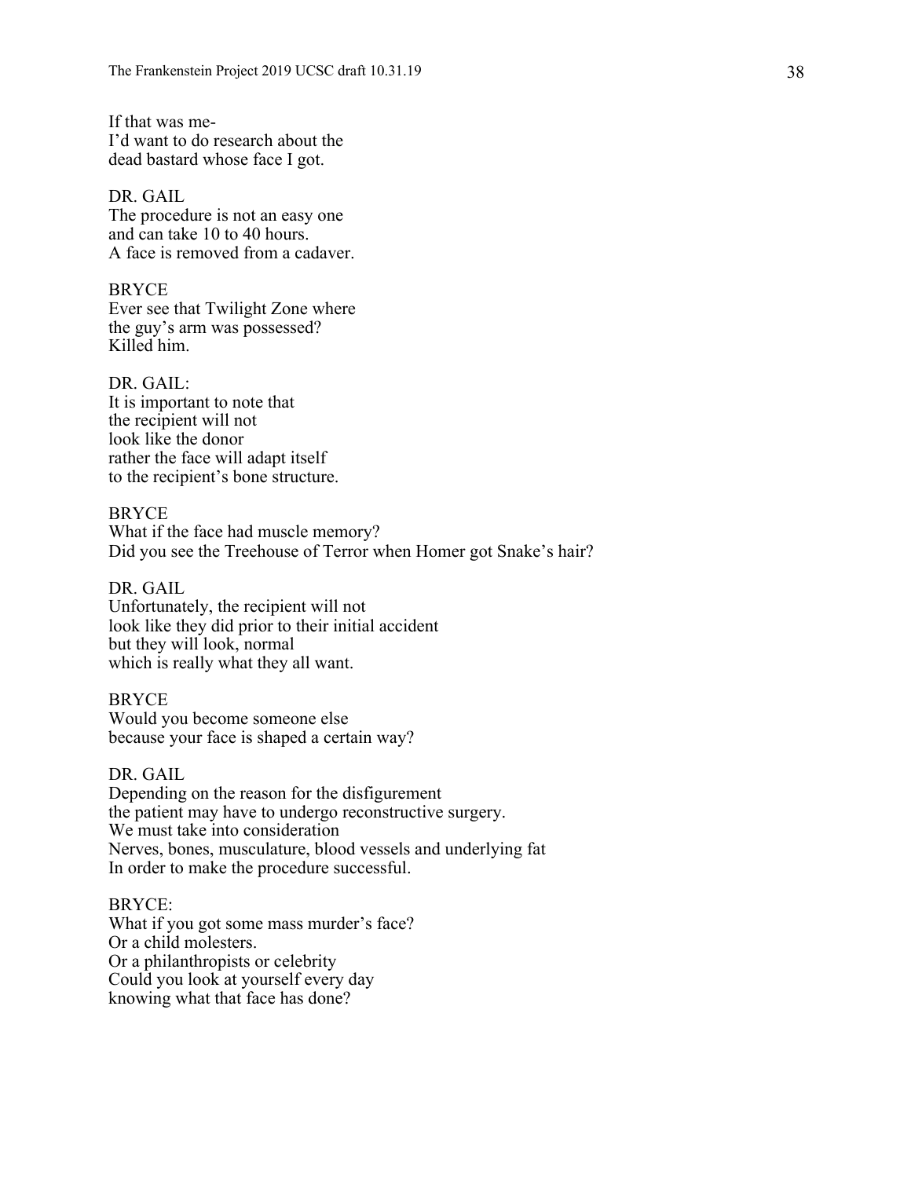If that was me-  
I'd want to do research about the  
dead bastard whose face I got.

DR. GAIL  
The procedure is not an easy one  
and can take 10 to 40 hours.  
A face is removed from a cadaver.

BRYCE  
Ever see that Twilight Zone where  
the guy's arm was possessed?  
Killed him.

DR. GAIL:  
It is important to note that  
the recipient will not  
look like the donor  
rather the face will adapt itself  
to the recipient's bone structure.

BRYCE  
What if the face had muscle memory?  
Did you see the Treehouse of Terror when Homer got Snake's hair?

DR. GAIL  
Unfortunately, the recipient will not  
look like they did prior to their initial accident  
but they will look, normal  
which is really what they all want.

BRYCE  
Would you become someone else  
because your face is shaped a certain way?

DR. GAIL  
Depending on the reason for the disfigurement  
the patient may have to undergo reconstructive surgery.  
We must take into consideration  
Nerves, bones, musculature, blood vessels and underlying fat  
In order to make the procedure successful.

BRYCE:  
What if you got some mass murder's face?  
Or a child molesters.  
Or a philanthropists or celebrity  
Could you look at yourself every day  
knowing what that face has done?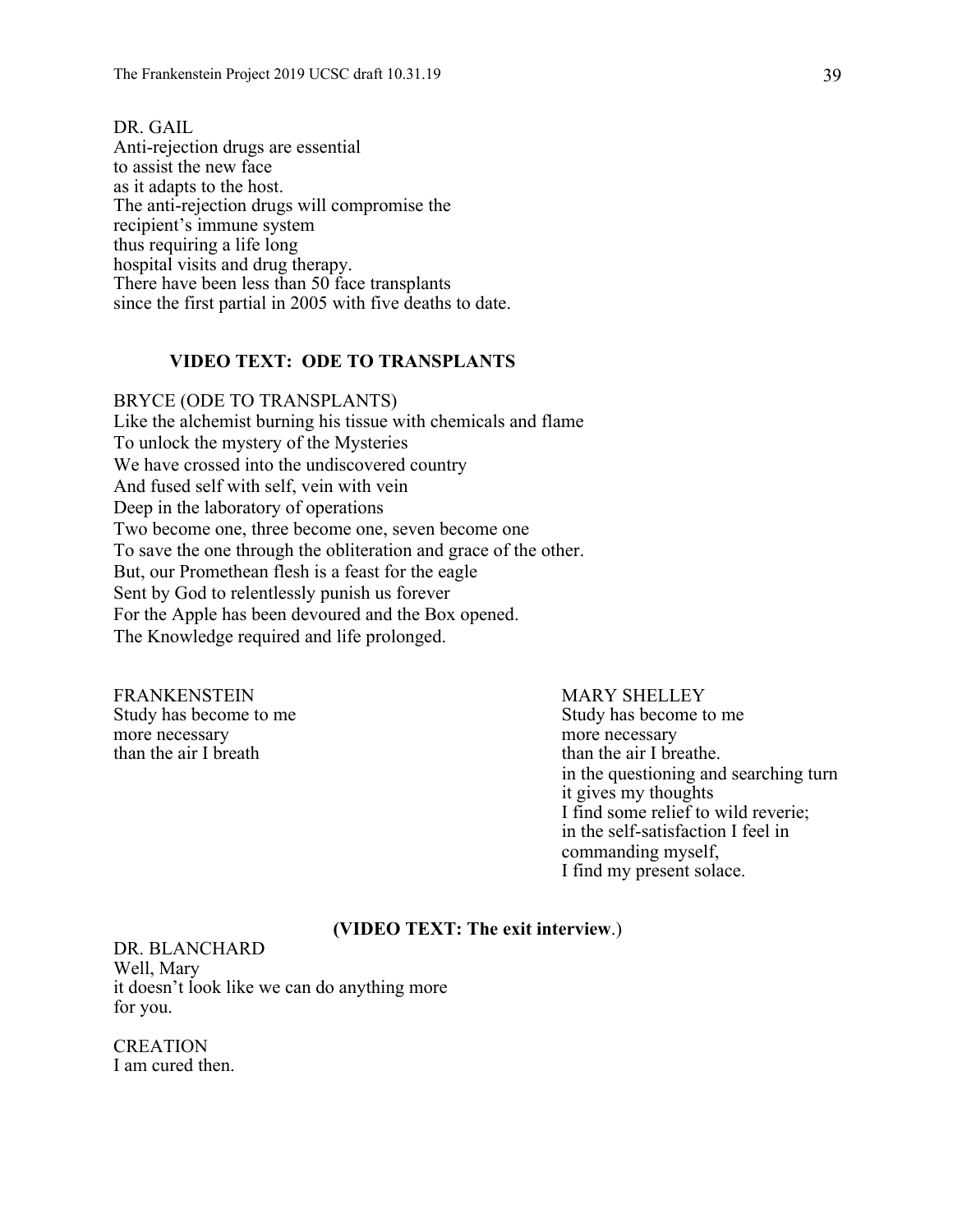DR. GAIL
Anti-rejection drugs are essential
to assist the new face
as it adapts to the host.
The anti-rejection drugs will compromise the
recipient's immune system
thus requiring a life long
hospital visits and drug therapy.
There have been less than 50 face transplants
since the first partial in 2005 with five deaths to date.

**VIDEO TEXT: ODE TO TRANSPLANTS**

BRYCE (ODE TO TRANSPLANTS)
Like the alchemist burning his tissue with chemicals and flame
To unlock the mystery of the Mysteries
We have crossed into the undiscovered country
And fused self with self, vein with vein
Deep in the laboratory of operations
Two become one, three become one, seven become one
To save the one through the obliteration and grace of the other.
But, our Promethean flesh is a feast for the eagle
Sent by God to relentlessly punish us forever
For the Apple has been devoured and the Box opened.
The Knowledge required and life prolonged.

FRANKENSTEIN
Study has become to me
more necessary
than the air I breath

MARY SHELLEY
Study has become to me
more necessary
than the air I breathe.
in the questioning and searching turn
it gives my thoughts
I find some relief to wild reverie;
in the self-satisfaction I feel in
commanding myself,
I find my present solace.

**(VIDEO TEXT: The exit interview**.)

DR. BLANCHARD
Well, Mary
it doesn't look like we can do anything more
for you.

CREATION
I am cured then.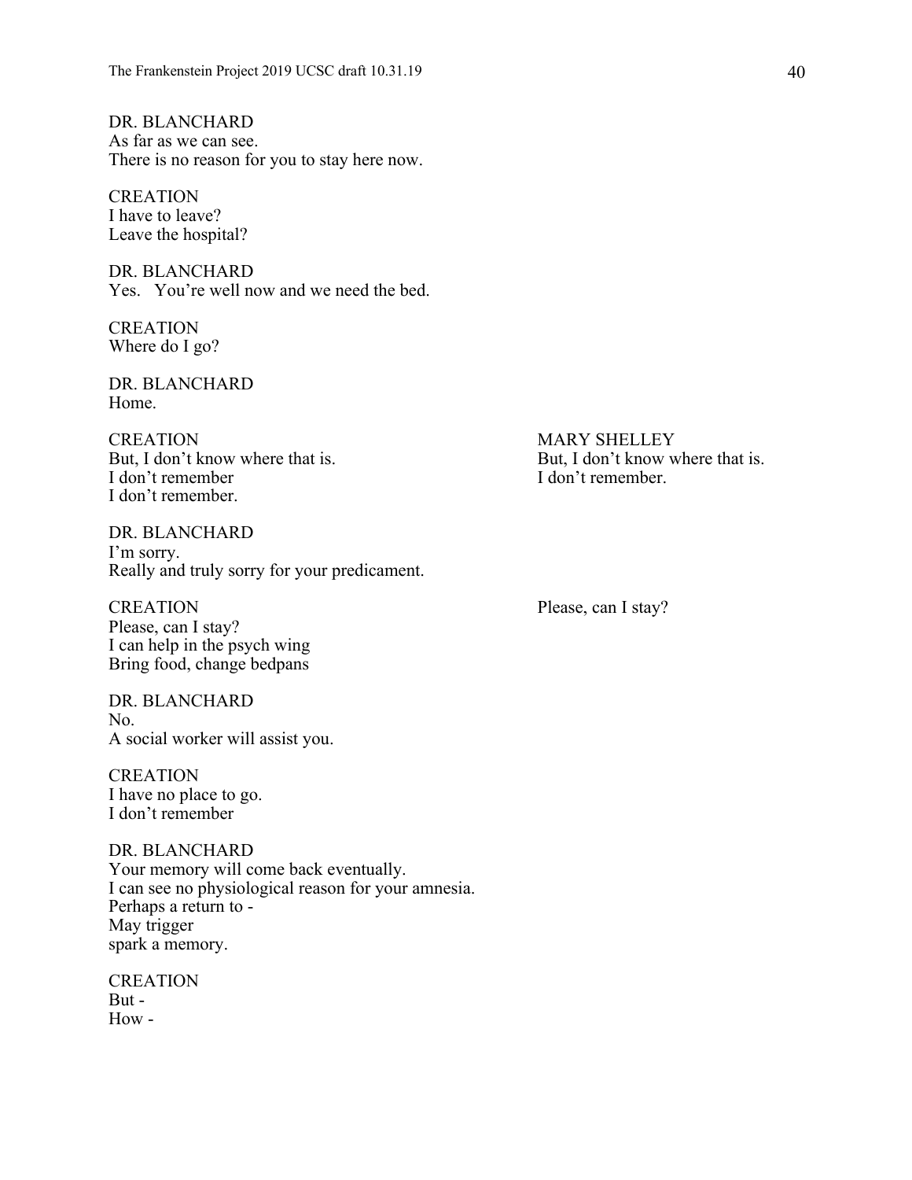DR. BLANCHARD
As far as we can see.
There is no reason for you to stay here now.

CREATION
I have to leave?
Leave the hospital?

DR. BLANCHARD
Yes. You're well now and we need the bed.

CREATION
Where do I go?

DR. BLANCHARD
Home.

CREATION
But, I don't know where that is.
I don't remember
I don't remember.

MARY SHELLEY
But, I don't know where that is.
I don't remember.

DR. BLANCHARD
I'm sorry.
Really and truly sorry for your predicament.

CREATION
Please, can I stay?
I can help in the psych wing
Bring food, change bedpans

MARY SHELLEY
Please, can I stay?

DR. BLANCHARD
No.
A social worker will assist you.

CREATION
I have no place to go.
I don't remember

DR. BLANCHARD
Your memory will come back eventually.
I can see no physiological reason for your amnesia.
Perhaps a return to -
May trigger
spark a memory.

CREATION
But -
How -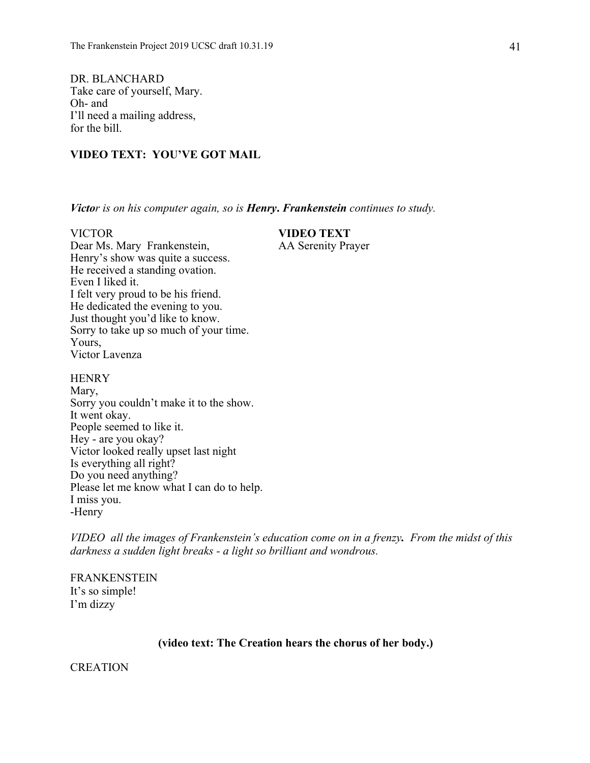DR. BLANCHARD
Take care of yourself, Mary.
Oh- and
I'll need a mailing address,
for the bill.

**VIDEO TEXT: YOU'VE GOT MAIL**

***Victo****r is on his computer again, so is* ***Henry****.* ***Frankenstein*** *continues to study.*

VICTOR
Dear Ms. Mary Frankenstein,
Henry's show was quite a success.
He received a standing ovation.
Even I liked it.
I felt very proud to be his friend.
He dedicated the evening to you.
Just thought you'd like to know.
Sorry to take up so much of your time.
Yours,
Victor Lavenza

**VIDEO TEXT**
AA Serenity Prayer

HENRY
Mary,
Sorry you couldn't make it to the show.
It went okay.
People seemed to like it.
Hey - are you okay?
Victor looked really upset last night
Is everything all right?
Do you need anything?
Please let me know what I can do to help.
I miss you.
-Henry

*VIDEO all the images of Frankenstein's education come on in a frenzy.* ***.*** *From the midst of this darkness a sudden light breaks - a light so brilliant and wondrous.*

FRANKENSTEIN
It's so simple!
I'm dizzy

**(video text: The Creation hears the chorus of her body.)**

CREATION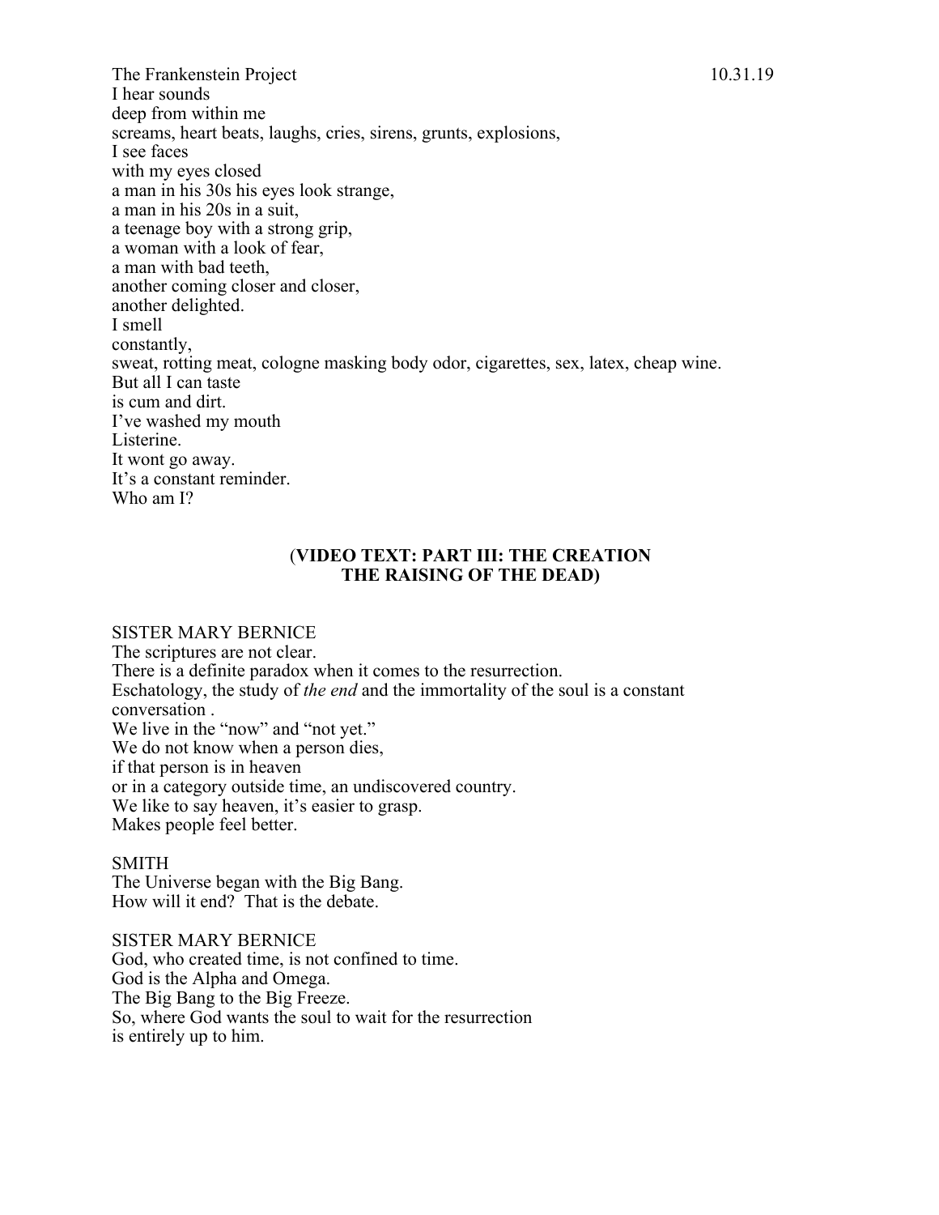The Frankenstein Project 10.31.19

I hear sounds
deep from within me
screams, heart beats, laughs, cries, sirens, grunts, explosions,
I see faces
with my eyes closed
a man in his 30s his eyes look strange,
a man in his 20s in a suit,
a teenage boy with a strong grip,
a woman with a look of fear,
a man with bad teeth,
another coming closer and closer,
another delighted.
I smell
constantly,
sweat, rotting meat, cologne masking body odor, cigarettes, sex, latex, cheap wine.
But all I can taste
is cum and dirt.
I've washed my mouth
Listerine.
It wont go away.
It's a constant reminder.
Who am I?

**(VIDEO TEXT: PART III: THE CREATION
THE RAISING OF THE DEAD)**

SISTER MARY BERNICE
The scriptures are not clear.
There is a definite paradox when it comes to the resurrection.
Eschatology, the study of *the end* and the immortality of the soul is a constant conversation .
We live in the "now" and "not yet."
We do not know when a person dies,
if that person is in heaven
or in a category outside time, an undiscovered country.
We like to say heaven, it's easier to grasp.
Makes people feel better.

SMITH
The Universe began with the Big Bang.
How will it end? That is the debate.

SISTER MARY BERNICE
God, who created time, is not confined to time.
God is the Alpha and Omega.
The Big Bang to the Big Freeze.
So, where God wants the soul to wait for the resurrection
is entirely up to him.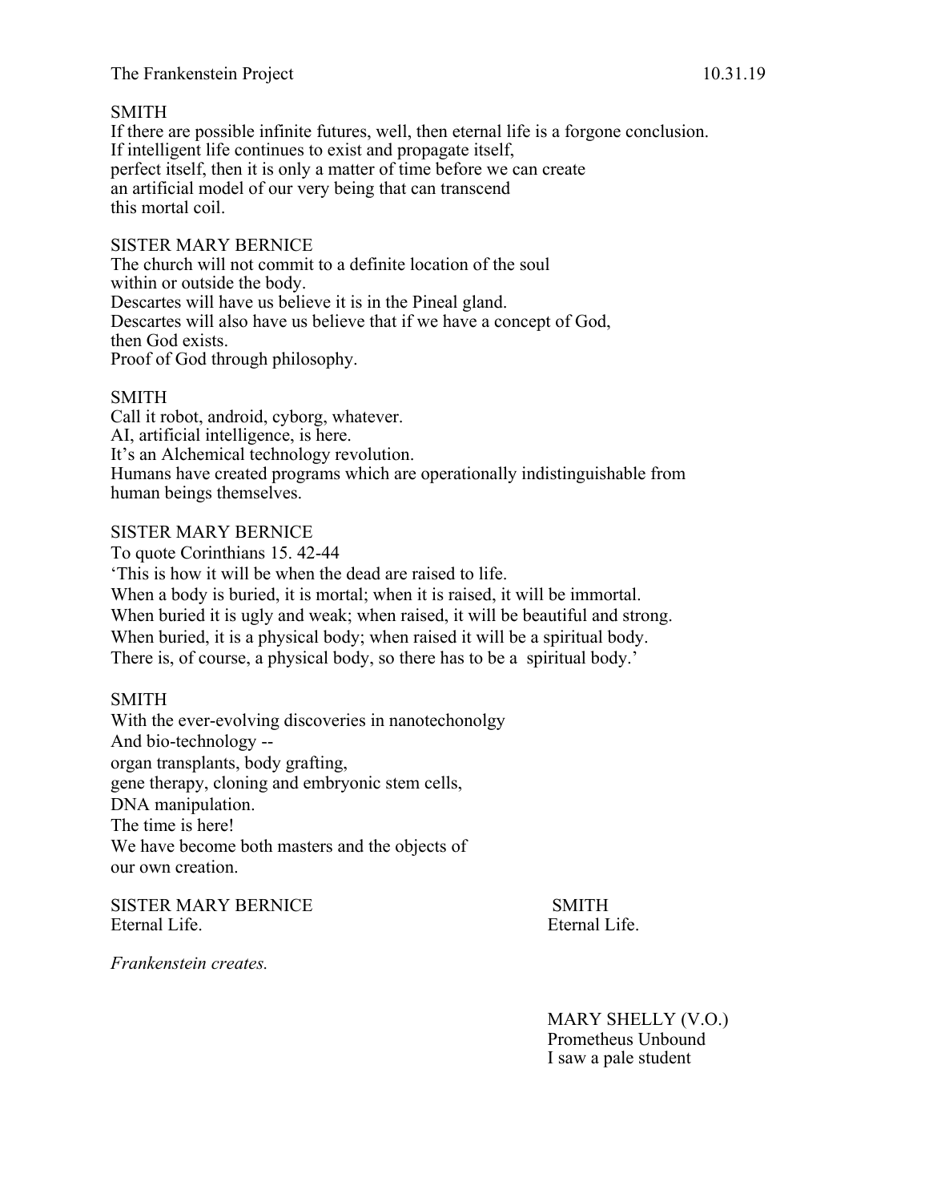SMITH
If there are possible infinite futures, well, then eternal life is a forgone conclusion.
If intelligent life continues to exist and propagate itself,
perfect itself, then it is only a matter of time before we can create
an artificial model of our very being that can transcend
this mortal coil.

SISTER MARY BERNICE
The church will not commit to a definite location of the soul
within or outside the body.
Descartes will have us believe it is in the Pineal gland.
Descartes will also have us believe that if we have a concept of God,
then God exists.
Proof of God through philosophy.

SMITH
Call it robot, android, cyborg, whatever.
AI, artificial intelligence, is here.
It's an Alchemical technology revolution.
Humans have created programs which are operationally indistinguishable from
human beings themselves.

SISTER MARY BERNICE
To quote Corinthians 15. 42-44
'This is how it will be when the dead are raised to life.
When a body is buried, it is mortal; when it is raised, it will be immortal.
When buried it is ugly and weak; when raised, it will be beautiful and strong.
When buried, it is a physical body; when raised it will be a spiritual body.
There is, of course, a physical body, so there has to be a spiritual body.'

SMITH
With the ever-evolving discoveries in nanotechonolgy
And bio-technology --
organ transplants, body grafting,
gene therapy, cloning and embryonic stem cells,
DNA manipulation.
The time is here!
We have become both masters and the objects of
our own creation.

SISTER MARY BERNICE
Eternal Life.

SMITH
Eternal Life.

*Frankenstein creates.*

MARY SHELLY (V.O.)
Prometheus Unbound
I saw a pale student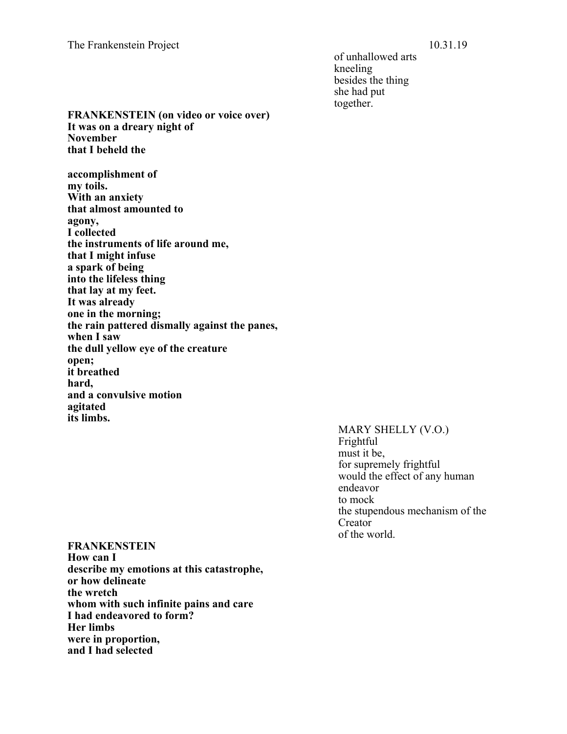of unhallowed arts
kneeling
besides the thing
she had put
together.

**FRANKENSTEIN (on video or voice over)**
**It was on a dreary night of**
**November**
**that I beheld the**

**accomplishment of**
**my toils.**
**With an anxiety**
**that almost amounted to**
**agony,**
**I collected**
**the instruments of life around me,**
**that I might infuse**
**a spark of being**
**into the lifeless thing**
**that lay at my feet.**
**It was already**
**one in the morning;**
**the rain pattered dismally against the panes,**
**when I saw**
**the dull yellow eye of the creature**
**open;**
**it breathed**
**hard,**
**and a convulsive motion**
**agitated**
**its limbs.**

MARY SHELLY (V.O.)
Frightful
must it be,
for supremely frightful
would the effect of any human
endeavor
to mock
the stupendous mechanism of the
Creator
of the world.

**FRANKENSTEIN**
**How can I**
**describe my emotions at this catastrophe,**
**or how delineate**
**the wretch**
**whom with such infinite pains and care**
**I had endeavored to form?**
**Her limbs**
**were in proportion,**
**and I had selected**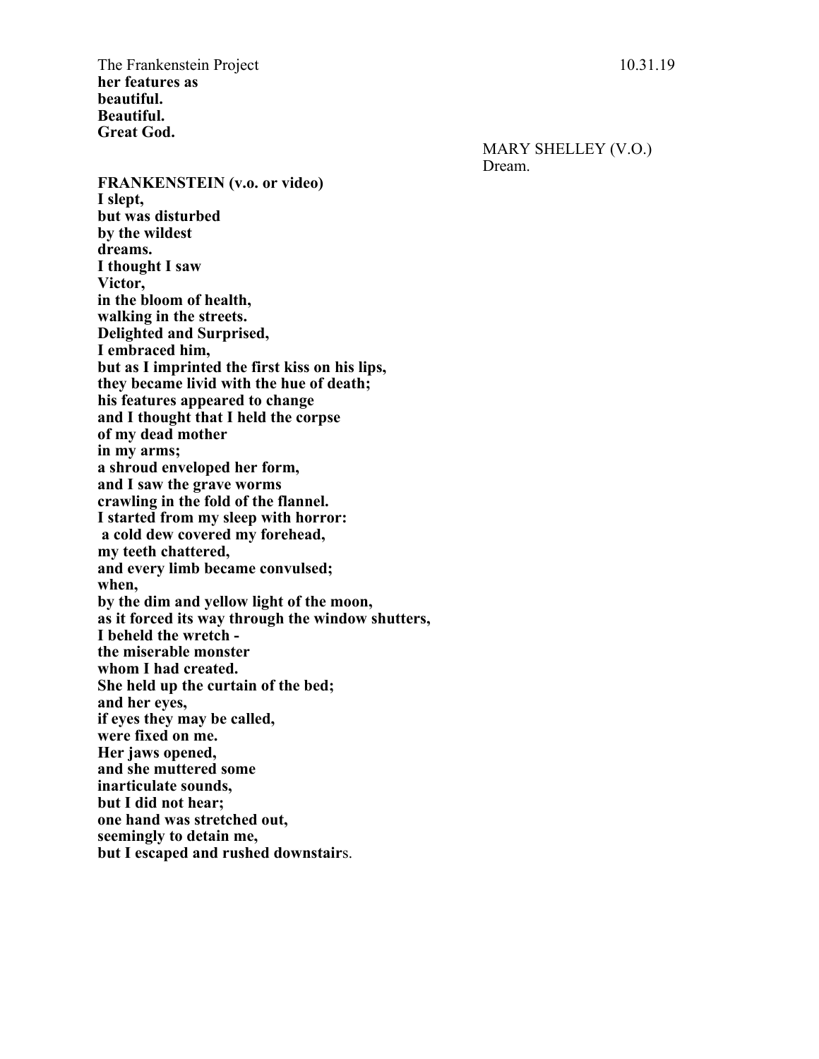**her features as**
**beautiful.**
**Beautiful.**
**Great God.**

MARY SHELLEY (V.O.)
Dream.

**FRANKENSTEIN (v.o. or video)**
**I slept,**
**but was disturbed**
**by the wildest**
**dreams.**
**I thought I saw**
**Victor,**
**in the bloom of health,**
**walking in the streets.**
**Delighted and Surprised,**
**I embraced him,**
**but as I imprinted the first kiss on his lips,**
**they became livid with the hue of death;**
**his features appeared to change**
**and I thought that I held the corpse**
**of my dead mother**
**in my arms;**
**a shroud enveloped her form,**
**and I saw the grave worms**
**crawling in the fold of the flannel.**
**I started from my sleep with horror:**
**a cold dew covered my forehead,**
**my teeth chattered,**
**and every limb became convulsed;**
**when,**
**by the dim and yellow light of the moon,**
**as it forced its way through the window shutters,**
**I beheld the wretch -**
**the miserable monster**
**whom I had created.**
**She held up the curtain of the bed;**
**and her eyes,**
**if eyes they may be called,**
**were fixed on me.**
**Her jaws opened,**
**and she muttered some**
**inarticulate sounds,**
**but I did not hear;**
**one hand was stretched out,**
**seemingly to detain me,**
**but I escaped and rushed downstair**s.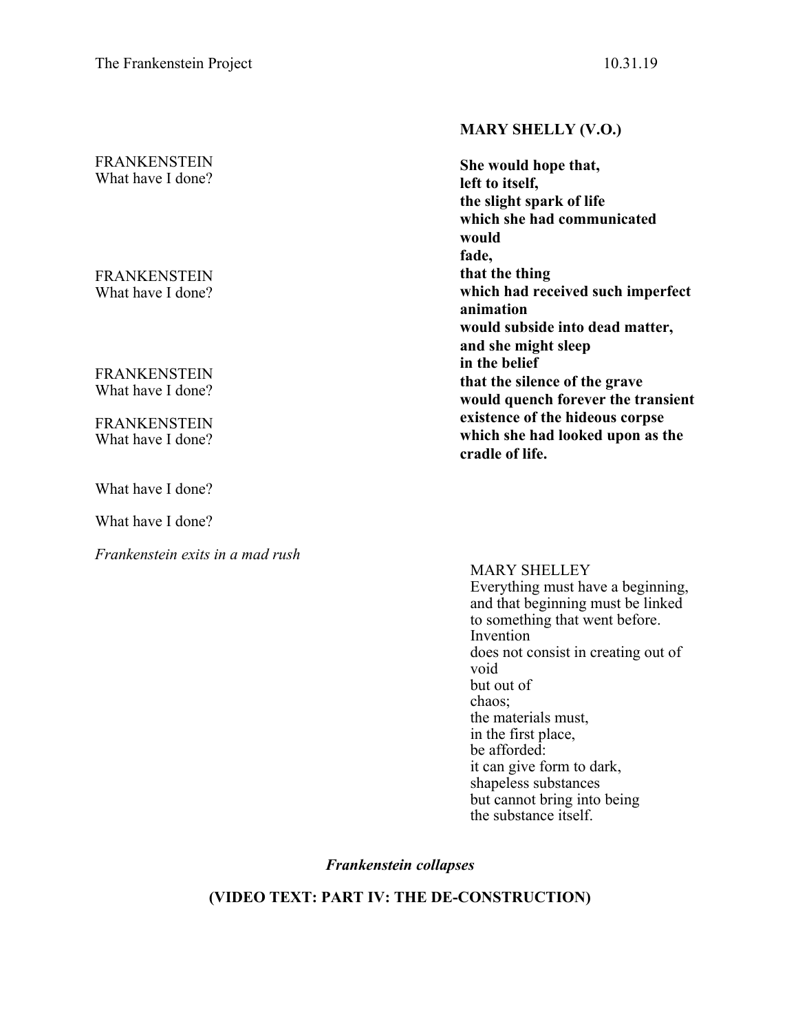**MARY SHELLY (V.O.)**

**She would hope that,**
**left to itself,**
**the slight spark of life**
**which she had communicated**
**would**
**fade,**
**that the thing**
**which had received such imperfect animation**
**would subside into dead matter,**
**and she might sleep**
**in the belief**
**that the silence of the grave**
**would quench forever the transient existence of the hideous corpse**
**which she had looked upon as the cradle of life.**

FRANKENSTEIN
What have I done?

FRANKENSTEIN
What have I done?

FRANKENSTEIN
What have I done?

FRANKENSTEIN
What have I done?

What have I done?

What have I done?

*Frankenstein exits in a mad rush*

MARY SHELLEY
Everything must have a beginning,
and that beginning must be linked
to something that went before.
Invention
does not consist in creating out of void
but out of
chaos;
the materials must,
in the first place,
be afforded:
it can give form to dark,
shapeless substances
but cannot bring into being
the substance itself.

***Frankenstein collapses***

**(VIDEO TEXT: PART IV: THE DE-CONSTRUCTION)**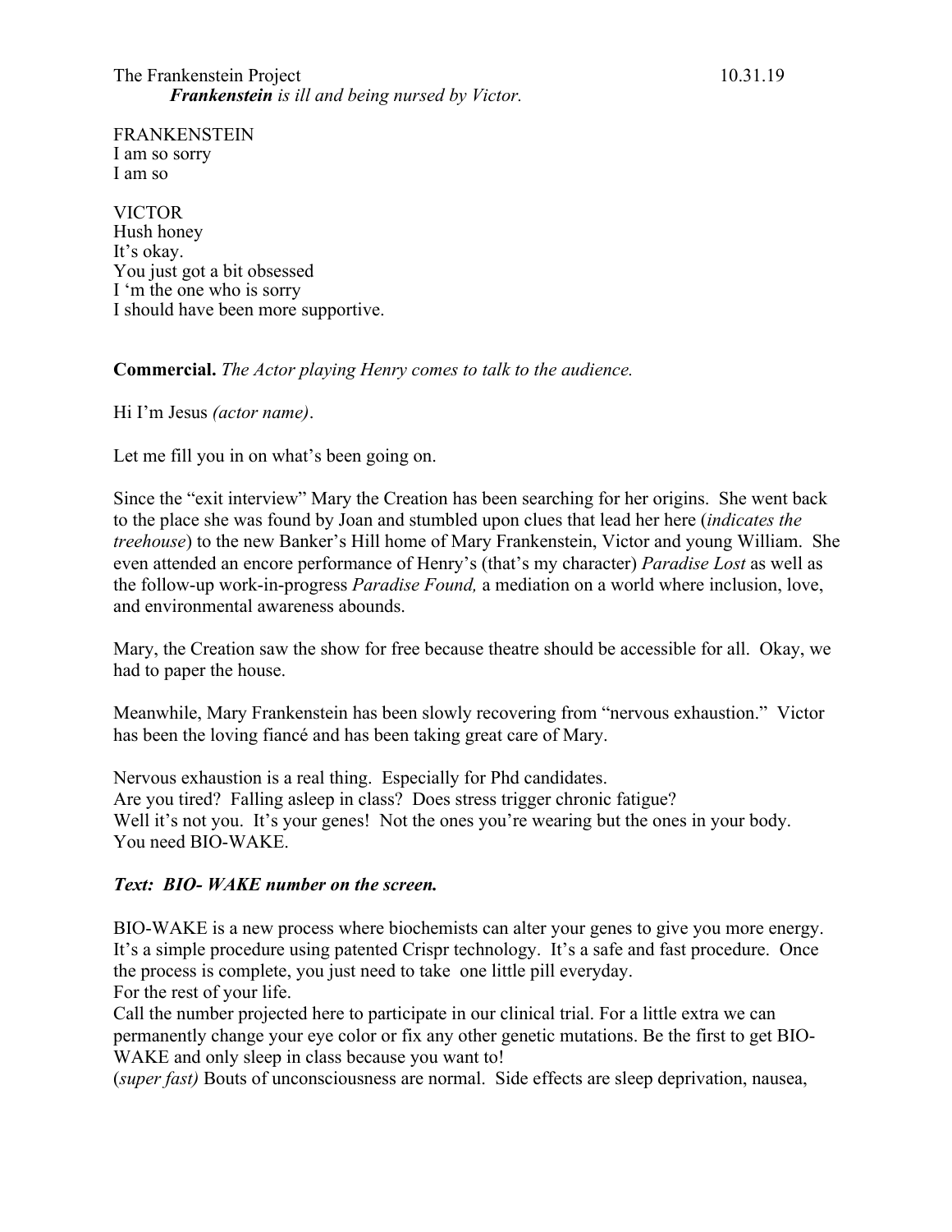*Frankenstein* ***is ill and being nursed by Victor.***

FRANKENSTEIN
I am so sorry
I am so

VICTOR
Hush honey
It's okay.
You just got a bit obsessed
I 'm the one who is sorry
I should have been more supportive.

**Commercial.** *The Actor playing Henry comes to talk to the audience.*

Hi I'm Jesus *(actor name)*.

Let me fill you in on what's been going on.

Since the "exit interview" Mary the Creation has been searching for her origins. She went back to the place she was found by Joan and stumbled upon clues that lead her here (*indicates the treehouse*) to the new Banker's Hill home of Mary Frankenstein, Victor and young William. She even attended an encore performance of Henry's (that's my character) *Paradise Lost* as well as the follow-up work-in-progress *Paradise Found,* a mediation on a world where inclusion, love, and environmental awareness abounds.

Mary, the Creation saw the show for free because theatre should be accessible for all. Okay, we had to paper the house.

Meanwhile, Mary Frankenstein has been slowly recovering from "nervous exhaustion." Victor has been the loving fiancé and has been taking great care of Mary.

Nervous exhaustion is a real thing. Especially for Phd candidates.
Are you tired? Falling asleep in class? Does stress trigger chronic fatigue?
Well it's not you. It's your genes! Not the ones you're wearing but the ones in your body.
You need BIO-WAKE.

***Text: BIO- WAKE number on the screen.***

BIO-WAKE is a new process where biochemists can alter your genes to give you more energy. It's a simple procedure using patented Crispr technology. It's a safe and fast procedure. Once the process is complete, you just need to take one little pill everyday.
For the rest of your life.
Call the number projected here to participate in our clinical trial. For a little extra we can permanently change your eye color or fix any other genetic mutations. Be the first to get BIO-WAKE and only sleep in class because you want to!
(*super fast)* Bouts of unconsciousness are normal. Side effects are sleep deprivation, nausea,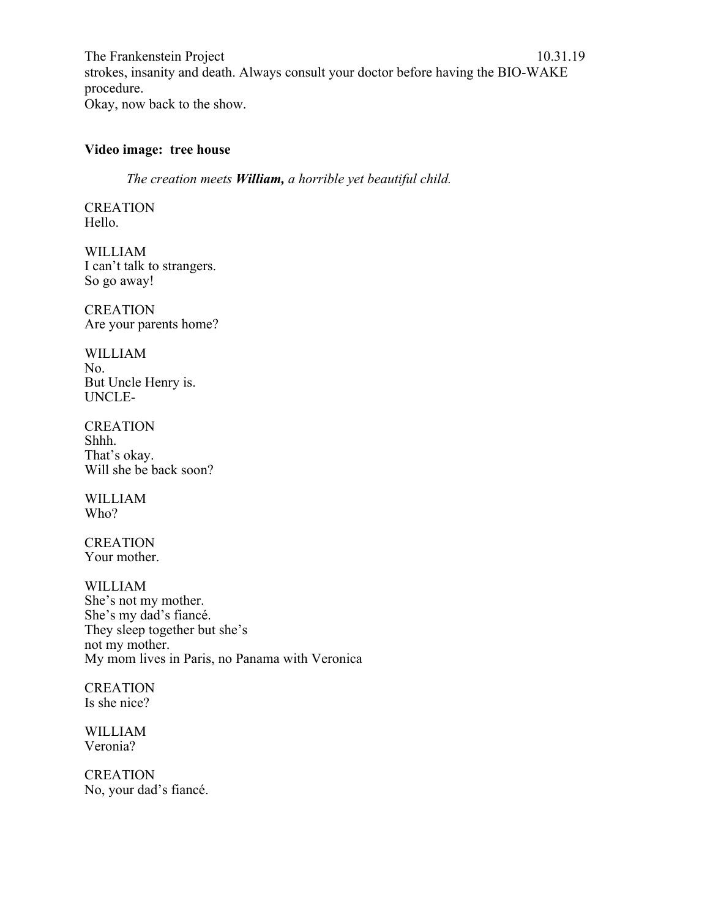strokes, insanity and death. Always consult your doctor before having the BIO-WAKE procedure.
Okay, now back to the show.

**Video image: tree house**

*The creation meets **William,** a horrible yet beautiful child.*

CREATION
Hello.

WILLIAM
I can't talk to strangers.
So go away!

CREATION
Are your parents home?

WILLIAM
No.
But Uncle Henry is.
UNCLE-

CREATION
Shhh.
That's okay.
Will she be back soon?

WILLIAM
Who?

CREATION
Your mother.

WILLIAM
She's not my mother.
She's my dad's fiancé.
They sleep together but she's
not my mother.
My mom lives in Paris, no Panama with Veronica

CREATION
Is she nice?

WILLIAM
Veronia?

CREATION
No, your dad's fiancé.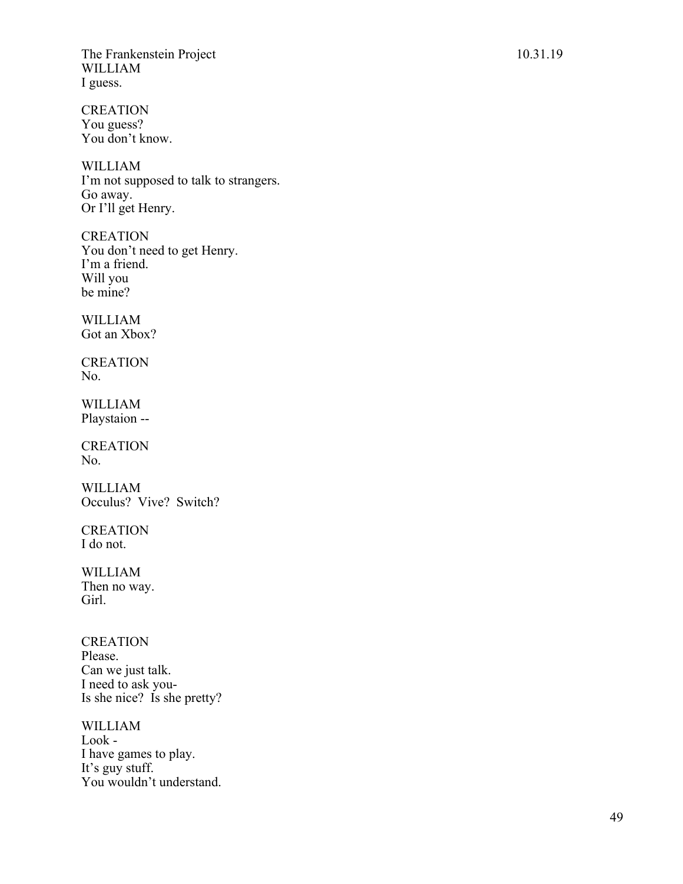WILLIAM
I guess.

CREATION
You guess?
You don't know.

WILLIAM
I'm not supposed to talk to strangers.
Go away.
Or I'll get Henry.

CREATION
You don't need to get Henry.
I'm a friend.
Will you
be mine?

WILLIAM
Got an Xbox?

CREATION
No.

WILLIAM
Playstaion --

CREATION
No.

WILLIAM
Occulus?  Vive?  Switch?

CREATION
I do not.

WILLIAM
Then no way.
Girl.

CREATION
Please.
Can we just talk.
I need to ask you-
Is she nice?  Is she pretty?

WILLIAM
Look -
I have games to play.
It's guy stuff.
You wouldn't understand.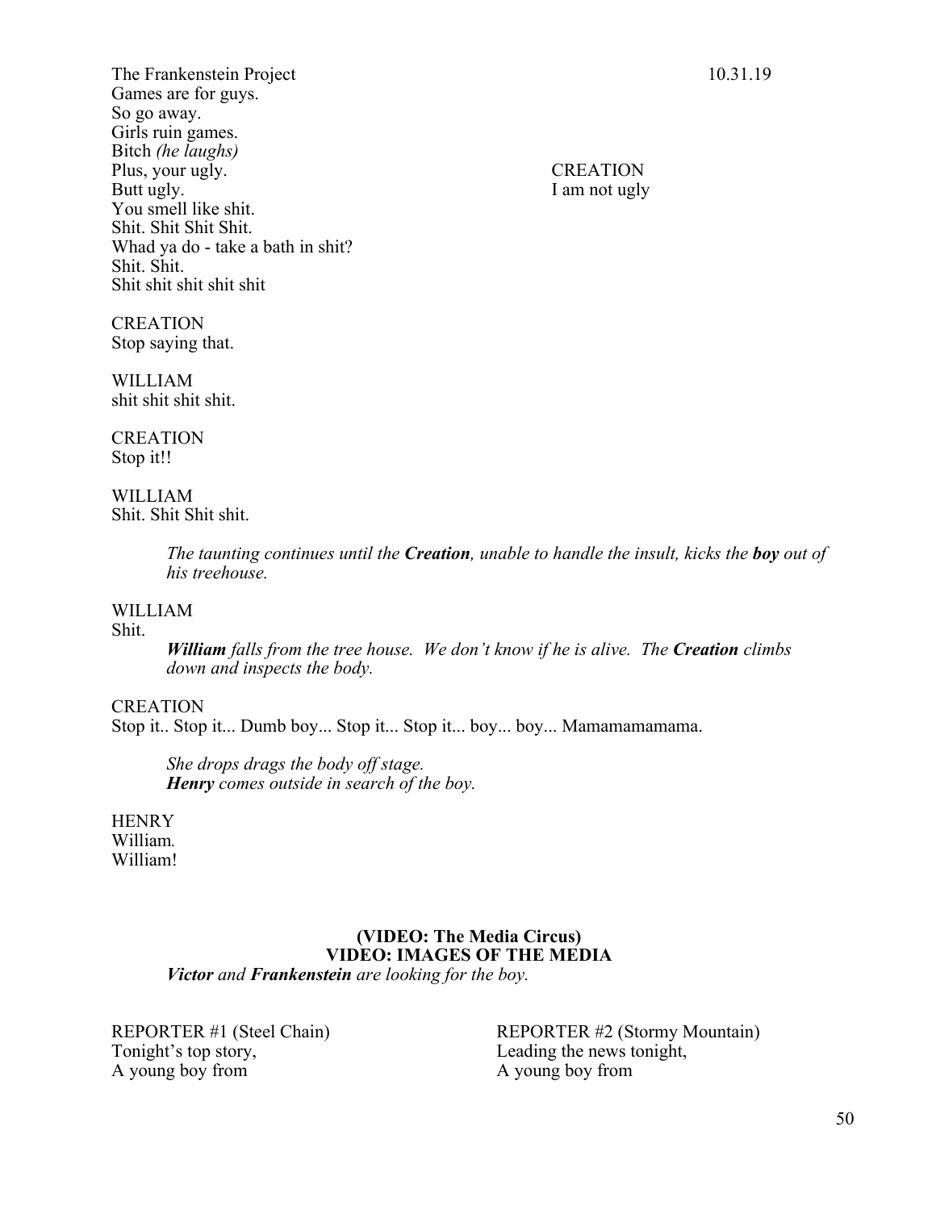Games are for guys.
So go away.
Girls ruin games.
Bitch *(he laughs)*
Plus, your ugly.
Butt ugly.
You smell like shit.
Shit. Shit Shit Shit.
Whad ya do - take a bath in shit?
Shit. Shit.
Shit shit shit shit shit

CREATION
I am not ugly

CREATION
Stop saying that.

WILLIAM
shit shit shit shit.

CREATION
Stop it!!

WILLIAM
Shit. Shit Shit shit.

> *The taunting continues until the* ***Creation****, unable to handle the insult, kicks the* ***boy*** *out of his treehouse.*

WILLIAM
Shit.

> ***William*** *falls from the tree house. We don't know if he is alive. The* ***Creation*** *climbs down and inspects the body.*

CREATION
Stop it.. Stop it... Dumb boy... Stop it... Stop it... boy... boy... Mamamamamama.

> *She drops drags the body off stage.*
> ***Henry*** *comes outside in search of the boy.*

HENRY
William.
William!

**(VIDEO: The Media Circus)**
**VIDEO: IMAGES OF THE MEDIA**

> ***Victor*** *and* ***Frankenstein*** *are looking for the boy.*

REPORTER #1 (Steel Chain)
Tonight's top story,
A young boy from

REPORTER #2 (Stormy Mountain)
Leading the news tonight,
A young boy from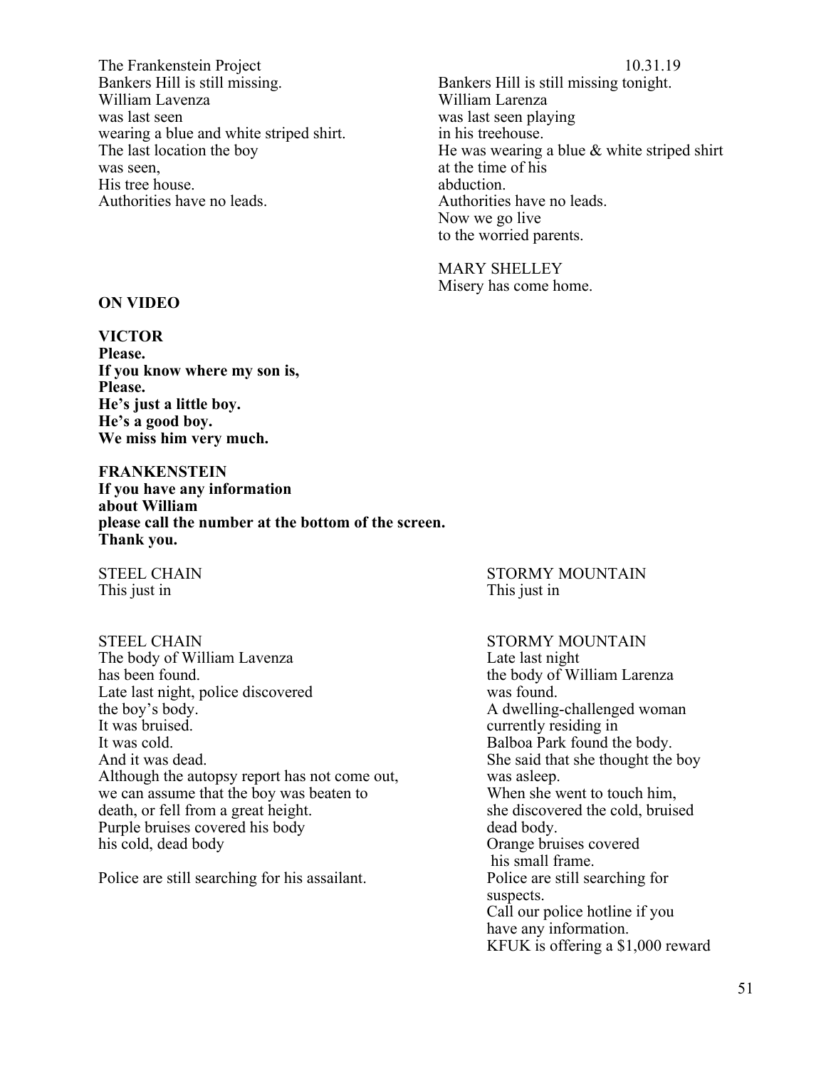Bankers Hill is still missing.
William Lavenza
was last seen
wearing a blue and white striped shirt.
The last location the boy
was seen,
His tree house.
Authorities have no leads.

Bankers Hill is still missing tonight.
William Larenza
was last seen playing
in his treehouse.
He was wearing a blue & white striped shirt
at the time of his
abduction.
Authorities have no leads.
Now we go live
to the worried parents.

MARY SHELLEY
Misery has come home.

**ON VIDEO**

**VICTOR**
**Please.**
**If you know where my son is,**
**Please.**
**He's just a little boy.**
**He's a good boy.**
**We miss him very much.**

**FRANKENSTEIN**
**If you have any information**
**about William**
**please call the number at the bottom of the screen.**
**Thank you.**

STEEL CHAIN
This just in

STORMY MOUNTAIN
This just in

STEEL CHAIN
The body of William Lavenza
has been found.
Late last night, police discovered
the boy's body.
It was bruised.
It was cold.
And it was dead.
Although the autopsy report has not come out,
we can assume that the boy was beaten to
death, or fell from a great height.
Purple bruises covered his body
his cold, dead body

Police are still searching for his assailant.

STORMY MOUNTAIN
Late last night
the body of William Larenza
was found.
A dwelling-challenged woman
currently residing in
Balboa Park found the body.
She said that she thought the boy
was asleep.
When she went to touch him,
she discovered the cold, bruised
dead body.
Orange bruises covered
his small frame.
Police are still searching for
suspects.
Call our police hotline if you
have any information.
KFUK is offering a $1,000 reward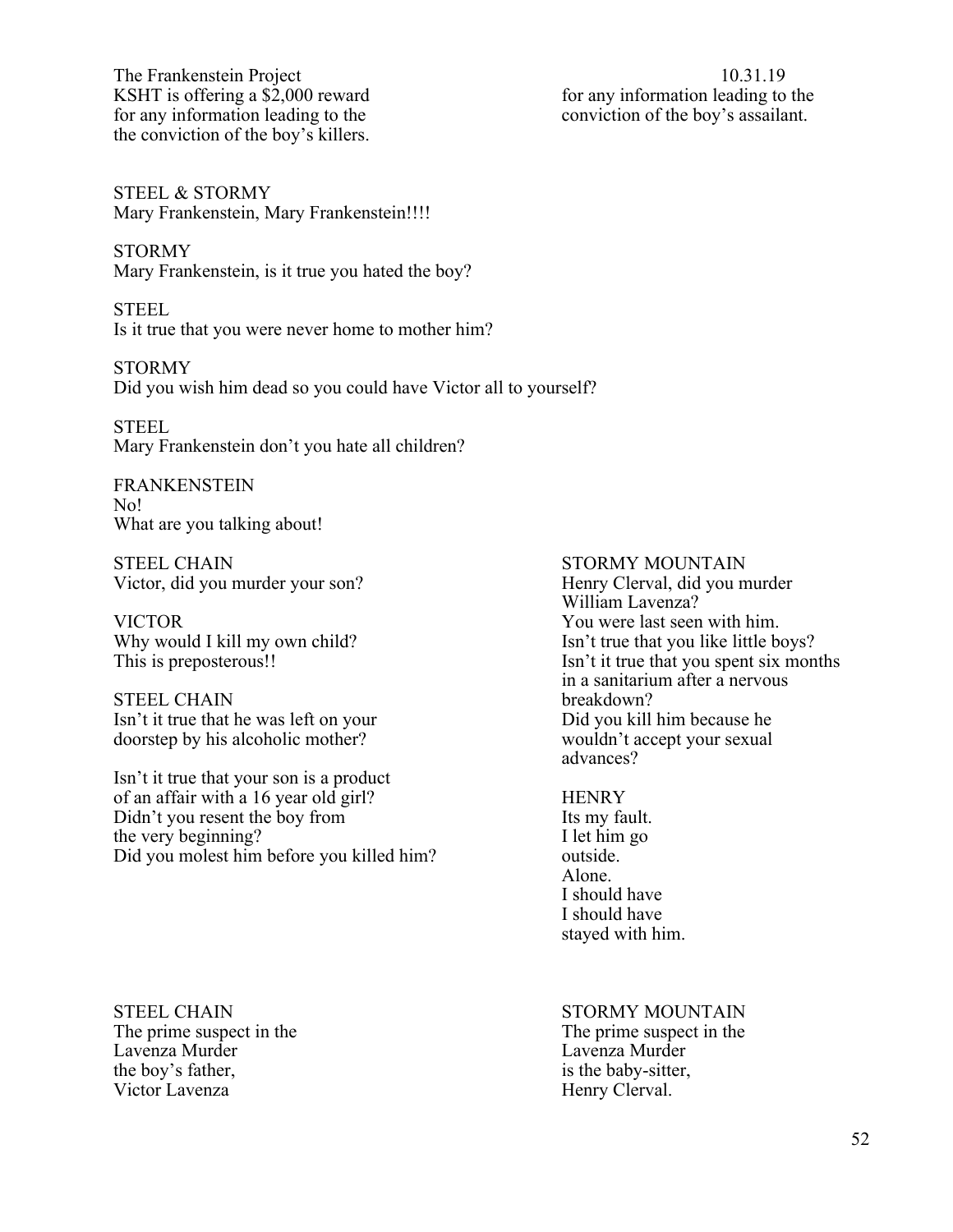KSHT is offering a $2,000 reward
for any information leading to the
the conviction of the boy's killers.

for any information leading to the
conviction of the boy's assailant.

STEEL & STORMY
Mary Frankenstein, Mary Frankenstein!!!!

STORMY
Mary Frankenstein, is it true you hated the boy?

STEEL
Is it true that you were never home to mother him?

STORMY
Did you wish him dead so you could have Victor all to yourself?

STEEL
Mary Frankenstein don't you hate all children?

FRANKENSTEIN
No!
What are you talking about!

STEEL CHAIN
Victor, did you murder your son?

VICTOR
Why would I kill my own child?
This is preposterous!!

STEEL CHAIN
Isn't it true that he was left on your
doorstep by his alcoholic mother?

Isn't it true that your son is a product
of an affair with a 16 year old girl?
Didn't you resent the boy from
the very beginning?
Did you molest him before you killed him?

STORMY MOUNTAIN
Henry Clerval, did you murder
William Lavenza?
You were last seen with him.
Isn't true that you like little boys?
Isn't it true that you spent six months
in a sanitarium after a nervous
breakdown?
Did you kill him because he
wouldn't accept your sexual
advances?

HENRY
Its my fault.
I let him go
outside.
Alone.
I should have
I should have
stayed with him.

STEEL CHAIN
The prime suspect in the
Lavenza Murder
the boy's father,
Victor Lavenza

STORMY MOUNTAIN
The prime suspect in the
Lavenza Murder
is the baby-sitter,
Henry Clerval.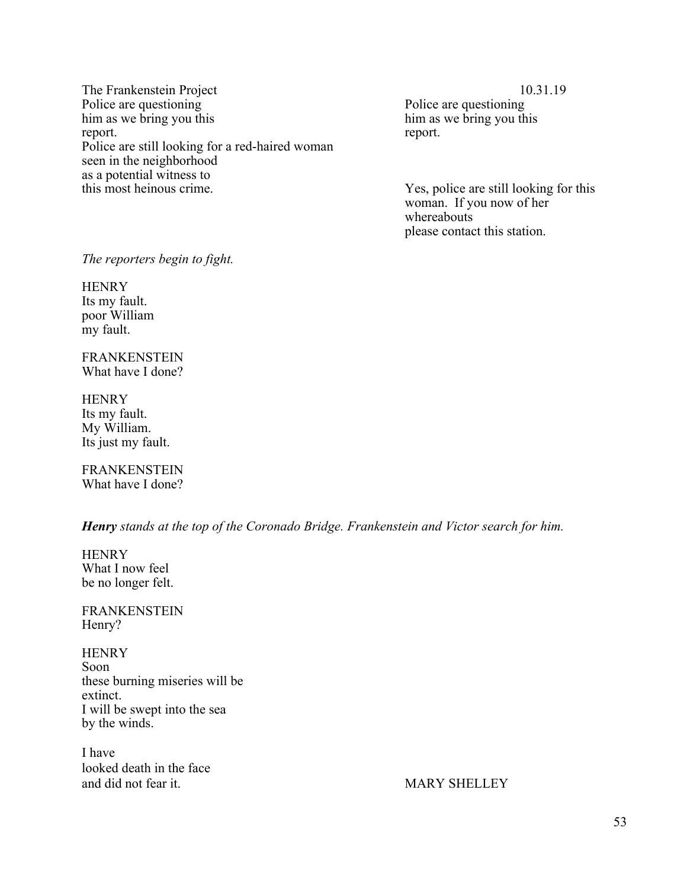Police are questioning
him as we bring you this
report.
Police are still looking for a red-haired woman
seen in the neighborhood
as a potential witness to
this most heinous crime.

Police are questioning
him as we bring you this
report.

Yes, police are still looking for this
woman. If you now of her
whereabouts
please contact this station.

*The reporters begin to fight.*

HENRY
Its my fault.
poor William
my fault.

FRANKENSTEIN
What have I done?

HENRY
Its my fault.
My William.
Its just my fault.

FRANKENSTEIN
What have I done?

***Henry*** *stands at the top of the Coronado Bridge. Frankenstein and Victor search for him.*

HENRY
What I now feel
be no longer felt.

FRANKENSTEIN
Henry?

HENRY
Soon
these burning miseries will be
extinct.
I will be swept into the sea
by the winds.

I have
looked death in the face
and did not fear it.

MARY SHELLEY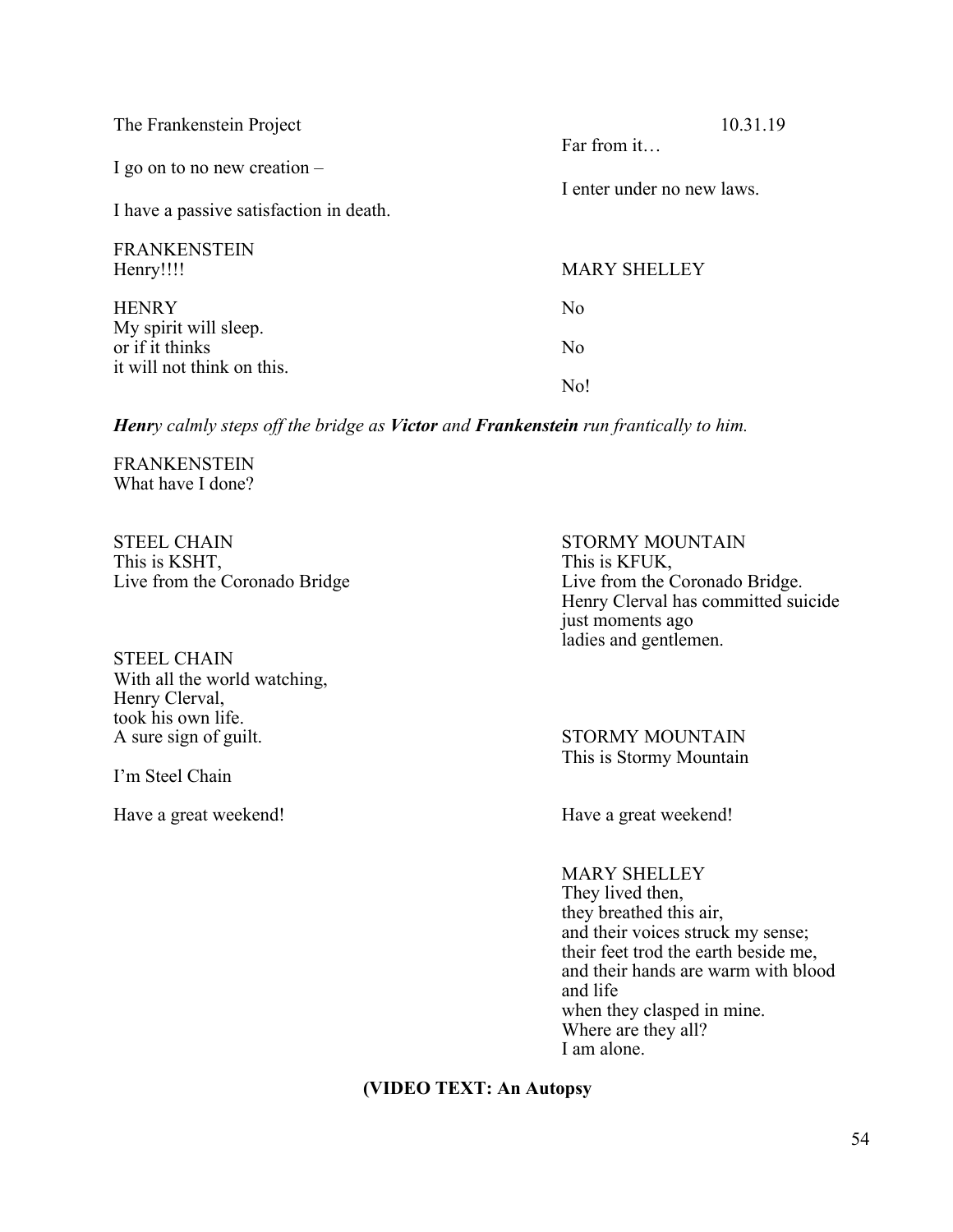I go on to no new creation –

Far from it…

I have a passive satisfaction in death.

I enter under no new laws.

FRANKENSTEIN
Henry!!!!

MARY SHELLEY
No

HENRY
My spirit will sleep.
or if it thinks
it will not think on this.

No

No!

***Henr**y calmly steps off the bridge as **Victor** and **Frankenstein** run frantically to him.*

FRANKENSTEIN
What have I done?

STEEL CHAIN
This is KSHT,
Live from the Coronado Bridge

STORMY MOUNTAIN
This is KFUK,
Live from the Coronado Bridge.
Henry Clerval has committed suicide
just moments ago
ladies and gentlemen.

STEEL CHAIN
With all the world watching,
Henry Clerval,
took his own life.
A sure sign of guilt.

STORMY MOUNTAIN
This is Stormy Mountain

I'm Steel Chain

Have a great weekend!

Have a great weekend!

MARY SHELLEY
They lived then,
they breathed this air,
and their voices struck my sense;
their feet trod the earth beside me,
and their hands are warm with blood
and life
when they clasped in mine.
Where are they all?
I am alone.

**(VIDEO TEXT: An Autopsy**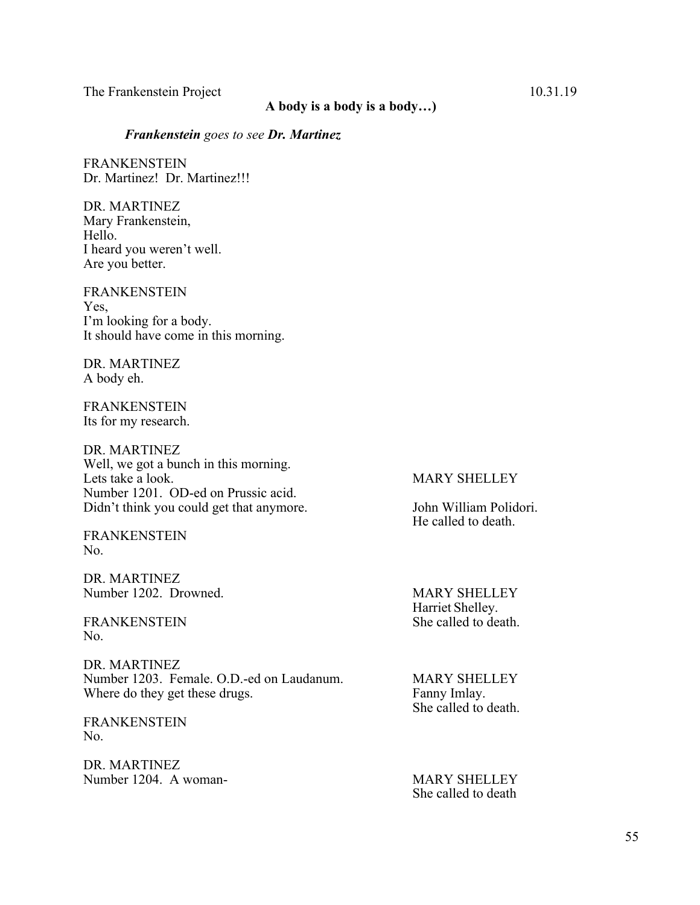**A body is a body is a body…)**

***Frankenstein** goes to see **Dr. Martinez***

FRANKENSTEIN
Dr. Martinez! Dr. Martinez!!!

DR. MARTINEZ
Mary Frankenstein,
Hello.
I heard you weren't well.
Are you better.

FRANKENSTEIN
Yes,
I'm looking for a body.
It should have come in this morning.

DR. MARTINEZ
A body eh.

FRANKENSTEIN
Its for my research.

DR. MARTINEZ
Well, we got a bunch in this morning.
Lets take a look.
Number 1201. OD-ed on Prussic acid.
Didn't think you could get that anymore.

MARY SHELLEY
John William Polidori.
He called to death.

FRANKENSTEIN
No.

DR. MARTINEZ
Number 1202. Drowned.

MARY SHELLEY
Harriet Shelley.
She called to death.

FRANKENSTEIN
No.

DR. MARTINEZ
Number 1203. Female. O.D.-ed on Laudanum.
Where do they get these drugs.

MARY SHELLEY
Fanny Imlay.
She called to death.

FRANKENSTEIN
No.

DR. MARTINEZ
Number 1204. A woman-

MARY SHELLEY
She called to death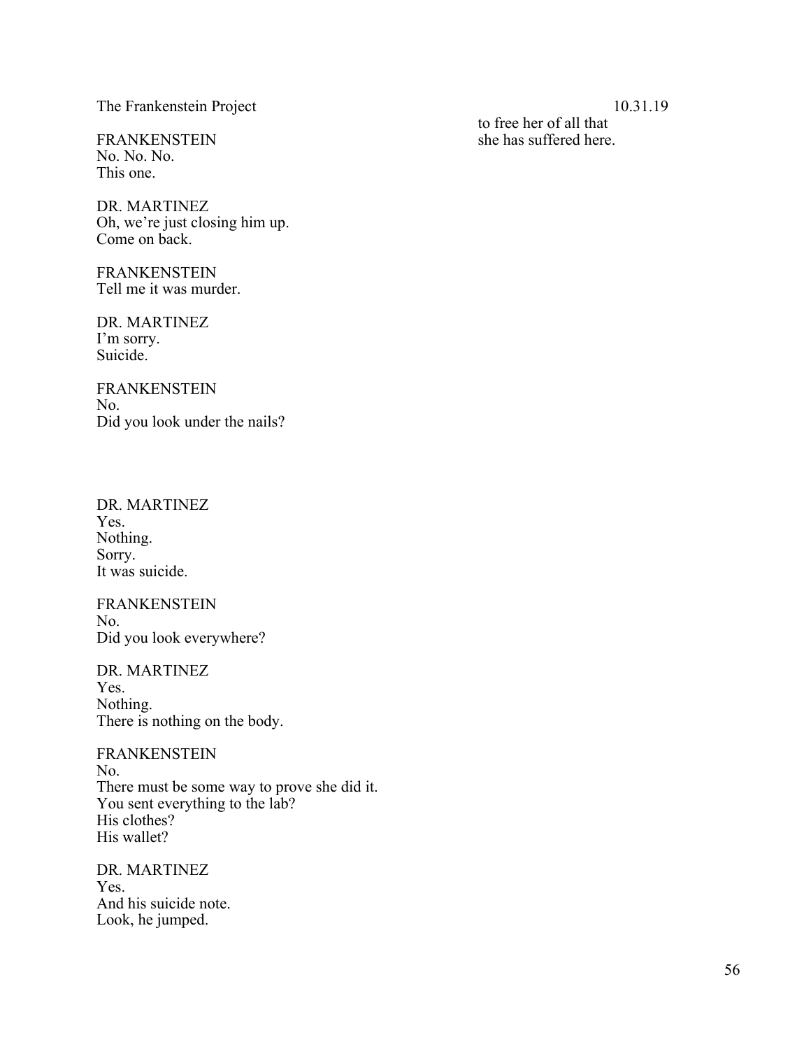to free her of all that
she has suffered here.

FRANKENSTEIN
No. No. No.
This one.

DR. MARTINEZ
Oh, we're just closing him up.
Come on back.

FRANKENSTEIN
Tell me it was murder.

DR. MARTINEZ
I'm sorry.
Suicide.

FRANKENSTEIN
No.
Did you look under the nails?

DR. MARTINEZ
Yes.
Nothing.
Sorry.
It was suicide.

FRANKENSTEIN
No.
Did you look everywhere?

DR. MARTINEZ
Yes.
Nothing.
There is nothing on the body.

FRANKENSTEIN
No.
There must be some way to prove she did it.
You sent everything to the lab?
His clothes?
His wallet?

DR. MARTINEZ
Yes.
And his suicide note.
Look, he jumped.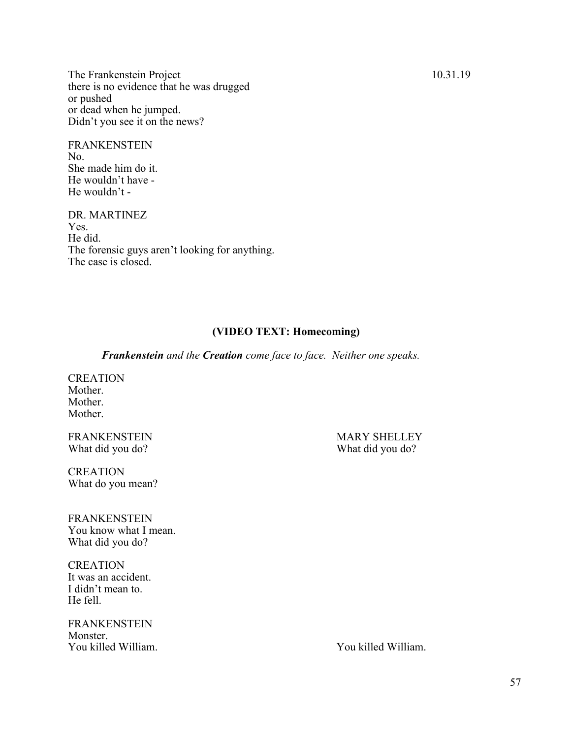there is no evidence that he was drugged
or pushed
or dead when he jumped.
Didn't you see it on the news?

FRANKENSTEIN
No.
She made him do it.
He wouldn't have -
He wouldn't -

DR. MARTINEZ
Yes.
He did.
The forensic guys aren't looking for anything.
The case is closed.

**(VIDEO TEXT: Homecoming)**

***Frankenstein** and the **Creation** come face to face. Neither one speaks.*

CREATION
Mother.
Mother.
Mother.

FRANKENSTEIN
What did you do?

MARY SHELLEY
What did you do?

CREATION
What do you mean?

FRANKENSTEIN
You know what I mean.
What did you do?

CREATION
It was an accident.
I didn't mean to.
He fell.

FRANKENSTEIN
Monster.
You killed William.

MARY SHELLEY
You killed William.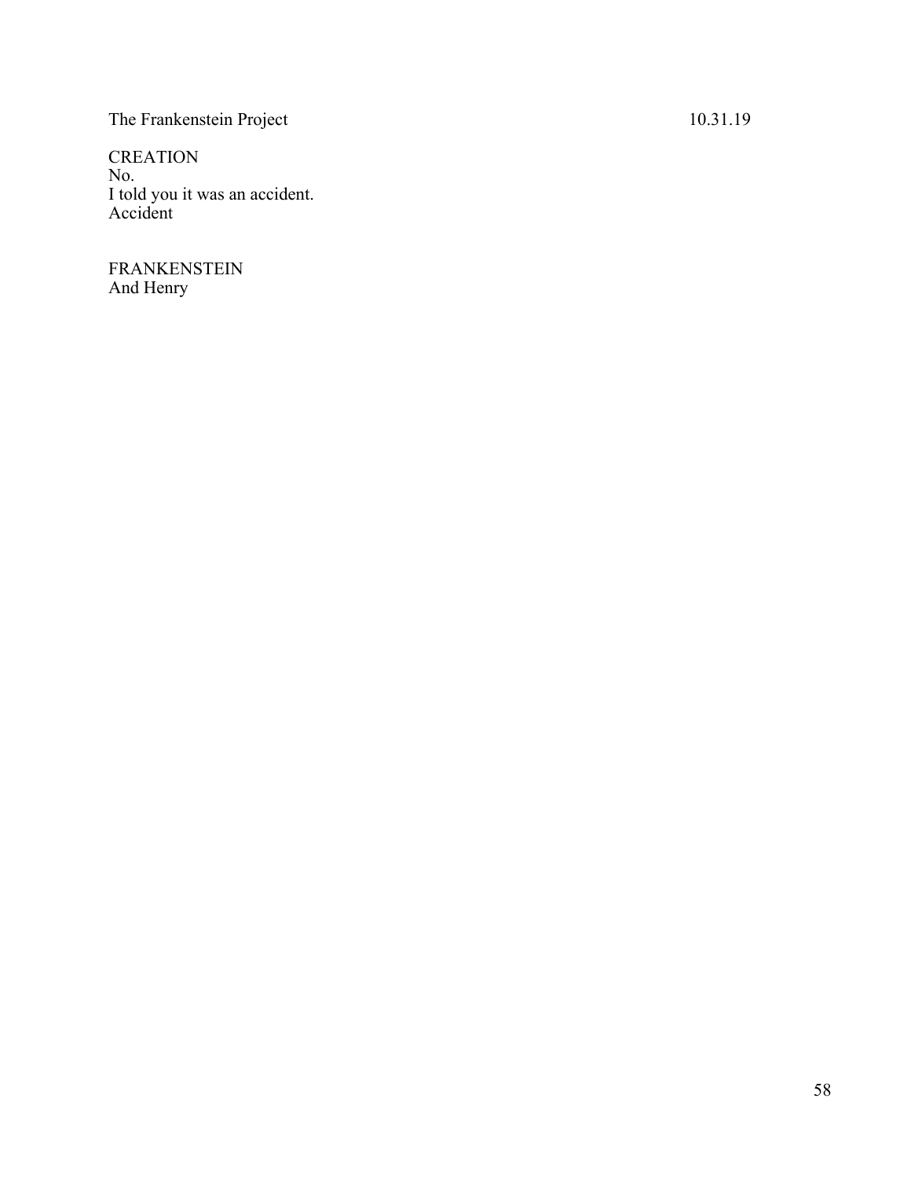CREATION
No.
I told you it was an accident.
Accident

FRANKENSTEIN
And Henry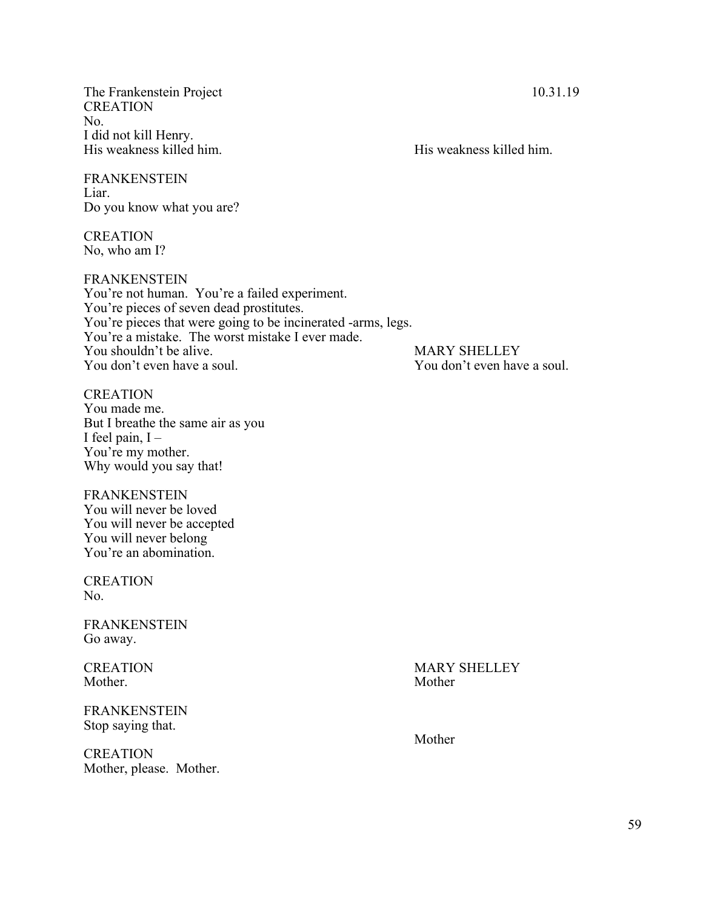CREATION
No.
I did not kill Henry.
His weakness killed him.

His weakness killed him.

FRANKENSTEIN
Liar.
Do you know what you are?

CREATION
No, who am I?

FRANKENSTEIN
You're not human. You're a failed experiment.
You're pieces of seven dead prostitutes.
You're pieces that were going to be incinerated -arms, legs.
You're a mistake. The worst mistake I ever made.
You shouldn't be alive.
You don't even have a soul.

MARY SHELLEY
You don't even have a soul.

CREATION
You made me.
But I breathe the same air as you
I feel pain, I –
You're my mother.
Why would you say that!

FRANKENSTEIN
You will never be loved
You will never be accepted
You will never belong
You're an abomination.

CREATION
No.

FRANKENSTEIN
Go away.

CREATION
Mother.

MARY SHELLEY
Mother

FRANKENSTEIN
Stop saying that.

Mother

CREATION
Mother, please. Mother.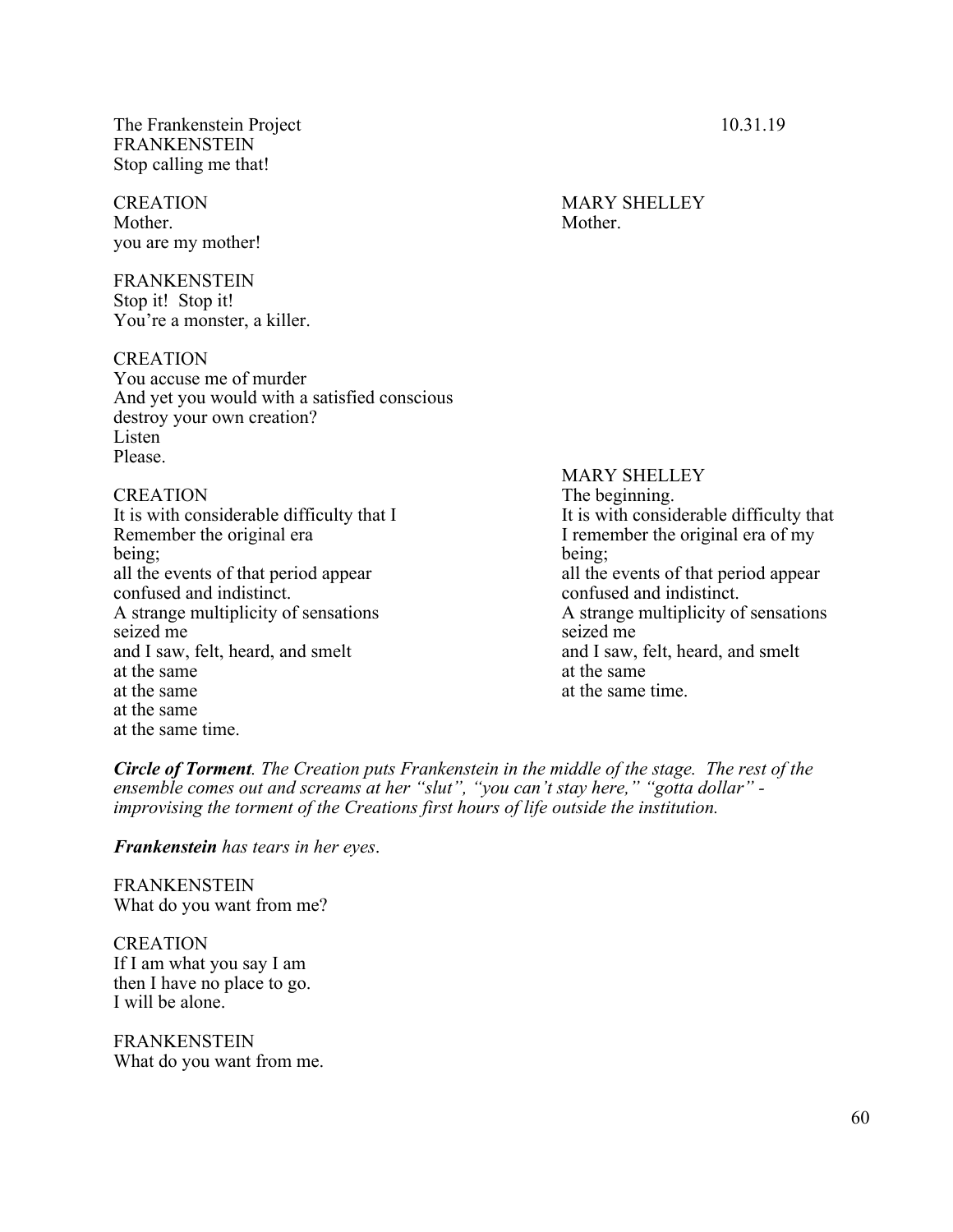FRANKENSTEIN
Stop calling me that!

CREATION
Mother.
you are my mother!

MARY SHELLEY
Mother.

FRANKENSTEIN
Stop it! Stop it!
You're a monster, a killer.

CREATION
You accuse me of murder
And yet you would with a satisfied conscious
destroy your own creation?
Listen
Please.

CREATION
It is with considerable difficulty that I
Remember the original era
being;
all the events of that period appear
confused and indistinct.
A strange multiplicity of sensations
seized me
and I saw, felt, heard, and smelt
at the same
at the same
at the same
at the same time.

MARY SHELLEY
The beginning.
It is with considerable difficulty that
I remember the original era of my
being;
all the events of that period appear
confused and indistinct.
A strange multiplicity of sensations
seized me
and I saw, felt, heard, and smelt
at the same
at the same time.

***Circle of Torment**. The Creation puts Frankenstein in the middle of the stage. The rest of the ensemble comes out and screams at her "slut", "you can't stay here," "gotta dollar" - improvising the torment of the Creations first hours of life outside the institution.*

***Frankenstein** has tears in her eyes*.

FRANKENSTEIN
What do you want from me?

CREATION
If I am what you say I am
then I have no place to go.
I will be alone.

FRANKENSTEIN
What do you want from me.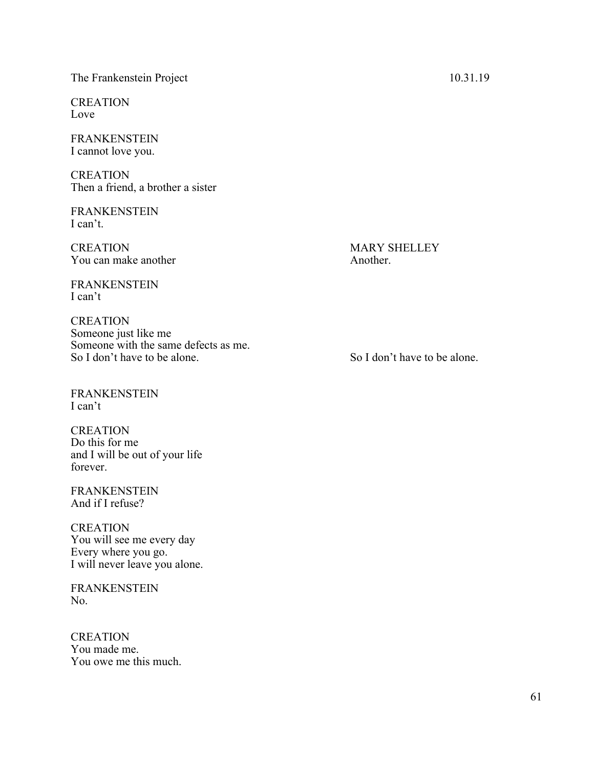CREATION
Love

FRANKENSTEIN
I cannot love you.

CREATION
Then a friend, a brother a sister

FRANKENSTEIN
I can't.

| CREATION | MARY SHELLEY |
|---|---|
| You can make another | Another. |

FRANKENSTEIN
I can't

| CREATION | |
|---|---|
| Someone just like me | |
| Someone with the same defects as me. | |
| So I don't have to be alone. | So I don't have to be alone. |

FRANKENSTEIN
I can't

CREATION
Do this for me
and I will be out of your life
forever.

FRANKENSTEIN
And if I refuse?

CREATION
You will see me every day
Every where you go.
I will never leave you alone.

FRANKENSTEIN
No.

CREATION
You made me.
You owe me this much.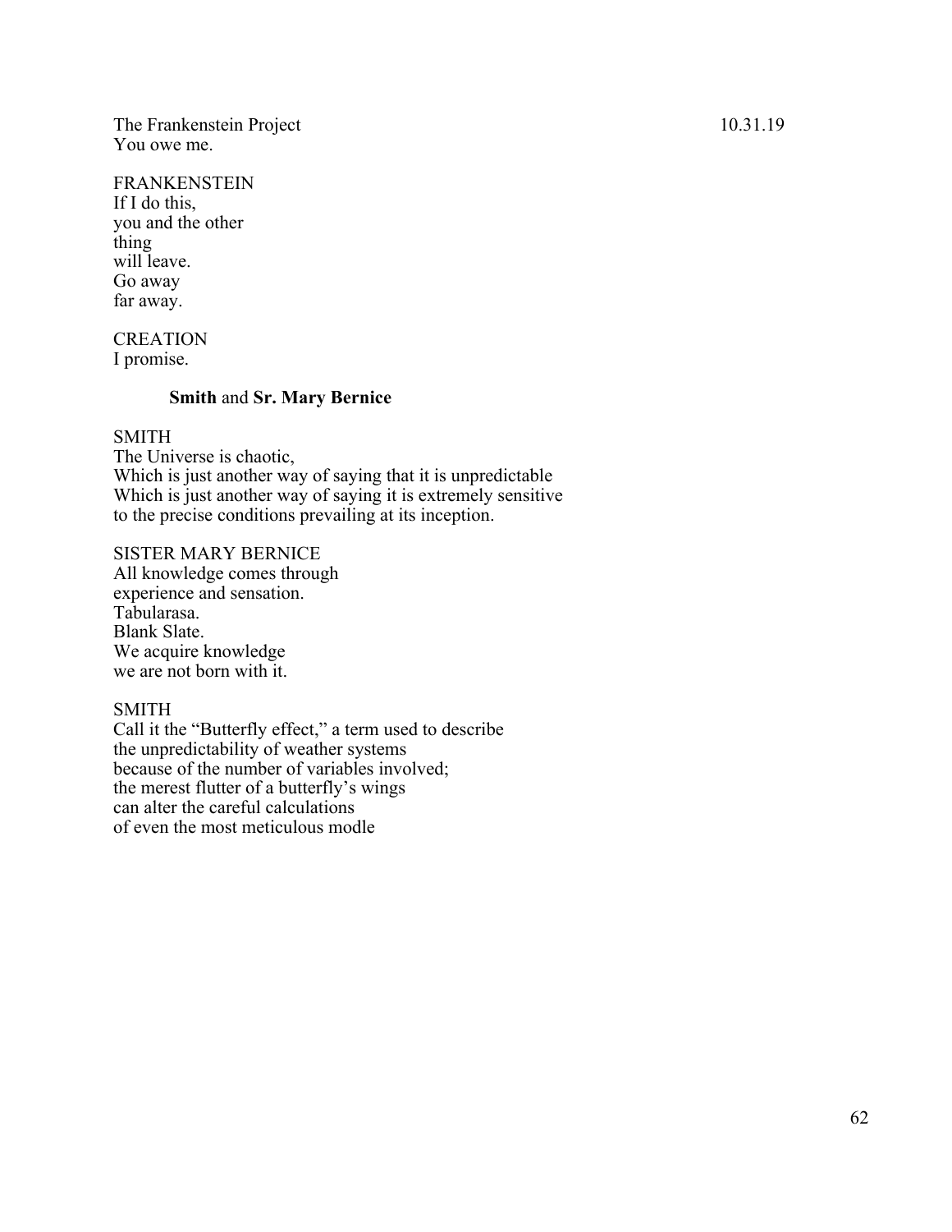You owe me.

FRANKENSTEIN
If I do this,
you and the other
thing
will leave.
Go away
far away.

CREATION
I promise.

**Smith** and **Sr. Mary Bernice**

SMITH
The Universe is chaotic,
Which is just another way of saying that it is unpredictable
Which is just another way of saying it is extremely sensitive
to the precise conditions prevailing at its inception.

SISTER MARY BERNICE
All knowledge comes through
experience and sensation.
Tabularasa.
Blank Slate.
We acquire knowledge
we are not born with it.

SMITH
Call it the "Butterfly effect," a term used to describe
the unpredictability of weather systems
because of the number of variables involved;
the merest flutter of a butterfly's wings
can alter the careful calculations
of even the most meticulous modle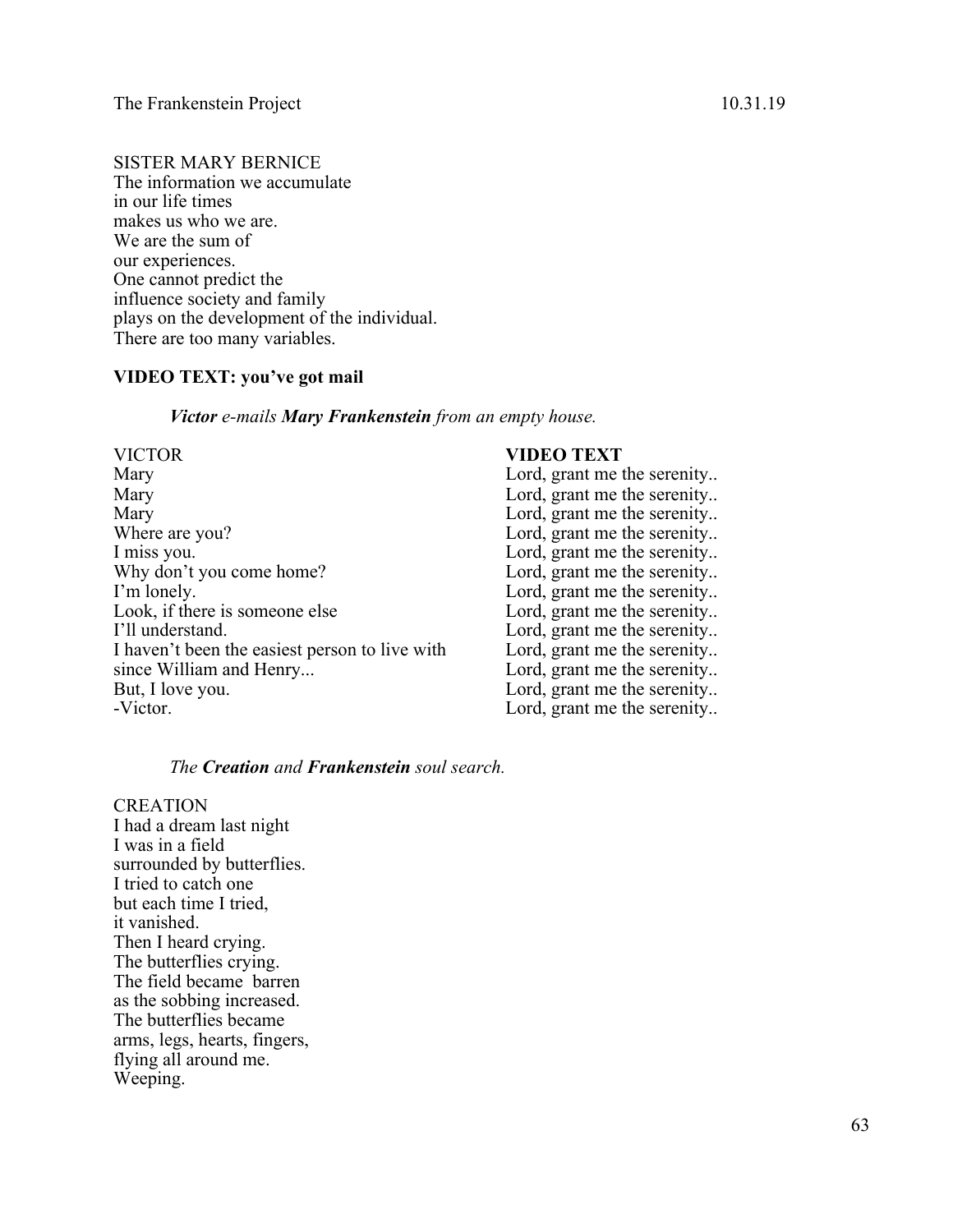SISTER MARY BERNICE
The information we accumulate
in our life times
makes us who we are.
We are the sum of
our experiences.
One cannot predict the
influence society and family
plays on the development of the individual.
There are too many variables.

**VIDEO TEXT: you've got mail**

***Victor** e-mails **Mary Frankenstein** from an empty house.*

| VICTOR | **VIDEO TEXT** |
|---|---|
| Mary | Lord, grant me the serenity.. |
| Mary | Lord, grant me the serenity.. |
| Mary | Lord, grant me the serenity.. |
| Where are you? | Lord, grant me the serenity.. |
| I miss you. | Lord, grant me the serenity.. |
| Why don't you come home? | Lord, grant me the serenity.. |
| I'm lonely. | Lord, grant me the serenity.. |
| Look, if there is someone else | Lord, grant me the serenity.. |
| I'll understand. | Lord, grant me the serenity.. |
| I haven't been the easiest person to live with | Lord, grant me the serenity.. |
| since William and Henry... | Lord, grant me the serenity.. |
| But, I love you. | Lord, grant me the serenity.. |
| -Victor. | Lord, grant me the serenity.. |

*The **Creation** and **Frankenstein** soul search.*

CREATION
I had a dream last night
I was in a field
surrounded by butterflies.
I tried to catch one
but each time I tried,
it vanished.
Then I heard crying.
The butterflies crying.
The field became barren
as the sobbing increased.
The butterflies became
arms, legs, hearts, fingers,
flying all around me.
Weeping.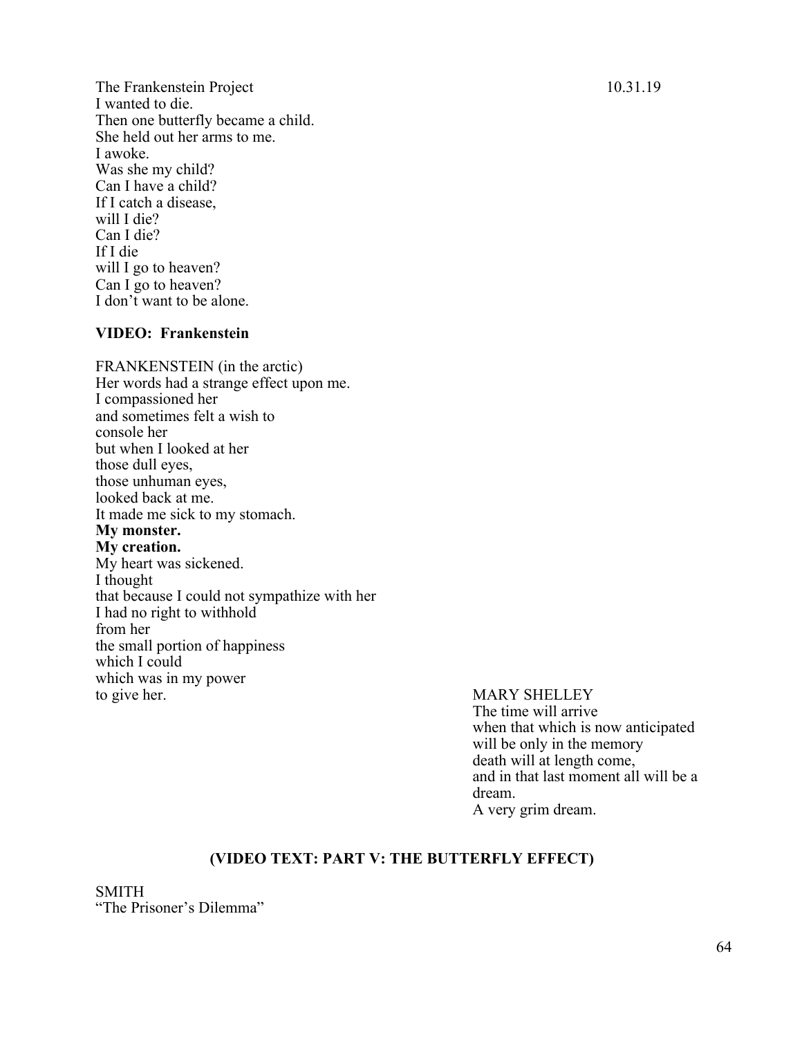I wanted to die.
Then one butterfly became a child.
She held out her arms to me.
I awoke.
Was she my child?
Can I have a child?
If I catch a disease,
will I die?
Can I die?
If I die
will I go to heaven?
Can I go to heaven?
I don't want to be alone.

**VIDEO: Frankenstein**

FRANKENSTEIN (in the arctic)
Her words had a strange effect upon me.
I compassioned her
and sometimes felt a wish to
console her
but when I looked at her
those dull eyes,
those unhuman eyes,
looked back at me.
It made me sick to my stomach.
**My monster.**
**My creation.**
My heart was sickened.
I thought
that because I could not sympathize with her
I had no right to withhold
from her
the small portion of happiness
which I could
which was in my power
to give her.

MARY SHELLEY
The time will arrive
when that which is now anticipated
will be only in the memory
death will at length come,
and in that last moment all will be a dream.
A very grim dream.

**(VIDEO TEXT: PART V: THE BUTTERFLY EFFECT)**

SMITH
"The Prisoner's Dilemma"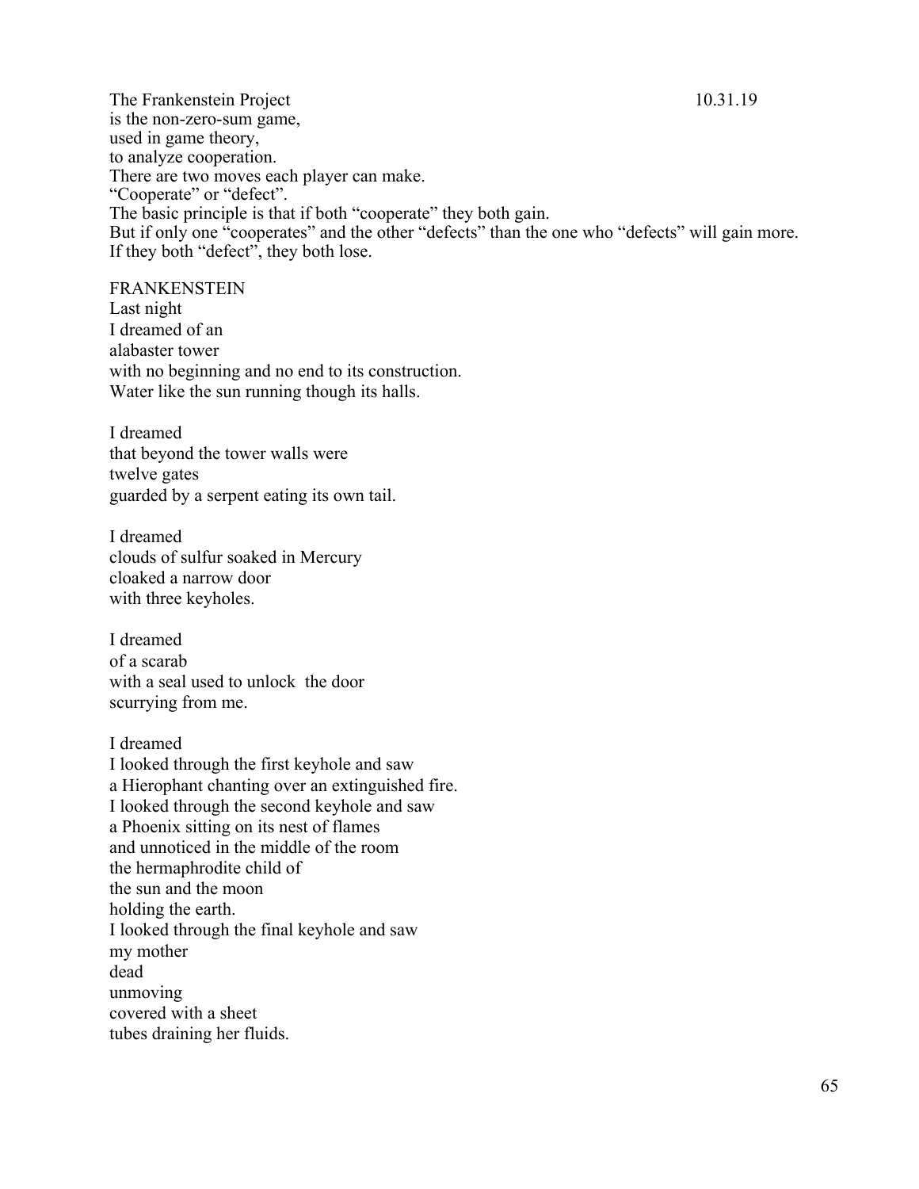The Frankenstein Project 10.31.19  
is the non-zero-sum game,  
used in game theory,  
to analyze cooperation.  
There are two moves each player can make.  
"Cooperate" or "defect".  
The basic principle is that if both "cooperate" they both gain.  
But if only one "cooperates" and the other "defects" than the one who "defects" will gain more.  
If they both "defect", they both lose.

FRANKENSTEIN  
Last night  
I dreamed of an  
alabaster tower  
with no beginning and no end to its construction.  
Water like the sun running though its halls.

I dreamed  
that beyond the tower walls were  
twelve gates  
guarded by a serpent eating its own tail.

I dreamed  
clouds of sulfur soaked in Mercury  
cloaked a narrow door  
with three keyholes.

I dreamed  
of a scarab  
with a seal used to unlock the door  
scurrying from me.

I dreamed  
I looked through the first keyhole and saw  
a Hierophant chanting over an extinguished fire.  
I looked through the second keyhole and saw  
a Phoenix sitting on its nest of flames  
and unnoticed in the middle of the room  
the hermaphrodite child of  
the sun and the moon  
holding the earth.  
I looked through the final keyhole and saw  
my mother  
dead  
unmoving  
covered with a sheet  
tubes draining her fluids.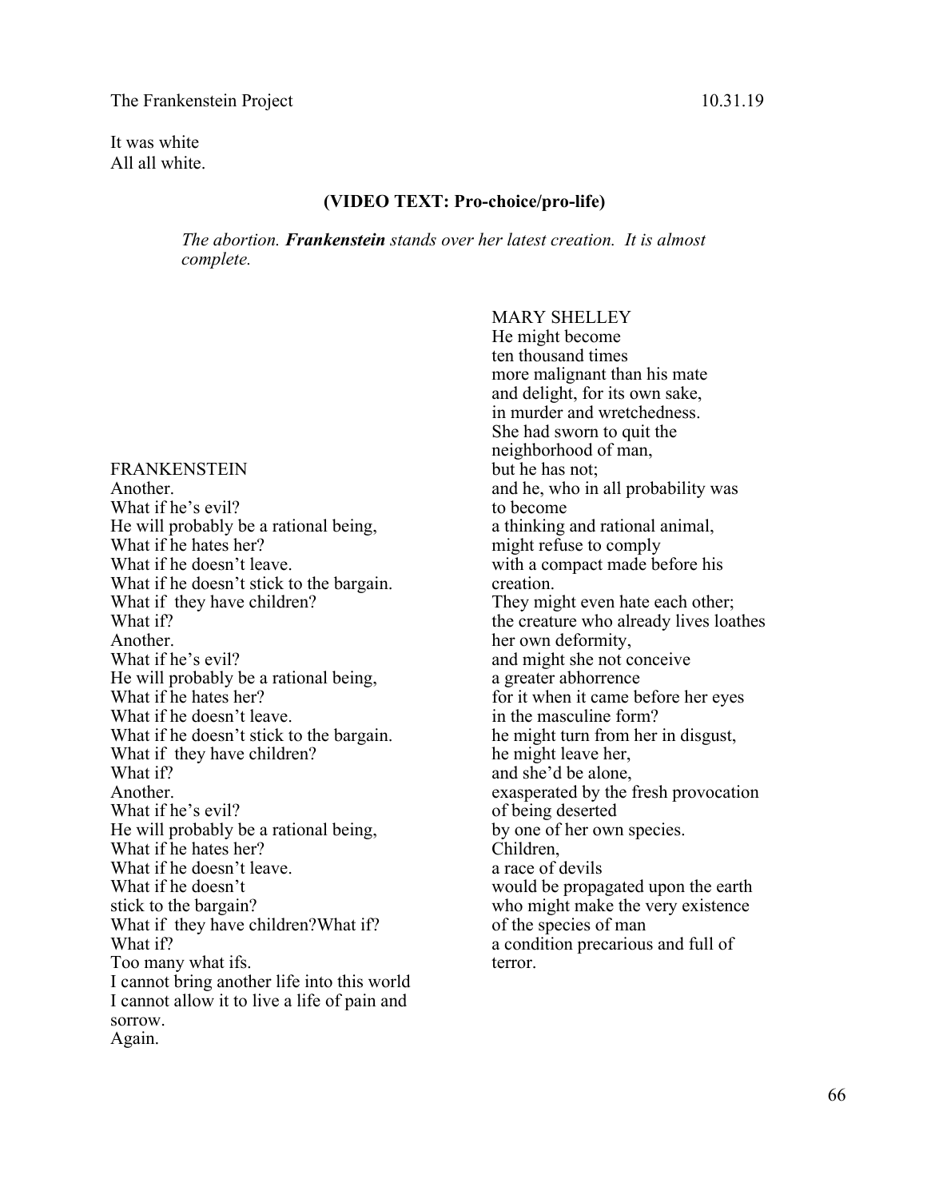It was white
All all white.

**(VIDEO TEXT: Pro-choice/pro-life)**

*The abortion.* ***Frankenstein*** *stands over her latest creation. It is almost complete.*

MARY SHELLEY
He might become
ten thousand times
more malignant than his mate
and delight, for its own sake,
in murder and wretchedness.
She had sworn to quit the
neighborhood of man,
but he has not;
and he, who in all probability was
to become
a thinking and rational animal,
might refuse to comply
with a compact made before his
creation.
They might even hate each other;
the creature who already lives loathes
her own deformity,
and might she not conceive
a greater abhorrence
for it when it came before her eyes
in the masculine form?
he might turn from her in disgust,
he might leave her,
and she'd be alone,
exasperated by the fresh provocation
of being deserted
by one of her own species.
Children,
a race of devils
would be propagated upon the earth
who might make the very existence
of the species of man
a condition precarious and full of
terror.

FRANKENSTEIN
Another.
What if he's evil?
He will probably be a rational being,
What if he hates her?
What if he doesn't leave.
What if he doesn't stick to the bargain.
What if they have children?
What if?
Another.
What if he's evil?
He will probably be a rational being,
What if he hates her?
What if he doesn't leave.
What if he doesn't stick to the bargain.
What if they have children?
What if?
Another.
What if he's evil?
He will probably be a rational being,
What if he hates her?
What if he doesn't leave.
What if he doesn't
stick to the bargain?
What if they have children?What if?
What if?
Too many what ifs.
I cannot bring another life into this world
I cannot allow it to live a life of pain and
sorrow.
Again.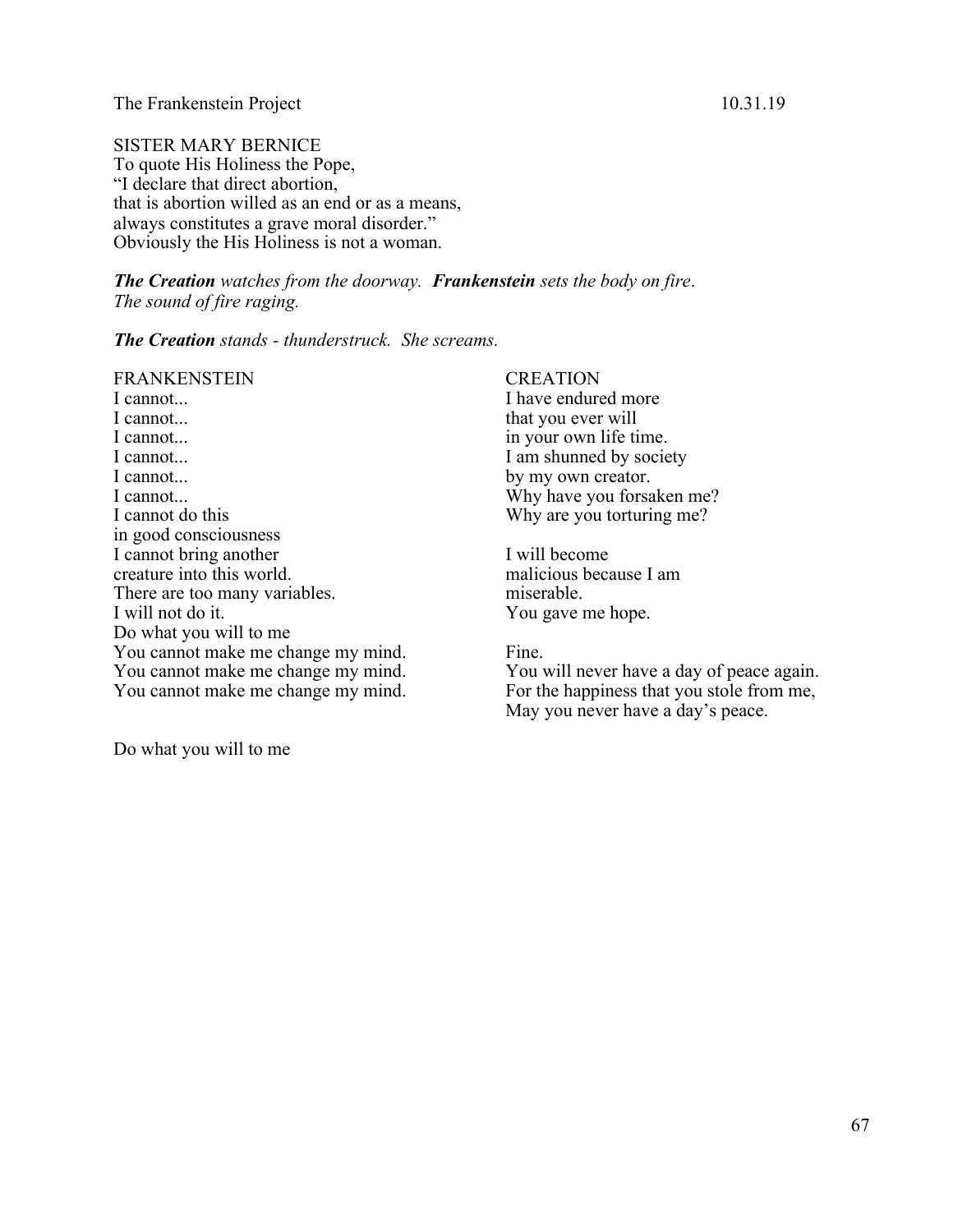SISTER MARY BERNICE
To quote His Holiness the Pope,
"I declare that direct abortion,
that is abortion willed as an end or as a means,
always constitutes a grave moral disorder."
Obviously the His Holiness is not a woman.

***The Creation*** *watches from the doorway.* ***Frankenstein*** *sets the body on fire. The sound of fire raging.*

***The Creation*** *stands - thunderstruck. She screams.*

FRANKENSTEIN
I cannot...
I cannot...
I cannot...
I cannot...
I cannot...
I cannot...
I cannot do this
in good consciousness
I cannot bring another
creature into this world.
There are too many variables.
I will not do it.
Do what you will to me
You cannot make me change my mind.
You cannot make me change my mind.
You cannot make me change my mind.

CREATION
I have endured more
that you ever will
in your own life time.
I am shunned by society
by my own creator.
Why have you forsaken me?
Why are you torturing me?

I will become
malicious because I am
miserable.
You gave me hope.

Fine.
You will never have a day of peace again.
For the happiness that you stole from me,
May you never have a day's peace.

FRANKENSTEIN
Do what you will to me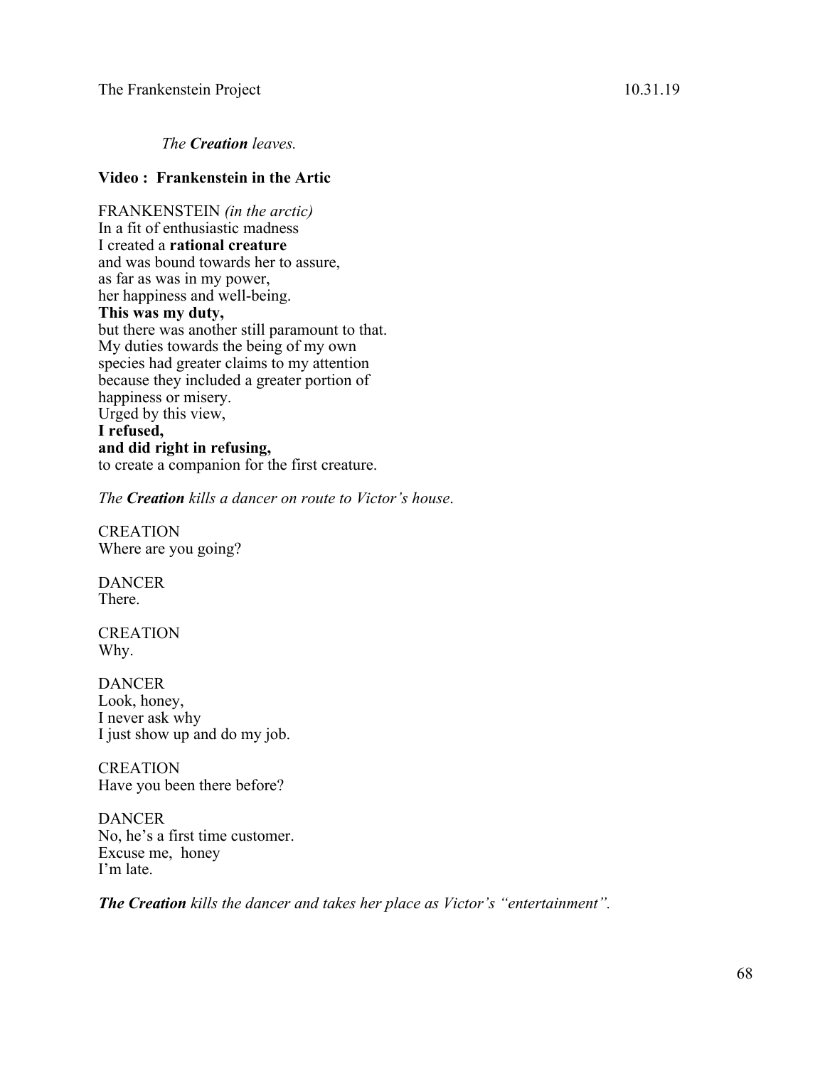*The **Creation** leaves.*

**Video : Frankenstein in the Artic**

FRANKENSTEIN *(in the arctic)*
In a fit of enthusiastic madness
I created a **rational creature**
and was bound towards her to assure,
as far as was in my power,
her happiness and well-being.
**This was my duty,**
but there was another still paramount to that.
My duties towards the being of my own
species had greater claims to my attention
because they included a greater portion of
happiness or misery.
Urged by this view,
**I refused,**
**and did right in refusing,**
to create a companion for the first creature.

*The **Creation** kills a dancer on route to Victor's house*.

CREATION
Where are you going?

DANCER
There.

CREATION
Why.

DANCER
Look, honey,
I never ask why
I just show up and do my job.

CREATION
Have you been there before?

DANCER
No, he's a first time customer.
Excuse me, honey
I'm late.

***The Creation** kills the dancer and takes her place as Victor's "entertainment".*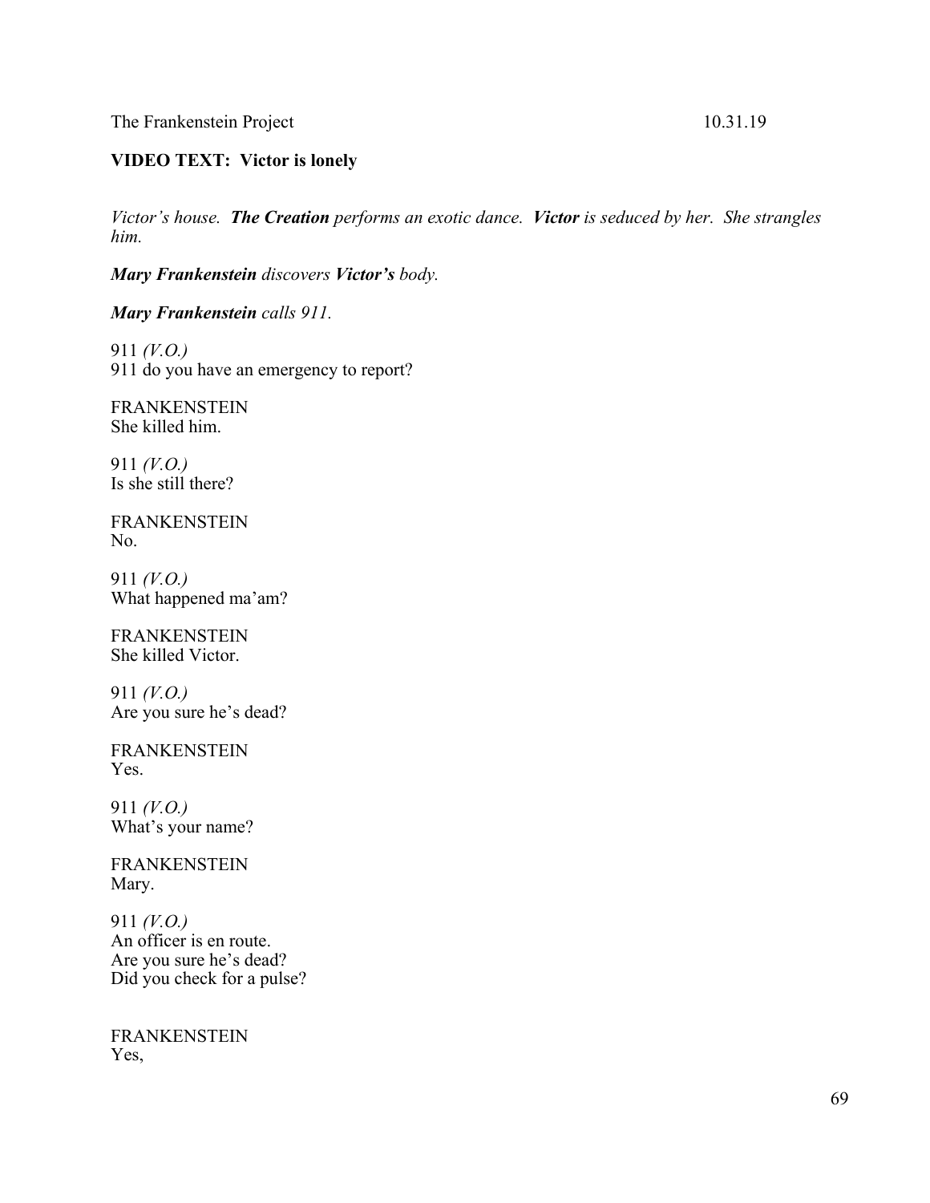**VIDEO TEXT: Victor is lonely**

*Victor's house.* ***The Creation*** *performs an exotic dance.* ***Victor*** *is seduced by her. She strangles him.*

***Mary Frankenstein*** *discovers* ***Victor's*** *body.*

***Mary Frankenstein*** *calls 911.*

911 *(V.O.)*
911 do you have an emergency to report?

FRANKENSTEIN
She killed him.

911 *(V.O.)*
Is she still there?

FRANKENSTEIN
No.

911 *(V.O.)*
What happened ma'am?

FRANKENSTEIN
She killed Victor.

911 *(V.O.)*
Are you sure he's dead?

FRANKENSTEIN
Yes.

911 *(V.O.)*
What's your name?

FRANKENSTEIN
Mary.

911 *(V.O.)*
An officer is en route.
Are you sure he's dead?
Did you check for a pulse?

FRANKENSTEIN
Yes,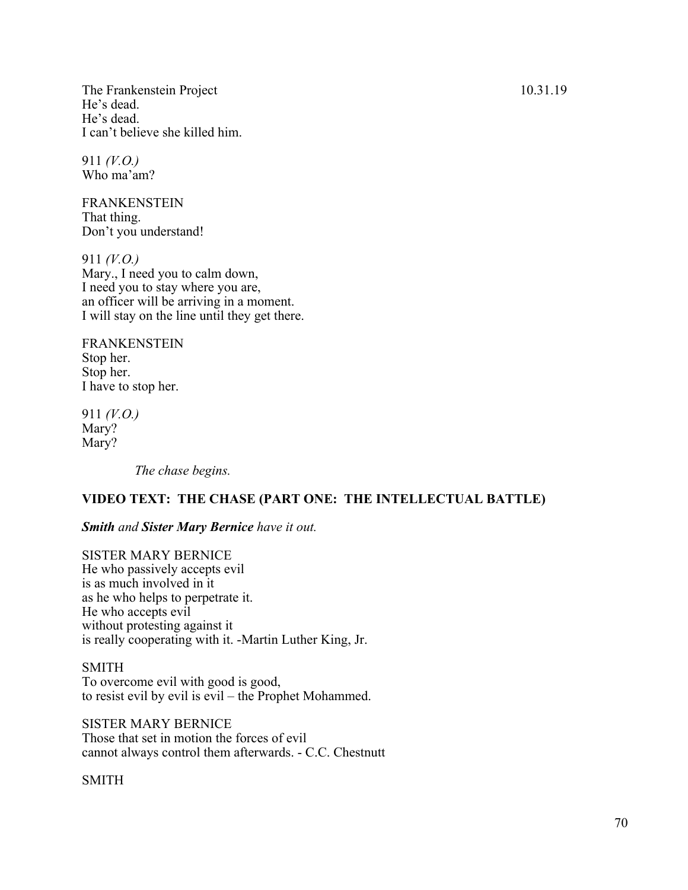He's dead.
He's dead.
I can't believe she killed him.

911 *(V.O.)*
Who ma'am?

FRANKENSTEIN
That thing.
Don't you understand!

911 *(V.O.)*
Mary., I need you to calm down,
I need you to stay where you are,
an officer will be arriving in a moment.
I will stay on the line until they get there.

FRANKENSTEIN
Stop her.
Stop her.
I have to stop her.

911 *(V.O.)*
Mary?
Mary?

*The chase begins.*

**VIDEO TEXT: THE CHASE (PART ONE: THE INTELLECTUAL BATTLE)**

***Smith** and **Sister Mary Bernice** have it out.*

SISTER MARY BERNICE
He who passively accepts evil
is as much involved in it
as he who helps to perpetrate it.
He who accepts evil
without protesting against it
is really cooperating with it. -Martin Luther King, Jr.

SMITH
To overcome evil with good is good,
to resist evil by evil is evil – the Prophet Mohammed.

SISTER MARY BERNICE
Those that set in motion the forces of evil
cannot always control them afterwards. - C.C. Chestnutt

SMITH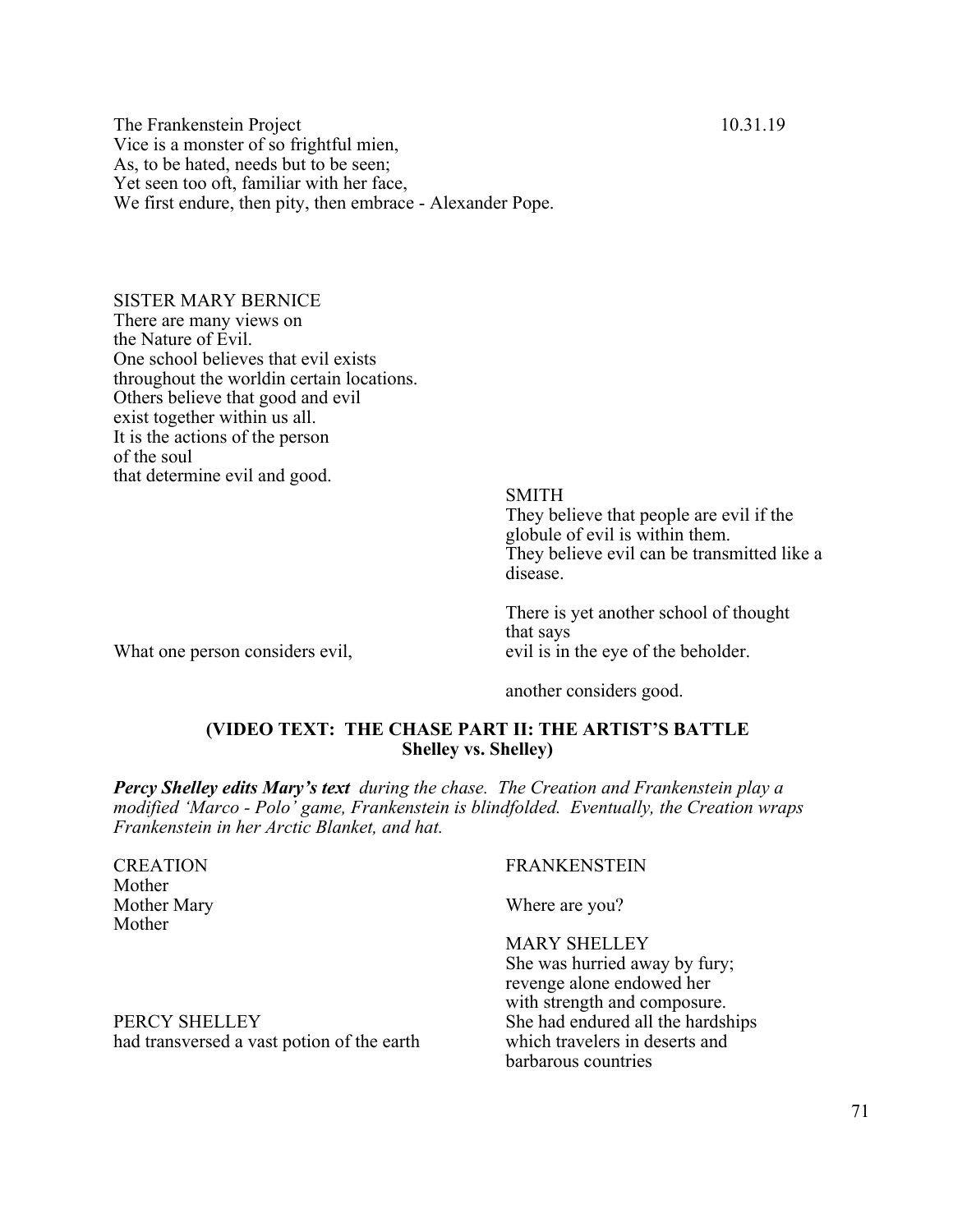The Frankenstein Project 10.31.19

Vice is a monster of so frightful mien,
As, to be hated, needs but to be seen;
Yet seen too oft, familiar with her face,
We first endure, then pity, then embrace - Alexander Pope.

SISTER MARY BERNICE
There are many views on
the Nature of Evil.
One school believes that evil exists
throughout the worldin certain locations.
Others believe that good and evil
exist together within us all.
It is the actions of the person
of the soul
that determine evil and good.

SMITH
They believe that people are evil if the globule of evil is within them.
They believe evil can be transmitted like a disease.

There is yet another school of thought that says

What one person considers evil,

evil is in the eye of the beholder.

another considers good.

**(VIDEO TEXT: THE CHASE PART II: THE ARTIST'S BATTLE Shelley vs. Shelley)**

***Percy Shelley edits Mary's text*** *during the chase. The Creation and Frankenstein play a modified 'Marco - Polo' game, Frankenstein is blindfolded. Eventually, the Creation wraps Frankenstein in her Arctic Blanket, and hat.*

CREATION
Mother
Mother Mary
Mother

FRANKENSTEIN

Where are you?

MARY SHELLEY
She was hurried away by fury;
revenge alone endowed her
with strength and composure.
She had endured all the hardships
which travelers in deserts and
barbarous countries

PERCY SHELLEY
had transversed a vast potion of the earth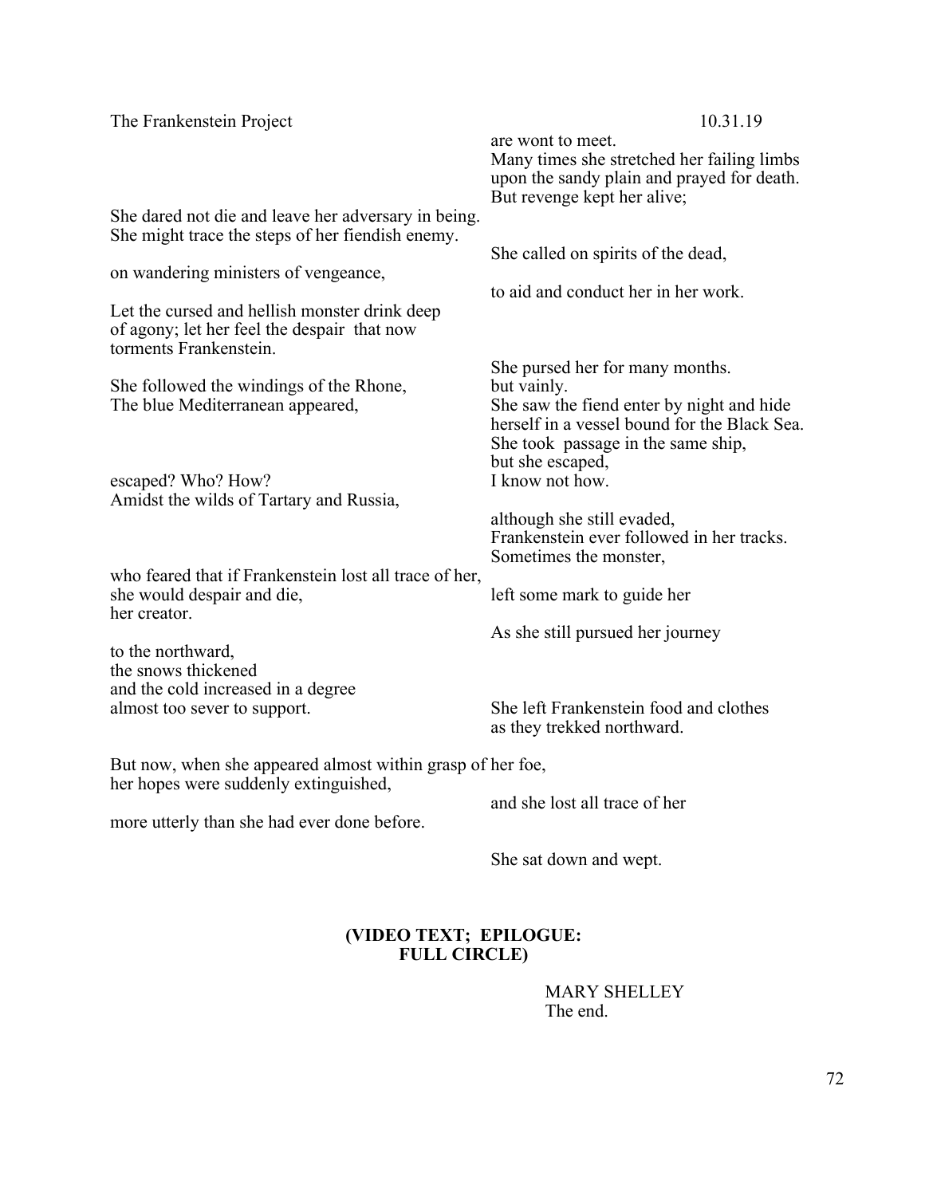are wont to meet.
Many times she stretched her failing limbs upon the sandy plain and prayed for death.
But revenge kept her alive;

She dared not die and leave her adversary in being.
She might trace the steps of her fiendish enemy.

She called on spirits of the dead,

on wandering ministers of vengeance,

to aid and conduct her in her work.

Let the cursed and hellish monster drink deep of agony; let her feel the despair that now torments Frankenstein.

She pursed her for many months.

She followed the windings of the Rhone,

but vainly.

The blue Mediterranean appeared,

She saw the fiend enter by night and hide herself in a vessel bound for the Black Sea.
She took passage in the same ship,
but she escaped,

escaped? Who? How?

I know not how.

Amidst the wilds of Tartary and Russia,

although she still evaded,
Frankenstein ever followed in her tracks.
Sometimes the monster,

who feared that if Frankenstein lost all trace of her,
she would despair and die,

left some mark to guide her

her creator.

As she still pursued her journey

to the northward,
the snows thickened
and the cold increased in a degree
almost too sever to support.

She left Frankenstein food and clothes as they trekked northward.

But now, when she appeared almost within grasp of her foe,
her hopes were suddenly extinguished,

and she lost all trace of her

more utterly than she had ever done before.

She sat down and wept.

**(VIDEO TEXT; EPILOGUE: FULL CIRCLE)**

MARY SHELLEY
The end.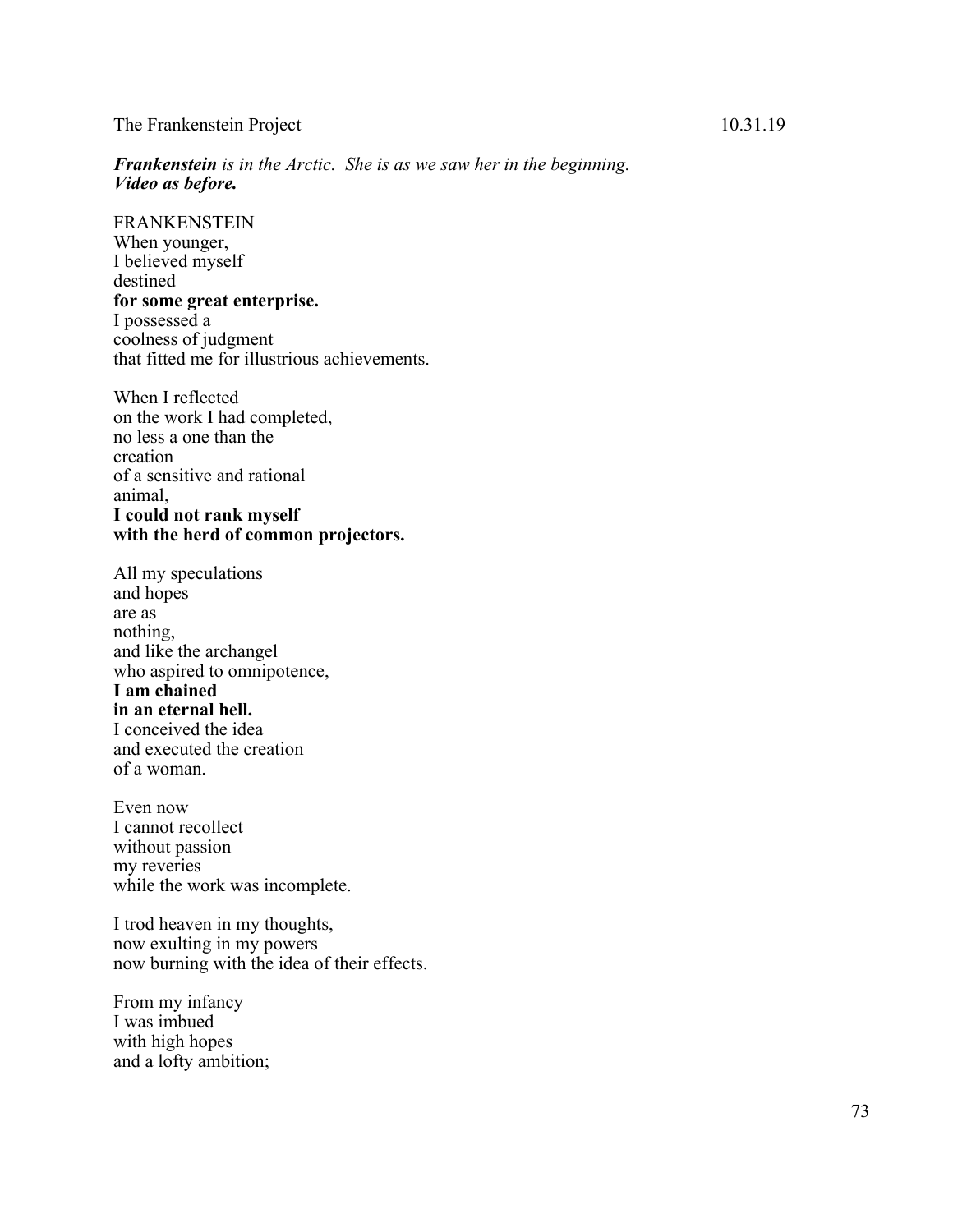*__Frankenstein__ is in the Arctic. She is as we saw her in the beginning.*
***Video as before.***

FRANKENSTEIN
When younger,
I believed myself
destined
**for some great enterprise.**
I possessed a
coolness of judgment
that fitted me for illustrious achievements.

When I reflected
on the work I had completed,
no less a one than the
creation
of a sensitive and rational
animal,
**I could not rank myself**
**with the herd of common projectors.**

All my speculations
and hopes
are as
nothing,
and like the archangel
who aspired to omnipotence,
**I am chained**
**in an eternal hell.**
I conceived the idea
and executed the creation
of a woman.

Even now
I cannot recollect
without passion
my reveries
while the work was incomplete.

I trod heaven in my thoughts,
now exulting in my powers
now burning with the idea of their effects.

From my infancy
I was imbued
with high hopes
and a lofty ambition;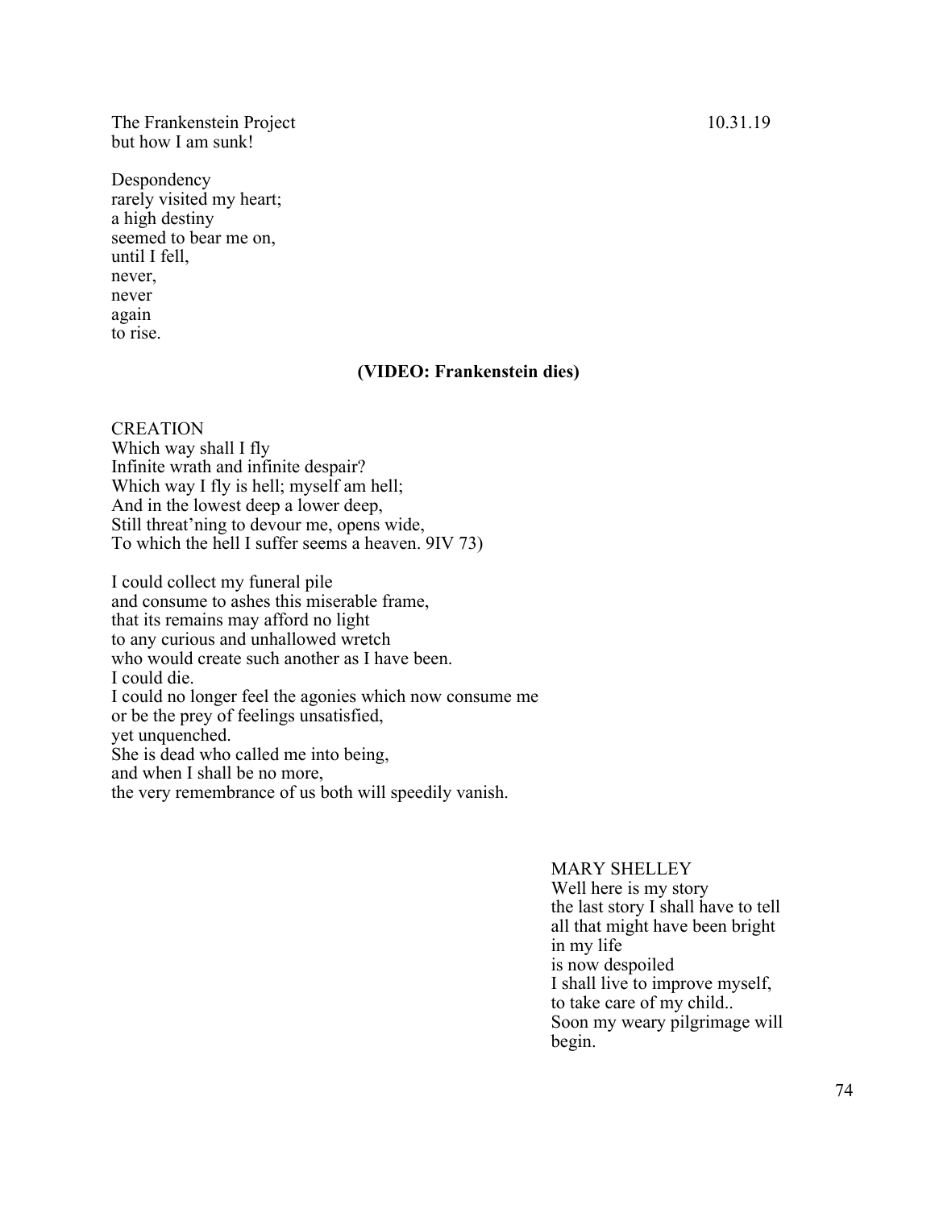but how I am sunk!

Despondency  
rarely visited my heart;  
a high destiny  
seemed to bear me on,  
until I fell,  
never,  
never  
again  
to rise.

**(VIDEO: Frankenstein dies)**

CREATION  
Which way shall I fly  
Infinite wrath and infinite despair?  
Which way I fly is hell; myself am hell;  
And in the lowest deep a lower deep,  
Still threat'ning to devour me, opens wide,  
To which the hell I suffer seems a heaven. 9IV 73)

I could collect my funeral pile  
and consume to ashes this miserable frame,  
that its remains may afford no light  
to any curious and unhallowed wretch  
who would create such another as I have been.  
I could die.  
I could no longer feel the agonies which now consume me  
or be the prey of feelings unsatisfied,  
yet unquenched.  
She is dead who called me into being,  
and when I shall be no more,  
the very remembrance of us both will speedily vanish.

MARY SHELLEY  
Well here is my story  
the last story I shall have to tell  
all that might have been bright  
in my life  
is now despoiled  
I shall live to improve myself,  
to take care of my child..  
Soon my weary pilgrimage will  
begin.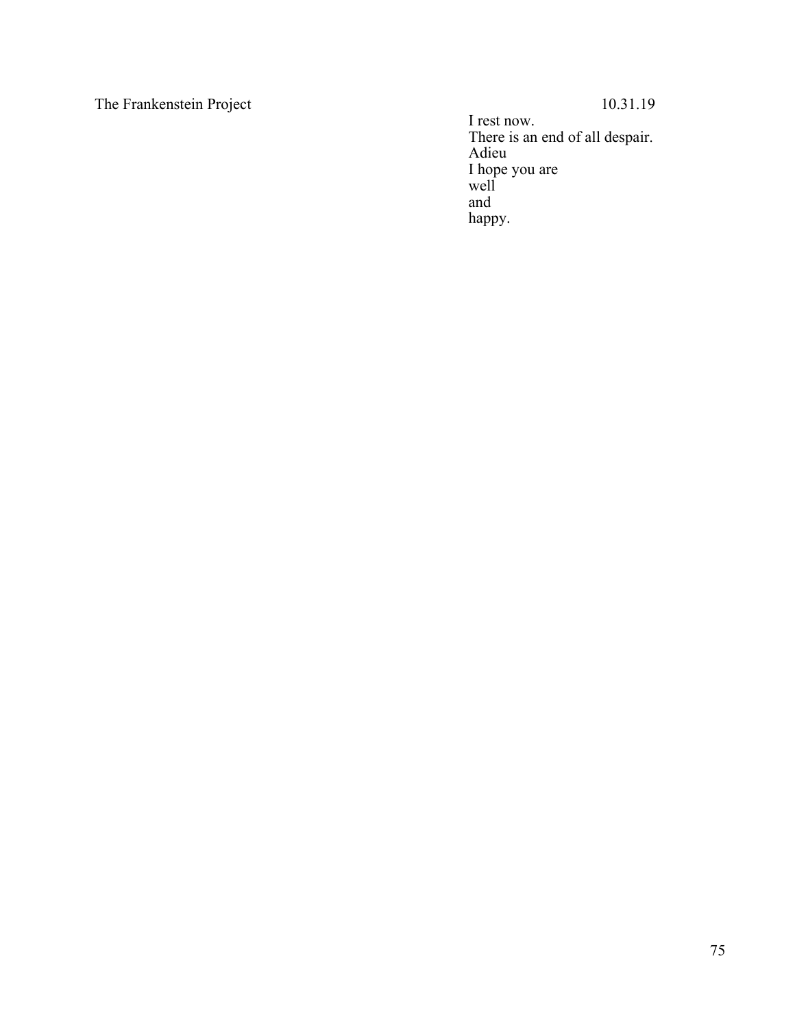10.31.19

I rest now.
There is an end of all despair.
Adieu
I hope you are
well
and
happy.